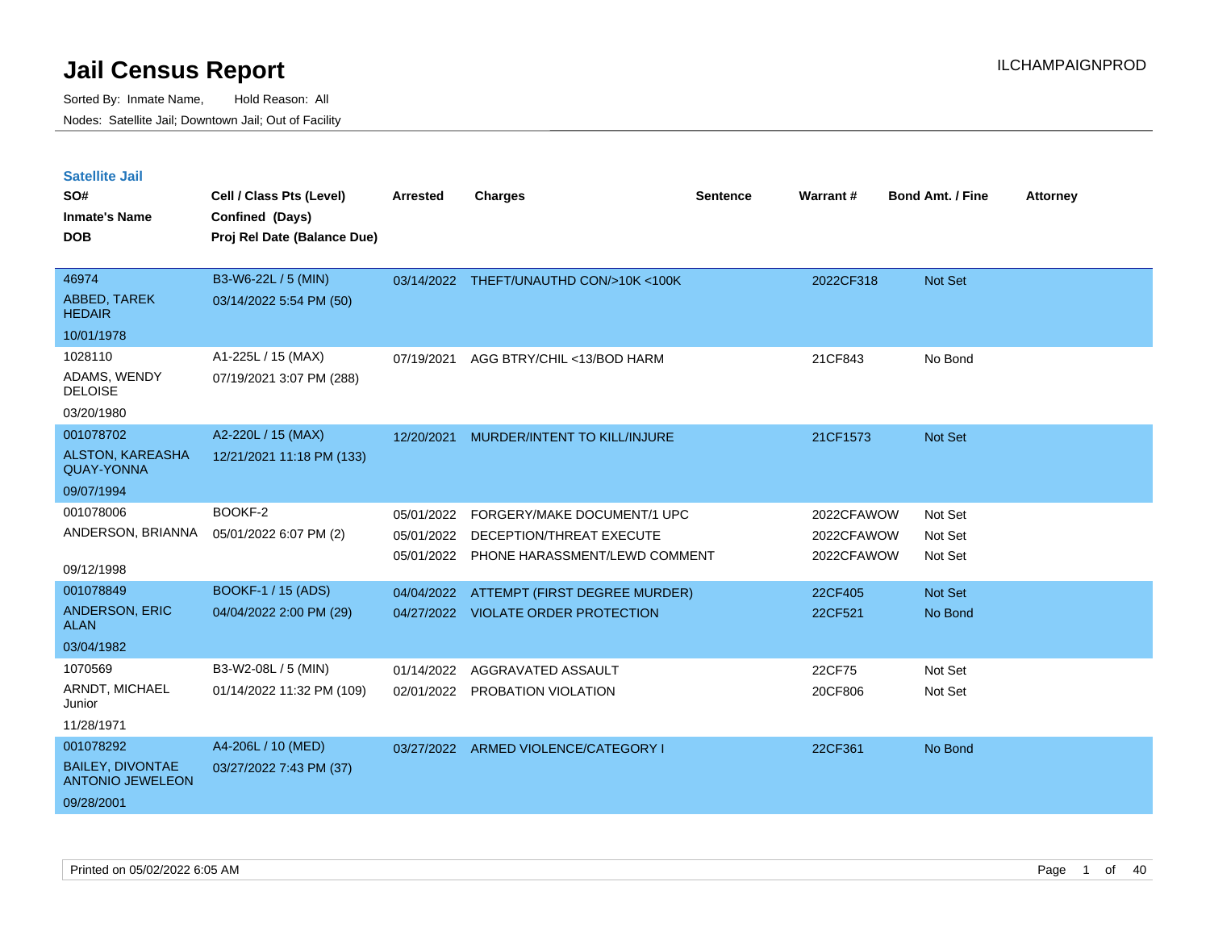# Jail Census Report

ILCHAMPAIGNPROD

Sorted By: Inmate Name, Hold Reason: All

Nodes: Satellite Jail; Downtown Jail; Out of Facility

## Satellite Jail

| SO#<br>Inmate's Name<br>DOB | Cell / Class Pts (Level)<br>Confined (Days)<br>Proj Rel Date (Balance Due) | Arrested | Charges | Sentence | Warrant # | Bond Amt. / Fine | Attorney |
|---|---|---|---|---|---|---|---|
| 46974<br>ABBED, TAREK HEDAIR<br>10/01/1978 | B3-W6-22L / 5 (MIN)<br>03/14/2022 5:54 PM (50) | 03/14/2022 | THEFT/UNAUTHD CON/>10K <100K | | 2022CF318 | Not Set | |
| 1028110<br>ADAMS, WENDY DELOISE<br>03/20/1980 | A1-225L / 15 (MAX)<br>07/19/2021 3:07 PM (288) | 07/19/2021 | AGG BTRY/CHIL <13/BOD HARM | | 21CF843 | No Bond | |
| 001078702<br>ALSTON, KAREASHA QUAY-YONNA<br>09/07/1994 | A2-220L / 15 (MAX)<br>12/21/2021 11:18 PM (133) | 12/20/2021 | MURDER/INTENT TO KILL/INJURE | | 21CF1573 | Not Set | |
| 001078006<br>ANDERSON, BRIANNA<br>09/12/1998 | BOOKF-2<br>05/01/2022 6:07 PM (2) | 05/01/2022 | FORGERY/MAKE DOCUMENT/1 UPC | | 2022CFAWOW | Not Set | |
| | | 05/01/2022 | DECEPTION/THREAT EXECUTE | | 2022CFAWOW | Not Set | |
| | | 05/01/2022 | PHONE HARASSMENT/LEWD COMMENT | | 2022CFAWOW | Not Set | |
| 001078849<br>ANDERSON, ERIC ALAN<br>03/04/1982 | BOOKF-1 / 15 (ADS)<br>04/04/2022 2:00 PM (29) | 04/04/2022 | ATTEMPT (FIRST DEGREE MURDER) | | 22CF405 | Not Set | |
| | | 04/27/2022 | VIOLATE ORDER PROTECTION | | 22CF521 | No Bond | |
| 1070569<br>ARNDT, MICHAEL Junior<br>11/28/1971 | B3-W2-08L / 5 (MIN)<br>01/14/2022 11:32 PM (109) | 01/14/2022 | AGGRAVATED ASSAULT | | 22CF75 | Not Set | |
| | | 02/01/2022 | PROBATION VIOLATION | | 20CF806 | Not Set | |
| 001078292<br>BAILEY, DIVONTAE ANTONIO JEWELEON<br>09/28/2001 | A4-206L / 10 (MED)<br>03/27/2022 7:43 PM (37) | 03/27/2022 | ARMED VIOLENCE/CATEGORY I | | 22CF361 | No Bond | |

Printed on 05/02/2022 6:05 AM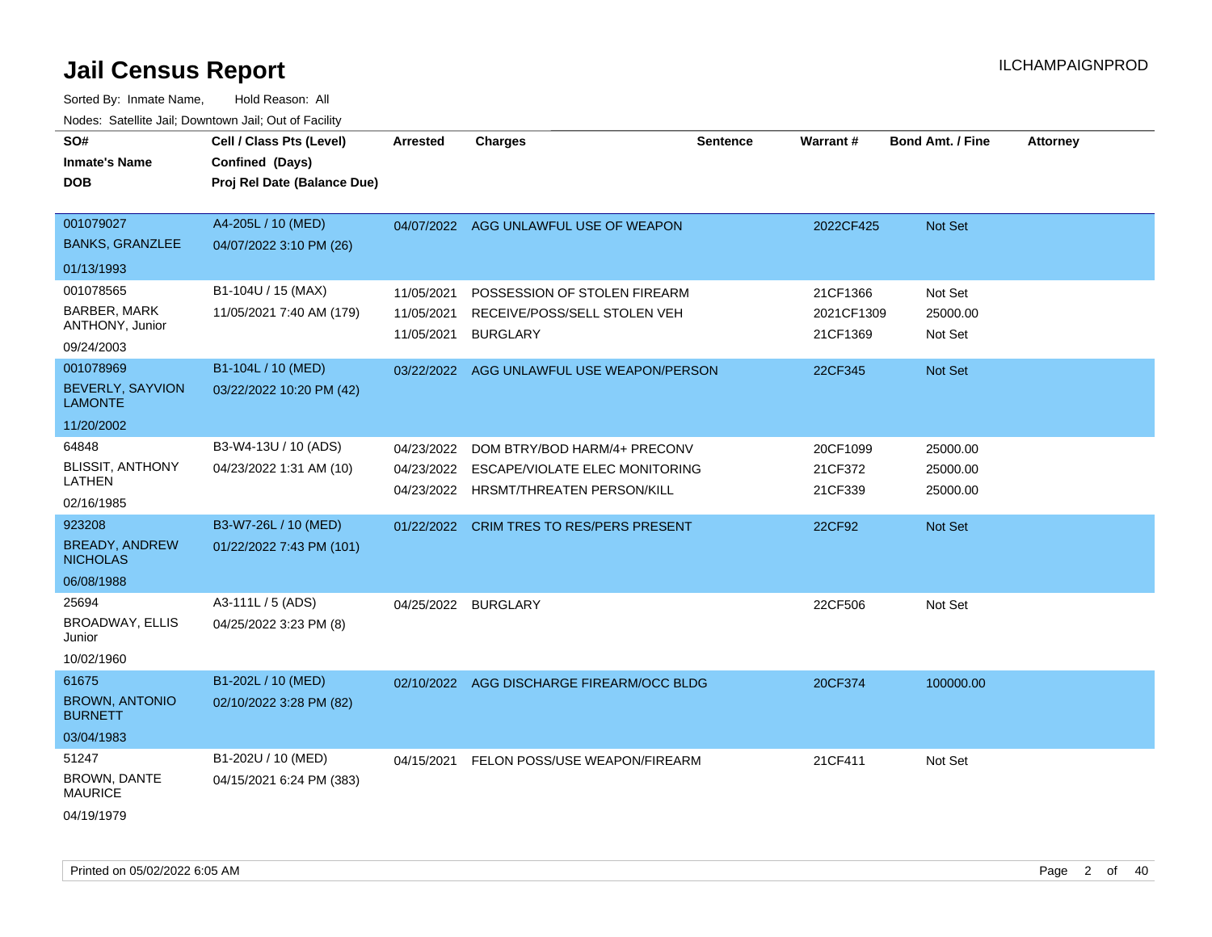# Jail Census Report

ILCHAMPAIGNPROD

Sorted By: Inmate Name, Hold Reason: All

Nodes: Satellite Jail; Downtown Jail; Out of Facility

| SO# / Inmate's Name / DOB | Cell / Class Pts (Level) / Confined (Days) / Proj Rel Date (Balance Due) | Arrested | Charges | Sentence | Warrant # | Bond Amt. / Fine | Attorney |
|---|---|---|---|---|---|---|---|
| 001079027<br>BANKS, GRANZLEE<br>01/13/1993 | A4-205L / 10 (MED)<br>04/07/2022 3:10 PM (26) | 04/07/2022 | AGG UNLAWFUL USE OF WEAPON | | 2022CF425 | Not Set | |
| 001078565<br>BARBER, MARK ANTHONY, Junior<br>09/24/2003 | B1-104U / 15 (MAX)<br>11/05/2021 7:40 AM (179) | 11/05/2021<br>11/05/2021<br>11/05/2021 | POSSESSION OF STOLEN FIREARM<br>RECEIVE/POSS/SELL STOLEN VEH<br>BURGLARY | | 21CF1366<br>2021CF1309<br>21CF1369 | Not Set<br>25000.00<br>Not Set | |
| 001078969<br>BEVERLY, SAYVION LAMONTE<br>11/20/2002 | B1-104L / 10 (MED)<br>03/22/2022 10:20 PM (42) | 03/22/2022 | AGG UNLAWFUL USE WEAPON/PERSON | | 22CF345 | Not Set | |
| 64848<br>BLISSIT, ANTHONY LATHEN<br>02/16/1985 | B3-W4-13U / 10 (ADS)<br>04/23/2022 1:31 AM (10) | 04/23/2022<br>04/23/2022<br>04/23/2022 | DOM BTRY/BOD HARM/4+ PRECONV<br>ESCAPE/VIOLATE ELEC MONITORING<br>HRSMT/THREATEN PERSON/KILL | | 20CF1099<br>21CF372<br>21CF339 | 25000.00<br>25000.00<br>25000.00 | |
| 923208<br>BREADY, ANDREW NICHOLAS<br>06/08/1988 | B3-W7-26L / 10 (MED)<br>01/22/2022 7:43 PM (101) | 01/22/2022 | CRIM TRES TO RES/PERS PRESENT | | 22CF92 | Not Set | |
| 25694<br>BROADWAY, ELLIS Junior<br>10/02/1960 | A3-111L / 5 (ADS)<br>04/25/2022 3:23 PM (8) | 04/25/2022 | BURGLARY | | 22CF506 | Not Set | |
| 61675<br>BROWN, ANTONIO BURNETT<br>03/04/1983 | B1-202L / 10 (MED)<br>02/10/2022 3:28 PM (82) | 02/10/2022 | AGG DISCHARGE FIREARM/OCC BLDG | | 20CF374 | 100000.00 | |
| 51247<br>BROWN, DANTE MAURICE<br>04/19/1979 | B1-202U / 10 (MED)<br>04/15/2021 6:24 PM (383) | 04/15/2021 | FELON POSS/USE WEAPON/FIREARM | | 21CF411 | Not Set | |

Printed on 05/02/2022 6:05 AM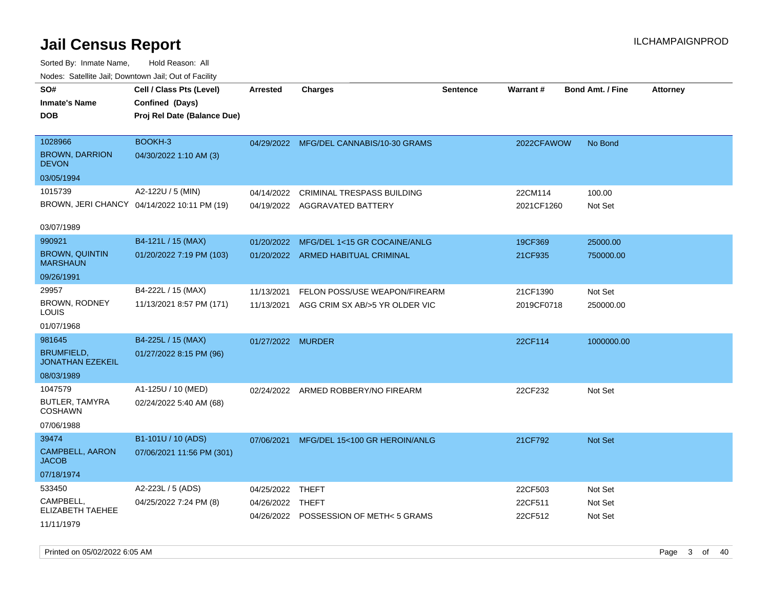# Jail Census Report

ILCHAMPAIGNPROD

Sorted By: Inmate Name, Hold Reason: All

Nodes: Satellite Jail; Downtown Jail; Out of Facility

| SO# / Inmate's Name / DOB | Cell / Class Pts (Level) / Confined (Days) / Proj Rel Date (Balance Due) | Arrested | Charges | Sentence | Warrant # | Bond Amt. / Fine | Attorney |
|---|---|---|---|---|---|---|---|
| 1028966<br>BROWN, DARRION DEVON<br>03/05/1994 | BOOKH-3<br>04/30/2022 1:10 AM (3) | 04/29/2022 | MFG/DEL CANNABIS/10-30 GRAMS | | 2022CFAWOW | No Bond | |
| 1015739<br>BROWN, JERI CHANCY<br>03/07/1989 | A2-122U / 5 (MIN)<br>04/14/2022 10:11 PM (19) | 04/14/2022 | CRIMINAL TRESPASS BUILDING | | 22CM114 | 100.00 | |
| | | 04/19/2022 | AGGRAVATED BATTERY | | 2021CF1260 | Not Set | |
| 990921<br>BROWN, QUINTIN MARSHAUN<br>09/26/1991 | B4-121L / 15 (MAX)<br>01/20/2022 7:19 PM (103) | 01/20/2022 | MFG/DEL 1<15 GR COCAINE/ANLG | | 19CF369 | 25000.00 | |
| | | 01/20/2022 | ARMED HABITUAL CRIMINAL | | 21CF935 | 750000.00 | |
| 29957<br>BROWN, RODNEY LOUIS<br>01/07/1968 | B4-222L / 15 (MAX)<br>11/13/2021 8:57 PM (171) | 11/13/2021 | FELON POSS/USE WEAPON/FIREARM | | 21CF1390 | Not Set | |
| | | 11/13/2021 | AGG CRIM SX AB/>5 YR OLDER VIC | | 2019CF0718 | 250000.00 | |
| 981645<br>BRUMFIELD, JONATHAN EZEKEIL<br>08/03/1989 | B4-225L / 15 (MAX)<br>01/27/2022 8:15 PM (96) | 01/27/2022 | MURDER | | 22CF114 | 1000000.00 | |
| 1047579<br>BUTLER, TAMYRA COSHAWN<br>07/06/1988 | A1-125U / 10 (MED)<br>02/24/2022 5:40 AM (68) | 02/24/2022 | ARMED ROBBERY/NO FIREARM | | 22CF232 | Not Set | |
| 39474<br>CAMPBELL, AARON JACOB<br>07/18/1974 | B1-101U / 10 (ADS)<br>07/06/2021 11:56 PM (301) | 07/06/2021 | MFG/DEL 15<100 GR HEROIN/ANLG | | 21CF792 | Not Set | |
| 533450<br>CAMPBELL, ELIZABETH TAEHEE<br>11/11/1979 | A2-223L / 5 (ADS)<br>04/25/2022 7:24 PM (8) | 04/25/2022 | THEFT | | 22CF503 | Not Set | |
| | | 04/26/2022 | THEFT | | 22CF511 | Not Set | |
| | | 04/26/2022 | POSSESSION OF METH< 5 GRAMS | | 22CF512 | Not Set | |

Printed on 05/02/2022 6:05 AM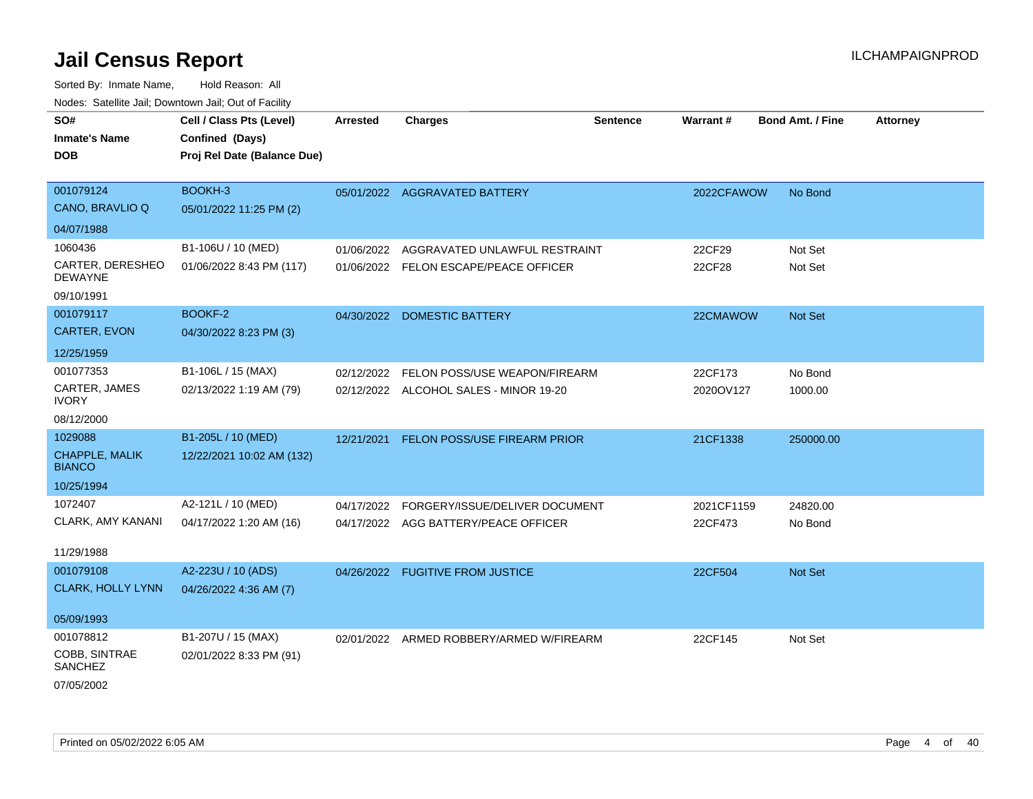# Jail Census Report

ILCHAMPAIGNPROD

Sorted By: Inmate Name, Hold Reason: All

Nodes: Satellite Jail; Downtown Jail; Out of Facility

| SO# / Inmate's Name / DOB | Cell / Class Pts (Level) / Confined (Days) / Proj Rel Date (Balance Due) | Arrested | Charges | Sentence | Warrant # | Bond Amt. / Fine | Attorney |
|---|---|---|---|---|---|---|---|
| 001079124<br>CANO, BRAVLIO Q<br>04/07/1988 | BOOKH-3<br>05/01/2022 11:25 PM (2) | 05/01/2022 | AGGRAVATED BATTERY | | 2022CFAWOW | No Bond | |
| 1060436<br>CARTER, DERESHEO DEWAYNE<br>09/10/1991 | B1-106U / 10 (MED)<br>01/06/2022 8:43 PM (117) | 01/06/2022 | AGGRAVATED UNLAWFUL RESTRAINT | | 22CF29 | Not Set | |
| | | 01/06/2022 | FELON ESCAPE/PEACE OFFICER | | 22CF28 | Not Set | |
| 001079117<br>CARTER, EVON<br>12/25/1959 | BOOKF-2<br>04/30/2022 8:23 PM (3) | 04/30/2022 | DOMESTIC BATTERY | | 22CMAWOW | Not Set | |
| 001077353<br>CARTER, JAMES IVORY<br>08/12/2000 | B1-106L / 15 (MAX)<br>02/13/2022 1:19 AM (79) | 02/12/2022 | FELON POSS/USE WEAPON/FIREARM | | 22CF173 | No Bond | |
| | | 02/12/2022 | ALCOHOL SALES - MINOR 19-20 | | 2020OV127 | 1000.00 | |
| 1029088<br>CHAPPLE, MALIK BIANCO<br>10/25/1994 | B1-205L / 10 (MED)<br>12/22/2021 10:02 AM (132) | 12/21/2021 | FELON POSS/USE FIREARM PRIOR | | 21CF1338 | 250000.00 | |
| 1072407<br>CLARK, AMY KANANI<br>11/29/1988 | A2-121L / 10 (MED)<br>04/17/2022 1:20 AM (16) | 04/17/2022 | FORGERY/ISSUE/DELIVER DOCUMENT | | 2021CF1159 | 24820.00 | |
| | | 04/17/2022 | AGG BATTERY/PEACE OFFICER | | 22CF473 | No Bond | |
| 001079108<br>CLARK, HOLLY LYNN<br>05/09/1993 | A2-223U / 10 (ADS)<br>04/26/2022 4:36 AM (7) | 04/26/2022 | FUGITIVE FROM JUSTICE | | 22CF504 | Not Set | |
| 001078812<br>COBB, SINTRAE SANCHEZ<br>07/05/2002 | B1-207U / 15 (MAX)<br>02/01/2022 8:33 PM (91) | 02/01/2022 | ARMED ROBBERY/ARMED W/FIREARM | | 22CF145 | Not Set | |

Printed on 05/02/2022 6:05 AM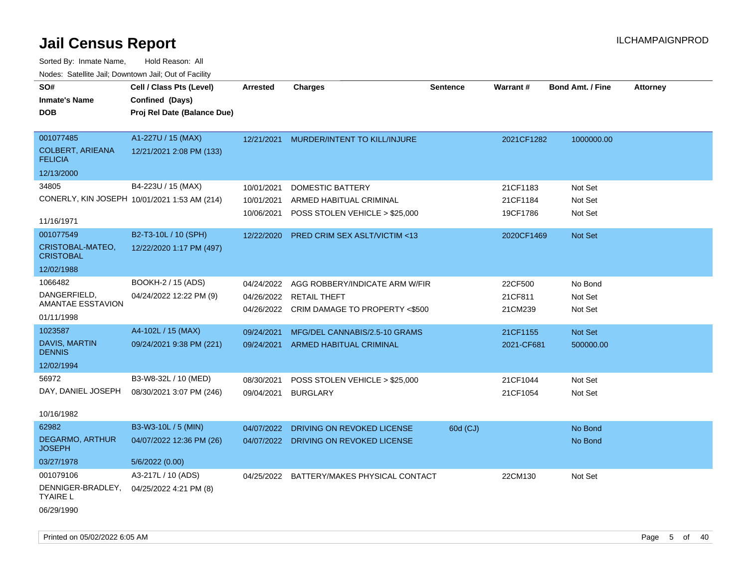# Jail Census Report

ILCHAMPAIGNPROD

Sorted By: Inmate Name, Hold Reason: All

Nodes: Satellite Jail; Downtown Jail; Out of Facility

| SO# / Inmate's Name / DOB | Cell / Class Pts (Level) / Confined (Days) / Proj Rel Date (Balance Due) | Arrested | Charges | Sentence | Warrant # | Bond Amt. / Fine | Attorney |
|---|---|---|---|---|---|---|---|
| 001077485 COLBERT, ARIEANA FELICIA 12/13/2000 | A1-227U / 15 (MAX) 12/21/2021 2:08 PM (133) | 12/21/2021 | MURDER/INTENT TO KILL/INJURE | | 2021CF1282 | 1000000.00 | |
| 34805 CONERLY, KIN JOSEPH 11/16/1971 | B4-223U / 15 (MAX) 10/01/2021 1:53 AM (214) | 10/01/2021 | DOMESTIC BATTERY | | 21CF1183 | Not Set | |
| | | 10/01/2021 | ARMED HABITUAL CRIMINAL | | 21CF1184 | Not Set | |
| | | 10/06/2021 | POSS STOLEN VEHICLE > $25,000 | | 19CF1786 | Not Set | |
| 001077549 CRISTOBAL-MATEO, CRISTOBAL 12/02/1988 | B2-T3-10L / 10 (SPH) 12/22/2020 1:17 PM (497) | 12/22/2020 | PRED CRIM SEX ASLT/VICTIM <13 | | 2020CF1469 | Not Set | |
| 1066482 DANGERFIELD, AMANTAE ESSTAVION 01/11/1998 | BOOKH-2 / 15 (ADS) 04/24/2022 12:22 PM (9) | 04/24/2022 | AGG ROBBERY/INDICATE ARM W/FIR | | 22CF500 | No Bond | |
| | | 04/26/2022 | RETAIL THEFT | | 21CF811 | Not Set | |
| | | 04/26/2022 | CRIM DAMAGE TO PROPERTY <$500 | | 21CM239 | Not Set | |
| 1023587 DAVIS, MARTIN DENNIS 12/02/1994 | A4-102L / 15 (MAX) 09/24/2021 9:38 PM (221) | 09/24/2021 | MFG/DEL CANNABIS/2.5-10 GRAMS | | 21CF1155 | Not Set | |
| | | 09/24/2021 | ARMED HABITUAL CRIMINAL | | 2021-CF681 | 500000.00 | |
| 56972 DAY, DANIEL JOSEPH 10/16/1982 | B3-W8-32L / 10 (MED) 08/30/2021 3:07 PM (246) | 08/30/2021 | POSS STOLEN VEHICLE > $25,000 | | 21CF1044 | Not Set | |
| | | 09/04/2021 | BURGLARY | | 21CF1054 | Not Set | |
| 62982 DEGARMO, ARTHUR JOSEPH 03/27/1978 | B3-W3-10L / 5 (MIN) 04/07/2022 12:36 PM (26) 5/6/2022 (0.00) | 04/07/2022 | DRIVING ON REVOKED LICENSE | 60d (CJ) | | No Bond | |
| | | 04/07/2022 | DRIVING ON REVOKED LICENSE | | | No Bond | |
| 001079106 DENNIGER-BRADLEY, TYAIRE L 06/29/1990 | A3-217L / 10 (ADS) 04/25/2022 4:21 PM (8) | 04/25/2022 | BATTERY/MAKES PHYSICAL CONTACT | | 22CM130 | Not Set | |

Printed on 05/02/2022 6:05 AM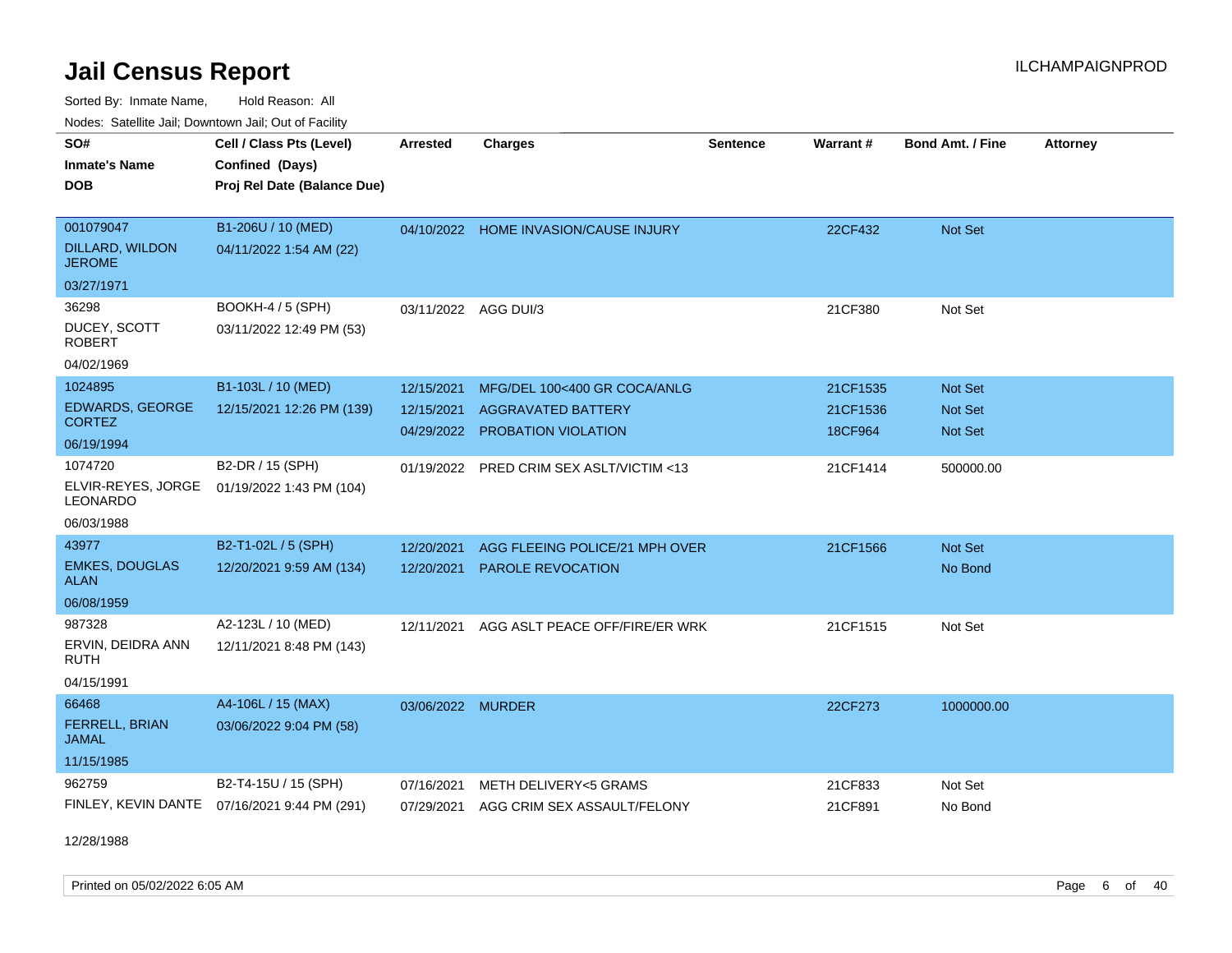# Jail Census Report

ILCHAMPAIGNPROD

Sorted By: Inmate Name, Hold Reason: All

Nodes: Satellite Jail; Downtown Jail; Out of Facility

| SO#<br>Inmate's Name<br>DOB | Cell / Class Pts (Level)<br>Confined (Days)<br>Proj Rel Date (Balance Due) | Arrested | Charges | Sentence | Warrant # | Bond Amt. / Fine | Attorney |
|---|---|---|---|---|---|---|---|
| 001079047<br>DILLARD, WILDON JEROME<br>03/27/1971 | B1-206U / 10 (MED)<br>04/11/2022 1:54 AM (22) | 04/10/2022 | HOME INVASION/CAUSE INJURY | | 22CF432 | Not Set | |
| 36298<br>DUCEY, SCOTT ROBERT<br>04/02/1969 | BOOKH-4 / 5 (SPH)<br>03/11/2022 12:49 PM (53) | 03/11/2022 | AGG DUI/3 | | 21CF380 | Not Set | |
| 1024895<br>EDWARDS, GEORGE CORTEZ<br>06/19/1994 | B1-103L / 10 (MED)<br>12/15/2021 12:26 PM (139) | 12/15/2021<br>12/15/2021<br>04/29/2022 | MFG/DEL 100<400 GR COCA/ANLG<br>AGGRAVATED BATTERY<br>PROBATION VIOLATION | | 21CF1535<br>21CF1536<br>18CF964 | Not Set<br>Not Set<br>Not Set | |
| 1074720<br>ELVIR-REYES, JORGE LEONARDO<br>06/03/1988 | B2-DR / 15 (SPH)<br>01/19/2022 1:43 PM (104) | 01/19/2022 | PRED CRIM SEX ASLT/VICTIM <13 | | 21CF1414 | 500000.00 | |
| 43977<br>EMKES, DOUGLAS ALAN<br>06/08/1959 | B2-T1-02L / 5 (SPH)<br>12/20/2021 9:59 AM (134) | 12/20/2021<br>12/20/2021 | AGG FLEEING POLICE/21 MPH OVER<br>PAROLE REVOCATION | | 21CF1566 | Not Set<br>No Bond | |
| 987328<br>ERVIN, DEIDRA ANN RUTH<br>04/15/1991 | A2-123L / 10 (MED)<br>12/11/2021 8:48 PM (143) | 12/11/2021 | AGG ASLT PEACE OFF/FIRE/ER WRK | | 21CF1515 | Not Set | |
| 66468<br>FERRELL, BRIAN JAMAL<br>11/15/1985 | A4-106L / 15 (MAX)<br>03/06/2022 9:04 PM (58) | 03/06/2022 | MURDER | | 22CF273 | 1000000.00 | |
| 962759<br>FINLEY, KEVIN DANTE<br>12/28/1988 | B2-T4-15U / 15 (SPH)<br>07/16/2021 9:44 PM (291) | 07/16/2021<br>07/29/2021 | METH DELIVERY<5 GRAMS<br>AGG CRIM SEX ASSAULT/FELONY | | 21CF833<br>21CF891 | Not Set<br>No Bond | |

Printed on 05/02/2022 6:05 AM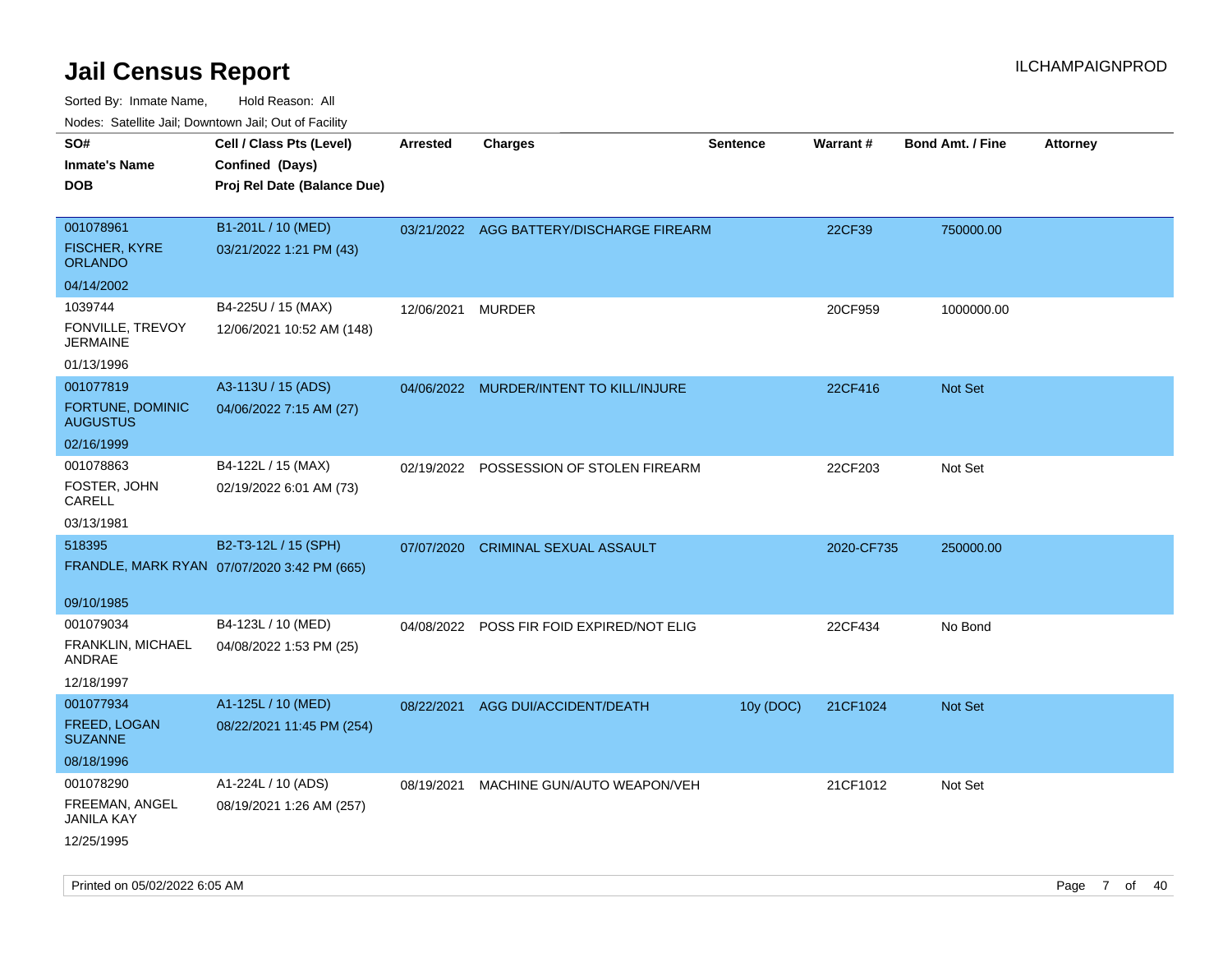# Jail Census Report

ILCHAMPAIGNPROD

Sorted By: Inmate Name, Hold Reason: All

Nodes: Satellite Jail; Downtown Jail; Out of Facility

| SO# / Inmate's Name / DOB | Cell / Class Pts (Level) / Confined (Days) / Proj Rel Date (Balance Due) | Arrested | Charges | Sentence | Warrant # | Bond Amt. / Fine | Attorney |
|---|---|---|---|---|---|---|---|
| 001078961 FISCHER, KYRE ORLANDO 04/14/2002 | B1-201L / 10 (MED) 03/21/2022 1:21 PM (43) | 03/21/2022 | AGG BATTERY/DISCHARGE FIREARM | | 22CF39 | 750000.00 | |
| 1039744 FONVILLE, TREVOY JERMAINE 01/13/1996 | B4-225U / 15 (MAX) 12/06/2021 10:52 AM (148) | 12/06/2021 | MURDER | | 20CF959 | 1000000.00 | |
| 001077819 FORTUNE, DOMINIC AUGUSTUS 02/16/1999 | A3-113U / 15 (ADS) 04/06/2022 7:15 AM (27) | 04/06/2022 | MURDER/INTENT TO KILL/INJURE | | 22CF416 | Not Set | |
| 001078863 FOSTER, JOHN CARELL 03/13/1981 | B4-122L / 15 (MAX) 02/19/2022 6:01 AM (73) | 02/19/2022 | POSSESSION OF STOLEN FIREARM | | 22CF203 | Not Set | |
| 518395 FRANDLE, MARK RYAN 09/10/1985 | B2-T3-12L / 15 (SPH) 07/07/2020 3:42 PM (665) | 07/07/2020 | CRIMINAL SEXUAL ASSAULT | | 2020-CF735 | 250000.00 | |
| 001079034 FRANKLIN, MICHAEL ANDRAE 12/18/1997 | B4-123L / 10 (MED) 04/08/2022 1:53 PM (25) | 04/08/2022 | POSS FIR FOID EXPIRED/NOT ELIG | | 22CF434 | No Bond | |
| 001077934 FREED, LOGAN SUZANNE 08/18/1996 | A1-125L / 10 (MED) 08/22/2021 11:45 PM (254) | 08/22/2021 | AGG DUI/ACCIDENT/DEATH | 10y (DOC) | 21CF1024 | Not Set | |
| 001078290 FREEMAN, ANGEL JANILA KAY 12/25/1995 | A1-224L / 10 (ADS) 08/19/2021 1:26 AM (257) | 08/19/2021 | MACHINE GUN/AUTO WEAPON/VEH | | 21CF1012 | Not Set | |

Printed on 05/02/2022 6:05 AM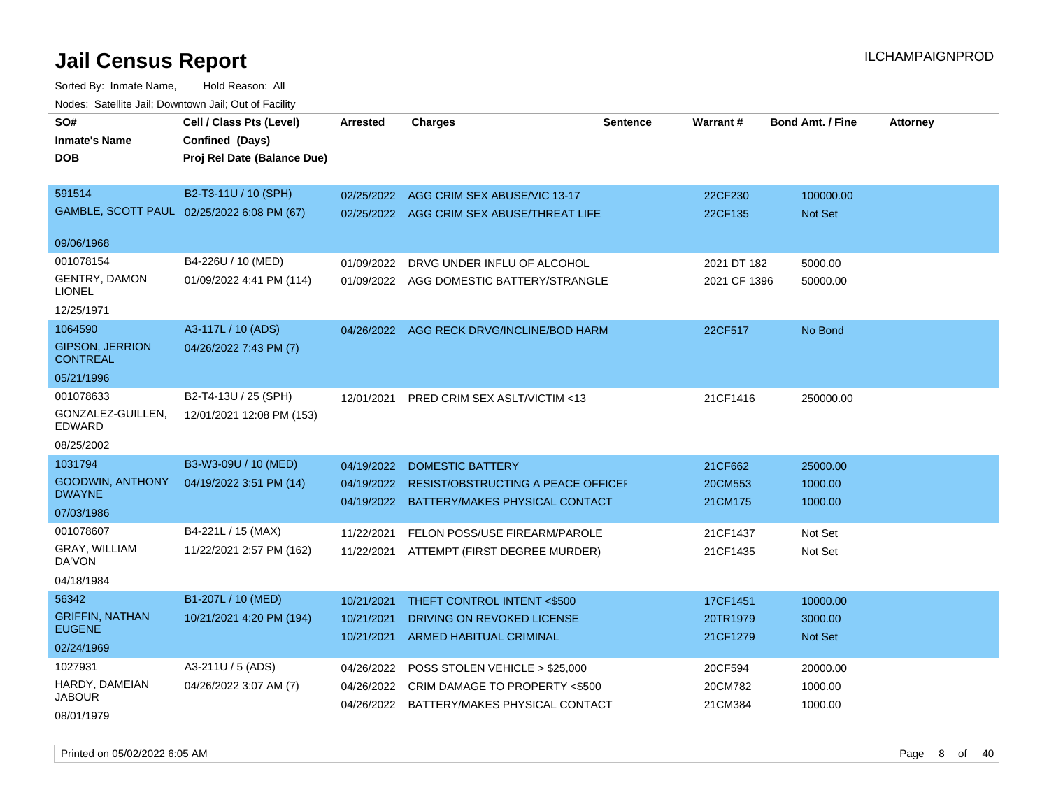# Jail Census Report

ILCHAMPAIGNPROD

Sorted By: Inmate Name, Hold Reason: All

Nodes: Satellite Jail; Downtown Jail; Out of Facility

| SO# / Inmate's Name / DOB | Cell / Class Pts (Level) / Confined (Days) / Proj Rel Date (Balance Due) | Arrested | Charges | Sentence | Warrant # | Bond Amt. / Fine | Attorney |
|---|---|---|---|---|---|---|---|
| 591514<br>GAMBLE, SCOTT PAUL<br>09/06/1968 | B2-T3-11U / 10 (SPH)<br>02/25/2022 6:08 PM (67) | 02/25/2022<br>02/25/2022 | AGG CRIM SEX ABUSE/VIC 13-17<br>AGG CRIM SEX ABUSE/THREAT LIFE | | 22CF230<br>22CF135 | 100000.00<br>Not Set | |
| 001078154<br>GENTRY, DAMON LIONEL<br>12/25/1971 | B4-226U / 10 (MED)<br>01/09/2022 4:41 PM (114) | 01/09/2022<br>01/09/2022 | DRVG UNDER INFLU OF ALCOHOL<br>AGG DOMESTIC BATTERY/STRANGLE | | 2021 DT 182<br>2021 CF 1396 | 5000.00<br>50000.00 | |
| 1064590<br>GIPSON, JERRION CONTREAL<br>05/21/1996 | A3-117L / 10 (ADS)<br>04/26/2022 7:43 PM (7) | 04/26/2022 | AGG RECK DRVG/INCLINE/BOD HARM | | 22CF517 | No Bond | |
| 001078633<br>GONZALEZ-GUILLEN, EDWARD<br>08/25/2002 | B2-T4-13U / 25 (SPH)<br>12/01/2021 12:08 PM (153) | 12/01/2021 | PRED CRIM SEX ASLT/VICTIM <13 | | 21CF1416 | 250000.00 | |
| 1031794<br>GOODWIN, ANTHONY DWAYNE<br>07/03/1986 | B3-W3-09U / 10 (MED)<br>04/19/2022 3:51 PM (14) | 04/19/2022<br>04/19/2022<br>04/19/2022 | DOMESTIC BATTERY<br>RESIST/OBSTRUCTING A PEACE OFFICEI<br>BATTERY/MAKES PHYSICAL CONTACT | | 21CF662<br>20CM553<br>21CM175 | 25000.00<br>1000.00<br>1000.00 | |
| 001078607<br>GRAY, WILLIAM DA'VON<br>04/18/1984 | B4-221L / 15 (MAX)<br>11/22/2021 2:57 PM (162) | 11/22/2021<br>11/22/2021 | FELON POSS/USE FIREARM/PAROLE<br>ATTEMPT (FIRST DEGREE MURDER) | | 21CF1437<br>21CF1435 | Not Set<br>Not Set | |
| 56342<br>GRIFFIN, NATHAN EUGENE<br>02/24/1969 | B1-207L / 10 (MED)<br>10/21/2021 4:20 PM (194) | 10/21/2021<br>10/21/2021<br>10/21/2021 | THEFT CONTROL INTENT <$500<br>DRIVING ON REVOKED LICENSE<br>ARMED HABITUAL CRIMINAL | | 17CF1451<br>20TR1979<br>21CF1279 | 10000.00<br>3000.00<br>Not Set | |
| 1027931<br>HARDY, DAMEIAN JABOUR<br>08/01/1979 | A3-211U / 5 (ADS)<br>04/26/2022 3:07 AM (7) | 04/26/2022<br>04/26/2022<br>04/26/2022 | POSS STOLEN VEHICLE > $25,000<br>CRIM DAMAGE TO PROPERTY <$500<br>BATTERY/MAKES PHYSICAL CONTACT | | 20CF594<br>20CM782<br>21CM384 | 20000.00<br>1000.00<br>1000.00 | |

Printed on 05/02/2022 6:05 AM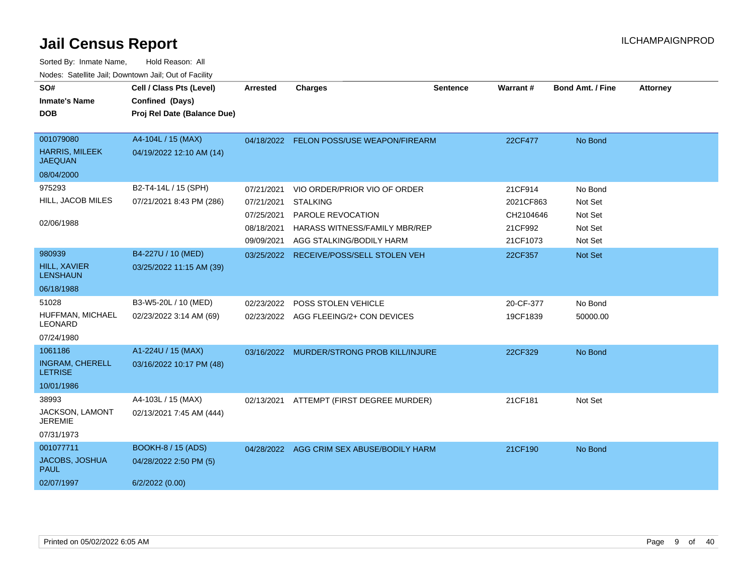# Jail Census Report

ILCHAMPAIGNPROD

Sorted By: Inmate Name, Hold Reason: All

Nodes: Satellite Jail; Downtown Jail; Out of Facility

| SO# / Inmate's Name / DOB | Cell / Class Pts (Level) / Confined (Days) / Proj Rel Date (Balance Due) | Arrested | Charges | Sentence | Warrant # | Bond Amt. / Fine | Attorney |
|---|---|---|---|---|---|---|---|
| 001079080<br>HARRIS, MILEEK JAEQUAN<br>08/04/2000 | A4-104L / 15 (MAX)<br>04/19/2022 12:10 AM (14) | 04/18/2022 | FELON POSS/USE WEAPON/FIREARM | | 22CF477 | No Bond | |
| 975293<br>HILL, JACOB MILES<br>02/06/1988 | B2-T4-14L / 15 (SPH)<br>07/21/2021 8:43 PM (286) | 07/21/2021 | VIO ORDER/PRIOR VIO OF ORDER | | 21CF914 | No Bond | |
| | | 07/21/2021 | STALKING | | 2021CF863 | Not Set | |
| | | 07/25/2021 | PAROLE REVOCATION | | CH2104646 | Not Set | |
| | | 08/18/2021 | HARASS WITNESS/FAMILY MBR/REP | | 21CF992 | Not Set | |
| | | 09/09/2021 | AGG STALKING/BODILY HARM | | 21CF1073 | Not Set | |
| 980939<br>HILL, XAVIER LENSHAUN<br>06/18/1988 | B4-227U / 10 (MED)<br>03/25/2022 11:15 AM (39) | 03/25/2022 | RECEIVE/POSS/SELL STOLEN VEH | | 22CF357 | Not Set | |
| 51028<br>HUFFMAN, MICHAEL LEONARD<br>07/24/1980 | B3-W5-20L / 10 (MED)<br>02/23/2022 3:14 AM (69) | 02/23/2022 | POSS STOLEN VEHICLE | | 20-CF-377 | No Bond | |
| | | 02/23/2022 | AGG FLEEING/2+ CON DEVICES | | 19CF1839 | 50000.00 | |
| 1061186<br>INGRAM, CHERELL LETRISE<br>10/01/1986 | A1-224U / 15 (MAX)<br>03/16/2022 10:17 PM (48) | 03/16/2022 | MURDER/STRONG PROB KILL/INJURE | | 22CF329 | No Bond | |
| 38993<br>JACKSON, LAMONT JEREMIE<br>07/31/1973 | A4-103L / 15 (MAX)<br>02/13/2021 7:45 AM (444) | 02/13/2021 | ATTEMPT (FIRST DEGREE MURDER) | | 21CF181 | Not Set | |
| 001077711<br>JACOBS, JOSHUA PAUL<br>02/07/1997 | BOOKH-8 / 15 (ADS)<br>04/28/2022 2:50 PM (5)<br>6/2/2022 (0.00) | 04/28/2022 | AGG CRIM SEX ABUSE/BODILY HARM | | 21CF190 | No Bond | |

Printed on 05/02/2022 6:05 AM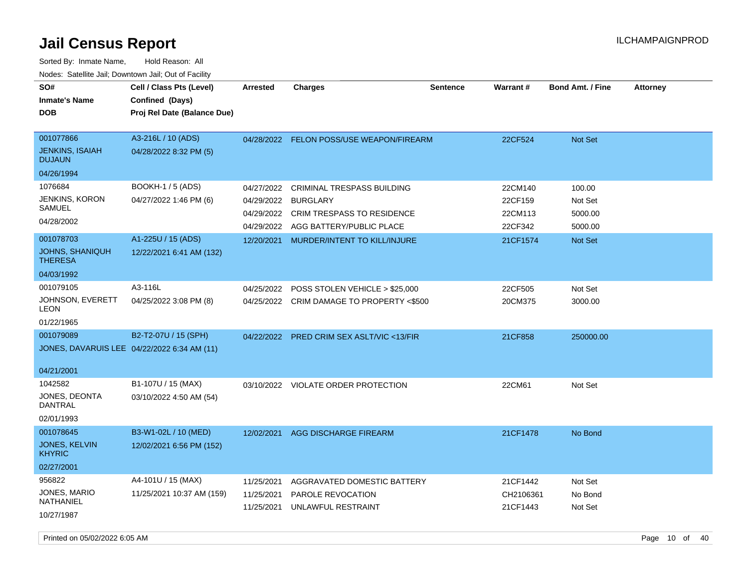# Jail Census Report

ILCHAMPAIGNPROD

Sorted By: Inmate Name, Hold Reason: All

Nodes: Satellite Jail; Downtown Jail; Out of Facility

| SO# / Inmate's Name / DOB | Cell / Class Pts (Level) / Confined (Days) / Proj Rel Date (Balance Due) | Arrested | Charges | Sentence | Warrant # | Bond Amt. / Fine | Attorney |
|---|---|---|---|---|---|---|---|
| 001077866<br>JENKINS, ISAIAH DUJAUN<br>04/26/1994 | A3-216L / 10 (ADS)<br>04/28/2022 8:32 PM (5) | 04/28/2022 | FELON POSS/USE WEAPON/FIREARM | | 22CF524 | Not Set | |
| 1076684<br>JENKINS, KORON SAMUEL<br>04/28/2002 | BOOKH-1 / 5 (ADS)<br>04/27/2022 1:46 PM (6) | 04/27/2022 | CRIMINAL TRESPASS BUILDING | | 22CM140 | 100.00 | |
| | | 04/29/2022 | BURGLARY | | 22CF159 | Not Set | |
| | | 04/29/2022 | CRIM TRESPASS TO RESIDENCE | | 22CM113 | 5000.00 | |
| | | 04/29/2022 | AGG BATTERY/PUBLIC PLACE | | 22CF342 | 5000.00 | |
| 001078703<br>JOHNS, SHANIQUH THERESA<br>04/03/1992 | A1-225U / 15 (ADS)<br>12/22/2021 6:41 AM (132) | 12/20/2021 | MURDER/INTENT TO KILL/INJURE | | 21CF1574 | Not Set | |
| 001079105<br>JOHNSON, EVERETT LEON<br>01/22/1965 | A3-116L<br>04/25/2022 3:08 PM (8) | 04/25/2022 | POSS STOLEN VEHICLE > $25,000 | | 22CF505 | Not Set | |
| | | 04/25/2022 | CRIM DAMAGE TO PROPERTY <$500 | | 20CM375 | 3000.00 | |
| 001079089<br>JONES, DAVARUIS LEE<br>04/21/2001 | B2-T2-07U / 15 (SPH)<br>04/22/2022 6:34 AM (11) | 04/22/2022 | PRED CRIM SEX ASLT/VIC <13/FIR | | 21CF858 | 250000.00 | |
| 1042582<br>JONES, DEONTA DANTRAL<br>02/01/1993 | B1-107U / 15 (MAX)<br>03/10/2022 4:50 AM (54) | 03/10/2022 | VIOLATE ORDER PROTECTION | | 22CM61 | Not Set | |
| 001078645<br>JONES, KELVIN KHYRIC<br>02/27/2001 | B3-W1-02L / 10 (MED)<br>12/02/2021 6:56 PM (152) | 12/02/2021 | AGG DISCHARGE FIREARM | | 21CF1478 | No Bond | |
| 956822<br>JONES, MARIO NATHANIEL<br>10/27/1987 | A4-101U / 15 (MAX)<br>11/25/2021 10:37 AM (159) | 11/25/2021 | AGGRAVATED DOMESTIC BATTERY | | 21CF1442 | Not Set | |
| | | 11/25/2021 | PAROLE REVOCATION | | CH2106361 | No Bond | |
| | | 11/25/2021 | UNLAWFUL RESTRAINT | | 21CF1443 | Not Set | |

Printed on 05/02/2022 6:05 AM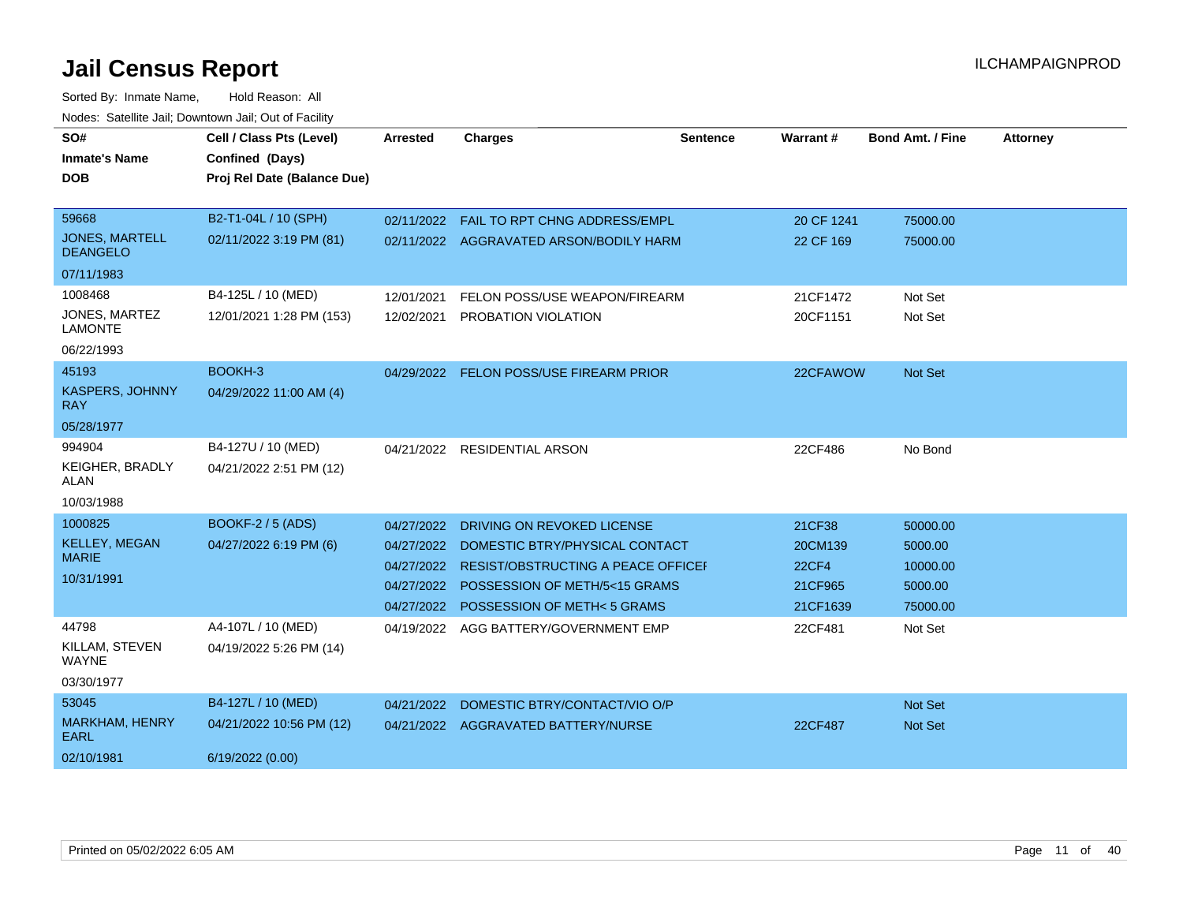# Jail Census Report

ILCHAMPAIGNPROD

Sorted By: Inmate Name, Hold Reason: All

Nodes: Satellite Jail; Downtown Jail; Out of Facility

| SO# / Inmate's Name / DOB | Cell / Class Pts (Level) / Confined (Days) / Proj Rel Date (Balance Due) | Arrested | Charges | Sentence | Warrant # | Bond Amt. / Fine | Attorney |
|---|---|---|---|---|---|---|---|
| 59668<br>JONES, MARTELL DEANGELO<br>07/11/1983 | B2-T1-04L / 10 (SPH)<br>02/11/2022 3:19 PM (81) | 02/11/2022 | FAIL TO RPT CHNG ADDRESS/EMPL | | 20 CF 1241 | 75000.00 | |
| | | 02/11/2022 | AGGRAVATED ARSON/BODILY HARM | | 22 CF 169 | 75000.00 | |
| 1008468<br>JONES, MARTEZ LAMONTE<br>06/22/1993 | B4-125L / 10 (MED)<br>12/01/2021 1:28 PM (153) | 12/01/2021 | FELON POSS/USE WEAPON/FIREARM | | 21CF1472 | Not Set | |
| | | 12/02/2021 | PROBATION VIOLATION | | 20CF1151 | Not Set | |
| 45193<br>KASPERS, JOHNNY RAY<br>05/28/1977 | BOOKH-3<br>04/29/2022 11:00 AM (4) | 04/29/2022 | FELON POSS/USE FIREARM PRIOR | | 22CFAWOW | Not Set | |
| 994904<br>KEIGHER, BRADLY ALAN<br>10/03/1988 | B4-127U / 10 (MED)<br>04/21/2022 2:51 PM (12) | 04/21/2022 | RESIDENTIAL ARSON | | 22CF486 | No Bond | |
| 1000825<br>KELLEY, MEGAN MARIE<br>10/31/1991 | BOOKF-2 / 5 (ADS)<br>04/27/2022 6:19 PM (6) | 04/27/2022 | DRIVING ON REVOKED LICENSE | | 21CF38 | 50000.00 | |
| | | 04/27/2022 | DOMESTIC BTRY/PHYSICAL CONTACT | | 20CM139 | 5000.00 | |
| | | 04/27/2022 | RESIST/OBSTRUCTING A PEACE OFFICEI | | 22CF4 | 10000.00 | |
| | | 04/27/2022 | POSSESSION OF METH/5<15 GRAMS | | 21CF965 | 5000.00 | |
| | | 04/27/2022 | POSSESSION OF METH< 5 GRAMS | | 21CF1639 | 75000.00 | |
| 44798<br>KILLAM, STEVEN WAYNE<br>03/30/1977 | A4-107L / 10 (MED)<br>04/19/2022 5:26 PM (14) | 04/19/2022 | AGG BATTERY/GOVERNMENT EMP | | 22CF481 | Not Set | |
| 53045<br>MARKHAM, HENRY EARL<br>02/10/1981 | B4-127L / 10 (MED)<br>04/21/2022 10:56 PM (12)<br>6/19/2022 (0.00) | 04/21/2022 | DOMESTIC BTRY/CONTACT/VIO O/P | | | Not Set | |
| | | 04/21/2022 | AGGRAVATED BATTERY/NURSE | | 22CF487 | Not Set | |

Printed on 05/02/2022 6:05 AM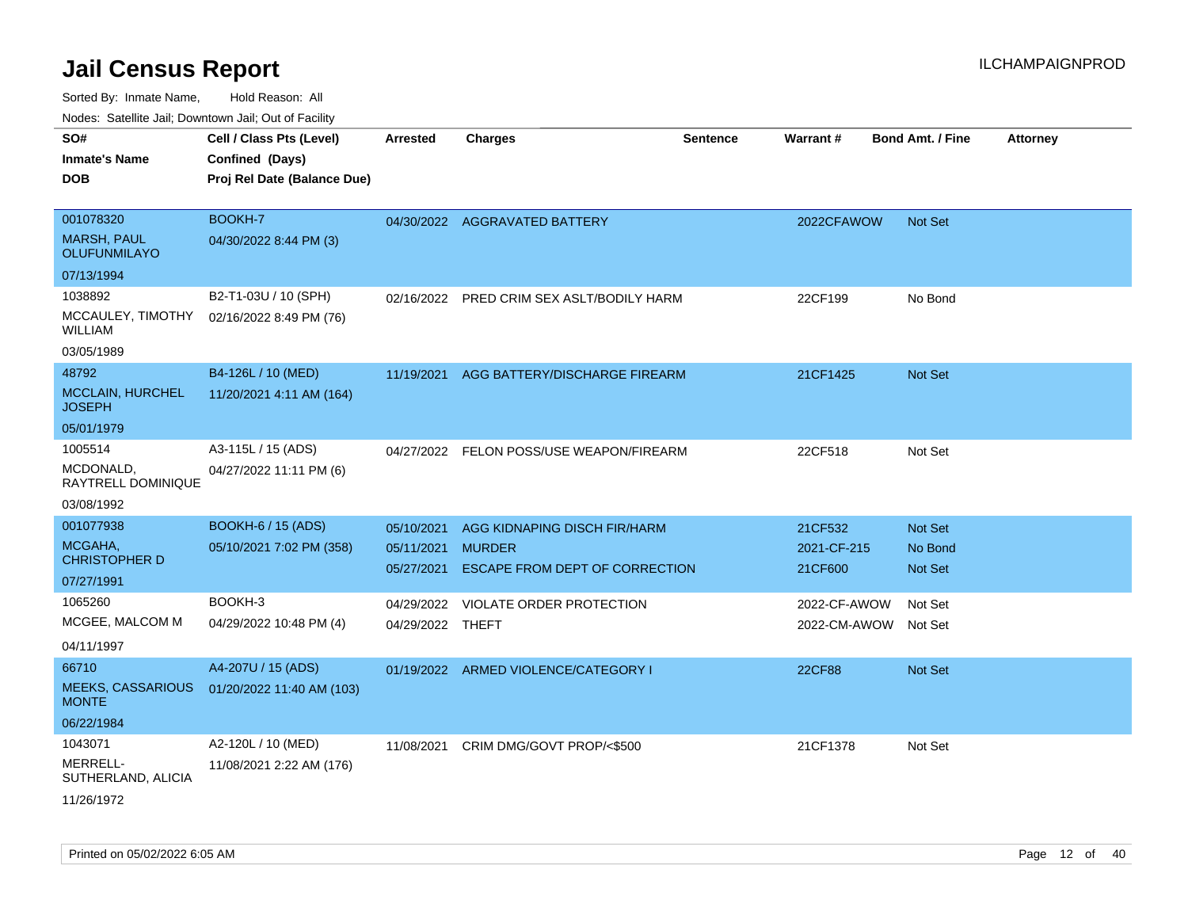# Jail Census Report

ILCHAMPAIGNPROD

Sorted By: Inmate Name, Hold Reason: All

Nodes: Satellite Jail; Downtown Jail; Out of Facility

| SO# / Inmate's Name / DOB | Cell / Class Pts (Level) / Confined (Days) / Proj Rel Date (Balance Due) | Arrested | Charges | Sentence | Warrant # | Bond Amt. / Fine | Attorney |
|---|---|---|---|---|---|---|---|
| 001078320<br>MARSH, PAUL OLUFUNMILAYO<br>07/13/1994 | BOOKH-7<br>04/30/2022 8:44 PM (3) | 04/30/2022 | AGGRAVATED BATTERY | | 2022CFAWOW | Not Set | |
| 1038892<br>MCCAULEY, TIMOTHY WILLIAM<br>03/05/1989 | B2-T1-03U / 10 (SPH)<br>02/16/2022 8:49 PM (76) | 02/16/2022 | PRED CRIM SEX ASLT/BODILY HARM | | 22CF199 | No Bond | |
| 48792<br>MCCLAIN, HURCHEL JOSEPH<br>05/01/1979 | B4-126L / 10 (MED)<br>11/20/2021 4:11 AM (164) | 11/19/2021 | AGG BATTERY/DISCHARGE FIREARM | | 21CF1425 | Not Set | |
| 1005514<br>MCDONALD, RAYTRELL DOMINIQUE<br>03/08/1992 | A3-115L / 15 (ADS)<br>04/27/2022 11:11 PM (6) | 04/27/2022 | FELON POSS/USE WEAPON/FIREARM | | 22CF518 | Not Set | |
| 001077938<br>MCGAHA, CHRISTOPHER D<br>07/27/1991 | BOOKH-6 / 15 (ADS)<br>05/10/2021 7:02 PM (358) | 05/10/2021<br>05/11/2021<br>05/27/2021 | AGG KIDNAPING DISCH FIR/HARM<br>MURDER<br>ESCAPE FROM DEPT OF CORRECTION | | 21CF532<br>2021-CF-215<br>21CF600 | Not Set<br>No Bond<br>Not Set | |
| 1065260<br>MCGEE, MALCOM M<br>04/11/1997 | BOOKH-3<br>04/29/2022 10:48 PM (4) | 04/29/2022<br>04/29/2022 | VIOLATE ORDER PROTECTION<br>THEFT | | 2022-CF-AWOW<br>2022-CM-AWOW | Not Set<br>Not Set | |
| 66710<br>MEEKS, CASSARIOUS MONTE<br>06/22/1984 | A4-207U / 15 (ADS)<br>01/20/2022 11:40 AM (103) | 01/19/2022 | ARMED VIOLENCE/CATEGORY I | | 22CF88 | Not Set | |
| 1043071<br>MERRELL-SUTHERLAND, ALICIA<br>11/26/1972 | A2-120L / 10 (MED)<br>11/08/2021 2:22 AM (176) | 11/08/2021 | CRIM DMG/GOVT PROP/<$500 | | 21CF1378 | Not Set | |

Printed on 05/02/2022 6:05 AM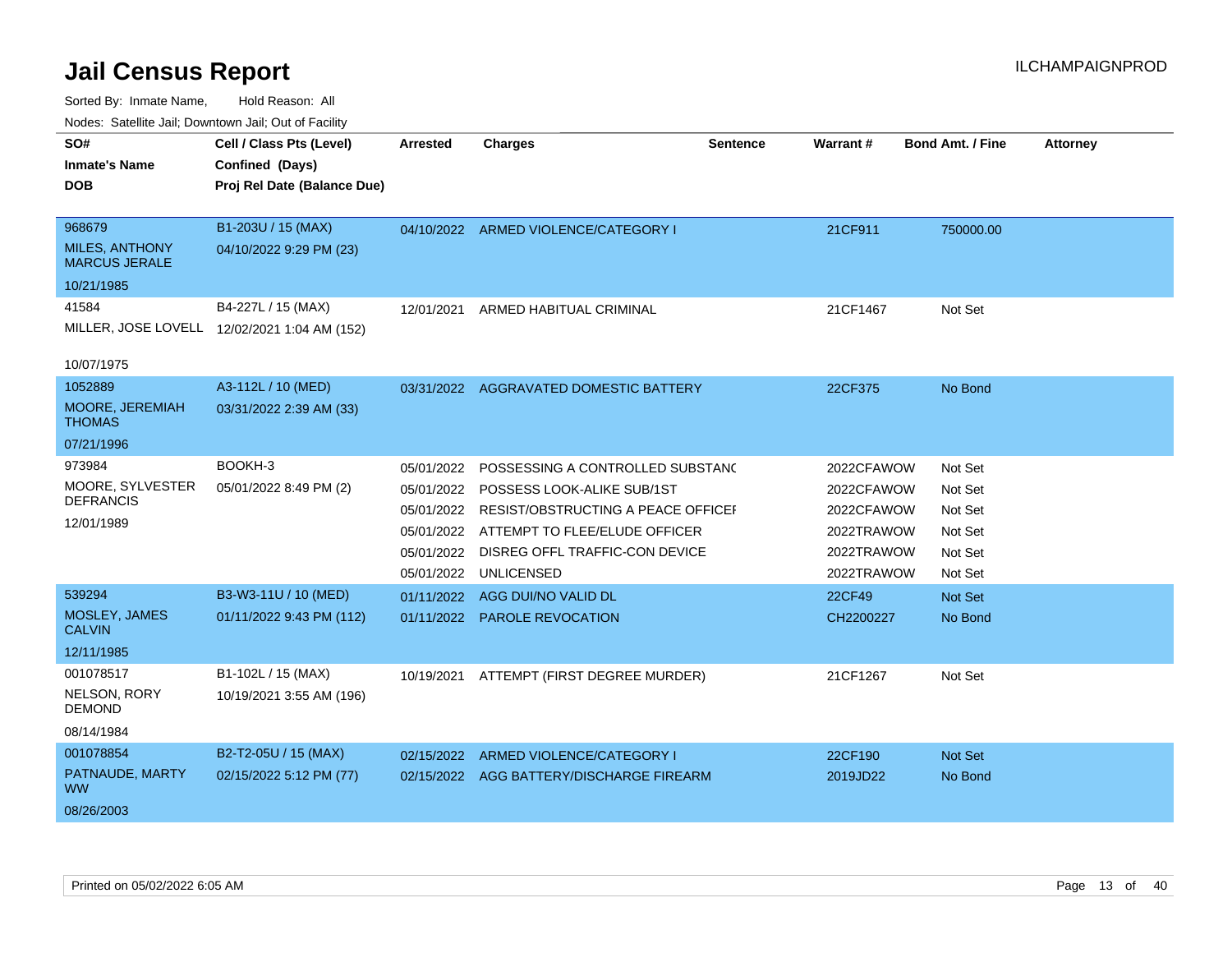# Jail Census Report

ILCHAMPAIGNPROD

Sorted By: Inmate Name, Hold Reason: All

Nodes: Satellite Jail; Downtown Jail; Out of Facility

| SO# / Inmate's Name / DOB | Cell / Class Pts (Level) / Confined (Days) / Proj Rel Date (Balance Due) | Arrested | Charges | Sentence | Warrant # | Bond Amt. / Fine | Attorney |
|---|---|---|---|---|---|---|---|
| 968679 MILES, ANTHONY MARCUS JERALE 10/21/1985 | B1-203U / 15 (MAX) 04/10/2022 9:29 PM (23) | 04/10/2022 | ARMED VIOLENCE/CATEGORY I | | 21CF911 | 750000.00 | |
| 41584 MILLER, JOSE LOVELL 10/07/1975 | B4-227L / 15 (MAX) 12/02/2021 1:04 AM (152) | 12/01/2021 | ARMED HABITUAL CRIMINAL | | 21CF1467 | Not Set | |
| 1052889 MOORE, JEREMIAH THOMAS 07/21/1996 | A3-112L / 10 (MED) 03/31/2022 2:39 AM (33) | 03/31/2022 | AGGRAVATED DOMESTIC BATTERY | | 22CF375 | No Bond | |
| 973984 MOORE, SYLVESTER DEFRANCIS 12/01/1989 | BOOKH-3 05/01/2022 8:49 PM (2) | 05/01/2022 | POSSESSING A CONTROLLED SUBSTANC | | 2022CFAWOW | Not Set | |
| | | 05/01/2022 | POSSESS LOOK-ALIKE SUB/1ST | | 2022CFAWOW | Not Set | |
| | | 05/01/2022 | RESIST/OBSTRUCTING A PEACE OFFICEI | | 2022CFAWOW | Not Set | |
| | | 05/01/2022 | ATTEMPT TO FLEE/ELUDE OFFICER | | 2022TRAWOW | Not Set | |
| | | 05/01/2022 | DISREG OFFL TRAFFIC-CON DEVICE | | 2022TRAWOW | Not Set | |
| | | 05/01/2022 | UNLICENSED | | 2022TRAWOW | Not Set | |
| 539294 MOSLEY, JAMES CALVIN 12/11/1985 | B3-W3-11U / 10 (MED) 01/11/2022 9:43 PM (112) | 01/11/2022 | AGG DUI/NO VALID DL | | 22CF49 | Not Set | |
| | | 01/11/2022 | PAROLE REVOCATION | | CH2200227 | No Bond | |
| 001078517 NELSON, RORY DEMOND 08/14/1984 | B1-102L / 15 (MAX) 10/19/2021 3:55 AM (196) | 10/19/2021 | ATTEMPT (FIRST DEGREE MURDER) | | 21CF1267 | Not Set | |
| 001078854 PATNAUDE, MARTY WW 08/26/2003 | B2-T2-05U / 15 (MAX) 02/15/2022 5:12 PM (77) | 02/15/2022 | ARMED VIOLENCE/CATEGORY I | | 22CF190 | Not Set | |
| | | 02/15/2022 | AGG BATTERY/DISCHARGE FIREARM | | 2019JD22 | No Bond | |

Printed on 05/02/2022 6:05 AM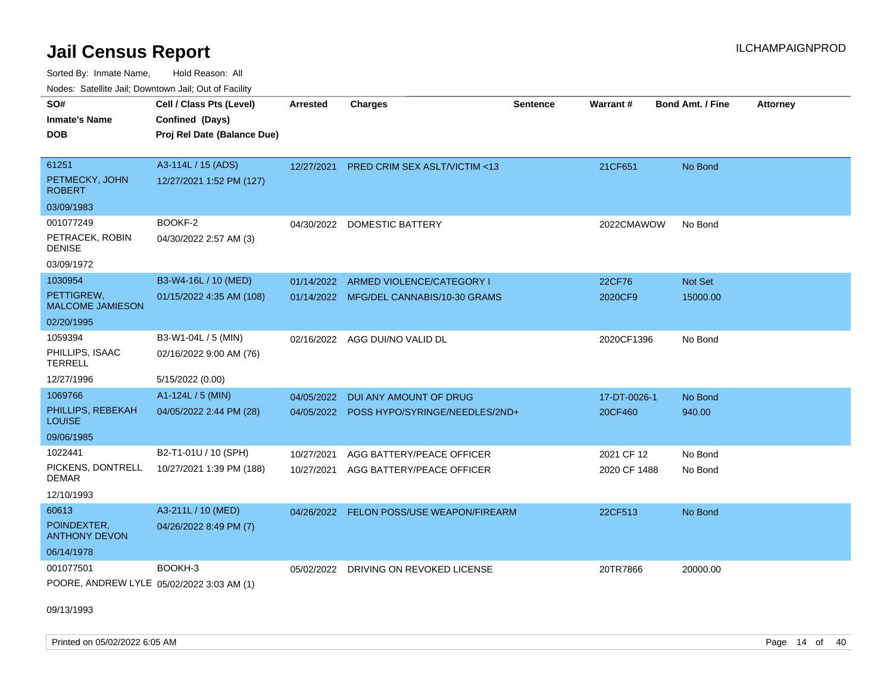# Jail Census Report

Sorted By: Inmate Name, Hold Reason: All

Nodes: Satellite Jail; Downtown Jail; Out of Facility

| SO# / Inmate's Name / DOB | Cell / Class Pts (Level) / Confined (Days) / Proj Rel Date (Balance Due) | Arrested | Charges | Sentence | Warrant # | Bond Amt. / Fine | Attorney |
|---|---|---|---|---|---|---|---|
| 61251<br>PETMECKY, JOHN ROBERT<br>03/09/1983 | A3-114L / 15 (ADS)<br>12/27/2021 1:52 PM (127) | 12/27/2021 | PRED CRIM SEX ASLT/VICTIM <13 | | 21CF651 | No Bond | |
| 001077249<br>PETRACEK, ROBIN DENISE<br>03/09/1972 | BOOKF-2<br>04/30/2022 2:57 AM (3) | 04/30/2022 | DOMESTIC BATTERY | | 2022CMAWOW | No Bond | |
| 1030954<br>PETTIGREW, MALCOME JAMIESON<br>02/20/1995 | B3-W4-16L / 10 (MED)<br>01/15/2022 4:35 AM (108) | 01/14/2022 | ARMED VIOLENCE/CATEGORY I | | 22CF76 | Not Set | |
| | | 01/14/2022 | MFG/DEL CANNABIS/10-30 GRAMS | | 2020CF9 | 15000.00 | |
| 1059394<br>PHILLIPS, ISAAC TERRELL<br>12/27/1996 | B3-W1-04L / 5 (MIN)<br>02/16/2022 9:00 AM (76)<br>5/15/2022 (0.00) | 02/16/2022 | AGG DUI/NO VALID DL | | 2020CF1396 | No Bond | |
| 1069766<br>PHILLIPS, REBEKAH LOUISE<br>09/06/1985 | A1-124L / 5 (MIN)<br>04/05/2022 2:44 PM (28) | 04/05/2022 | DUI ANY AMOUNT OF DRUG | | 17-DT-0026-1 | No Bond | |
| | | 04/05/2022 | POSS HYPO/SYRINGE/NEEDLES/2ND+ | | 20CF460 | 940.00 | |
| 1022441<br>PICKENS, DONTRELL DEMAR<br>12/10/1993 | B2-T1-01U / 10 (SPH)<br>10/27/2021 1:39 PM (188) | 10/27/2021 | AGG BATTERY/PEACE OFFICER | | 2021 CF 12 | No Bond | |
| | | 10/27/2021 | AGG BATTERY/PEACE OFFICER | | 2020 CF 1488 | No Bond | |
| 60613<br>POINDEXTER, ANTHONY DEVON<br>06/14/1978 | A3-211L / 10 (MED)<br>04/26/2022 8:49 PM (7) | 04/26/2022 | FELON POSS/USE WEAPON/FIREARM | | 22CF513 | No Bond | |
| 001077501<br>POORE, ANDREW LYLE<br>09/13/1993 | BOOKH-3<br>05/02/2022 3:03 AM (1) | 05/02/2022 | DRIVING ON REVOKED LICENSE | | 20TR7866 | 20000.00 | |

Printed on 05/02/2022 6:05 AM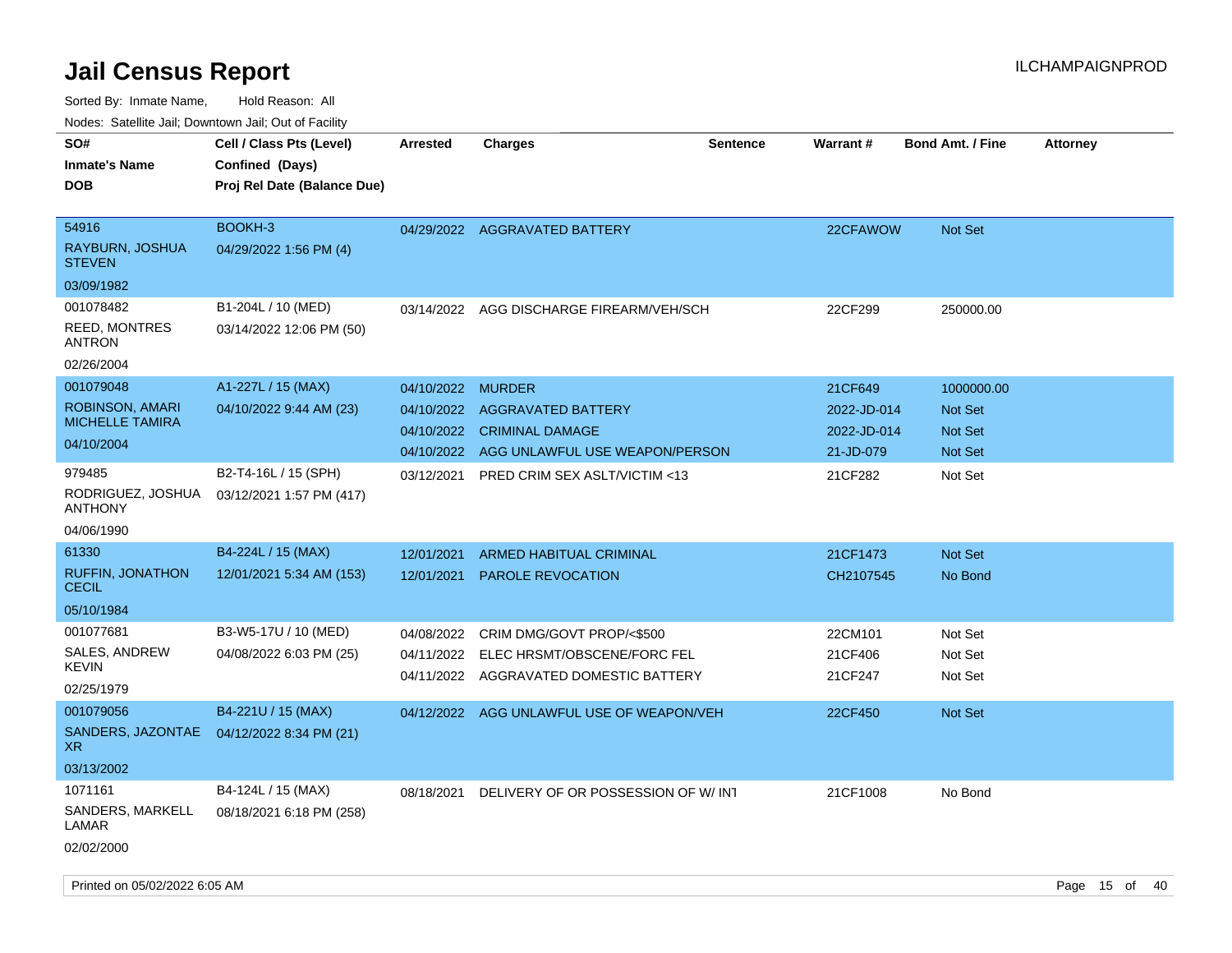# Jail Census Report

Sorted By: Inmate Name, Hold Reason: All

Nodes: Satellite Jail; Downtown Jail; Out of Facility

| SO# / Inmate's Name / DOB | Cell / Class Pts (Level) / Confined (Days) / Proj Rel Date (Balance Due) | Arrested | Charges | Sentence | Warrant # | Bond Amt. / Fine | Attorney |
|---|---|---|---|---|---|---|---|
| 54916<br>RAYBURN, JOSHUA STEVEN<br>03/09/1982 | BOOKH-3<br>04/29/2022 1:56 PM (4) | 04/29/2022 | AGGRAVATED BATTERY | | 22CFAWOW | Not Set | |
| 001078482<br>REED, MONTRES ANTRON<br>02/26/2004 | B1-204L / 10 (MED)<br>03/14/2022 12:06 PM (50) | 03/14/2022 | AGG DISCHARGE FIREARM/VEH/SCH | | 22CF299 | 250000.00 | |
| 001079048<br>ROBINSON, AMARI MICHELLE TAMIRA<br>04/10/2004 | A1-227L / 15 (MAX)<br>04/10/2022 9:44 AM (23) | 04/10/2022 | MURDER | | 21CF649 | 1000000.00 | |
| | | 04/10/2022 | AGGRAVATED BATTERY | | 2022-JD-014 | Not Set | |
| | | 04/10/2022 | CRIMINAL DAMAGE | | 2022-JD-014 | Not Set | |
| | | 04/10/2022 | AGG UNLAWFUL USE WEAPON/PERSON | | 21-JD-079 | Not Set | |
| 979485<br>RODRIGUEZ, JOSHUA ANTHONY<br>04/06/1990 | B2-T4-16L / 15 (SPH)<br>03/12/2021 1:57 PM (417) | 03/12/2021 | PRED CRIM SEX ASLT/VICTIM <13 | | 21CF282 | Not Set | |
| 61330<br>RUFFIN, JONATHON CECIL<br>05/10/1984 | B4-224L / 15 (MAX)<br>12/01/2021 5:34 AM (153) | 12/01/2021 | ARMED HABITUAL CRIMINAL | | 21CF1473 | Not Set | |
| | | 12/01/2021 | PAROLE REVOCATION | | CH2107545 | No Bond | |
| 001077681<br>SALES, ANDREW KEVIN<br>02/25/1979 | B3-W5-17U / 10 (MED)<br>04/08/2022 6:03 PM (25) | 04/08/2022 | CRIM DMG/GOVT PROP/<$500 | | 22CM101 | Not Set | |
| | | 04/11/2022 | ELEC HRSMT/OBSCENE/FORC FEL | | 21CF406 | Not Set | |
| | | 04/11/2022 | AGGRAVATED DOMESTIC BATTERY | | 21CF247 | Not Set | |
| 001079056<br>SANDERS, JAZONTAE XR<br>03/13/2002 | B4-221U / 15 (MAX)<br>04/12/2022 8:34 PM (21) | 04/12/2022 | AGG UNLAWFUL USE OF WEAPON/VEH | | 22CF450 | Not Set | |
| 1071161<br>SANDERS, MARKELL LAMAR<br>02/02/2000 | B4-124L / 15 (MAX)<br>08/18/2021 6:18 PM (258) | 08/18/2021 | DELIVERY OF OR POSSESSION OF W/ INT | | 21CF1008 | No Bond | |

Printed on 05/02/2022 6:05 AM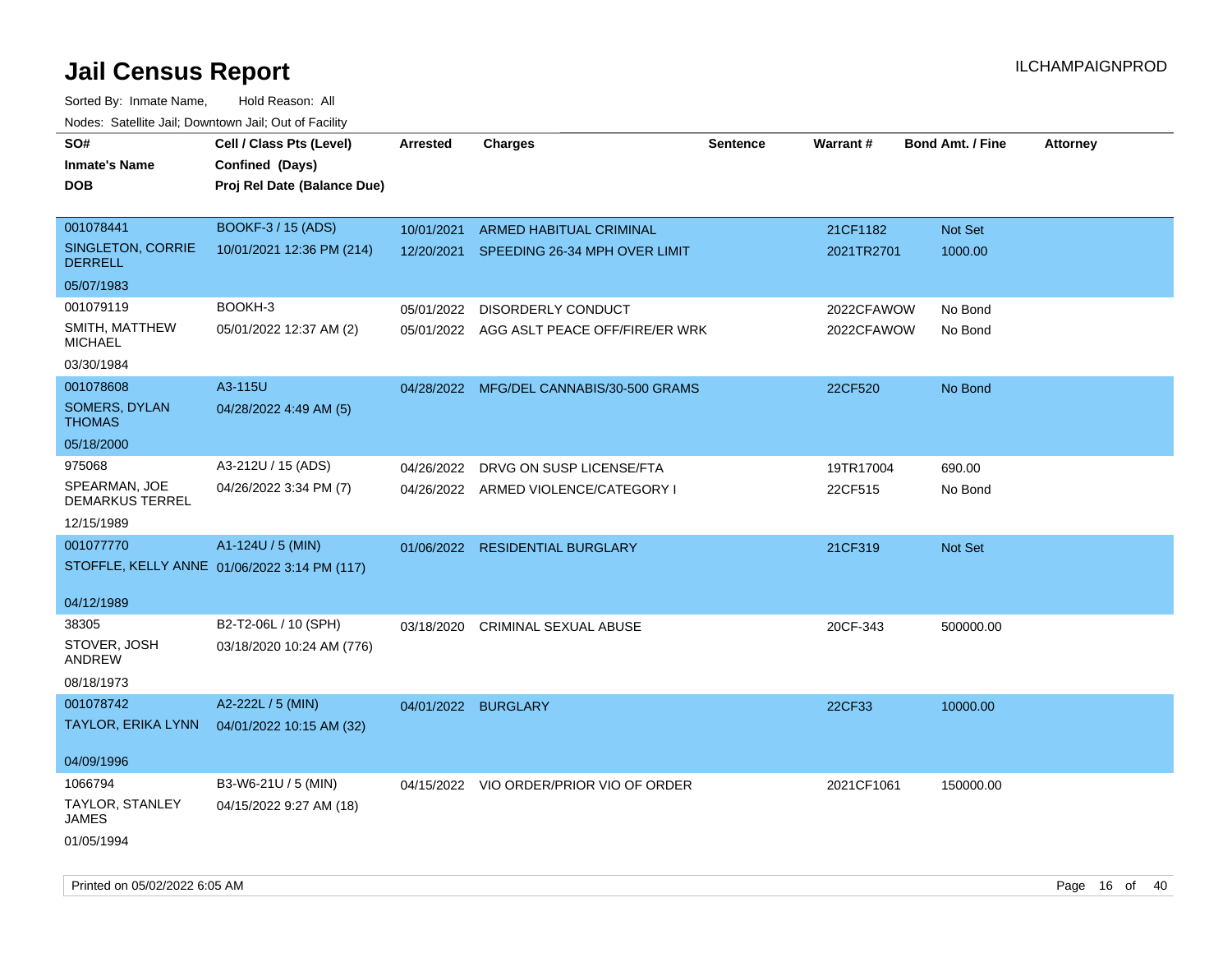# Jail Census Report

ILCHAMPAIGNPROD

Sorted By: Inmate Name, Hold Reason: All

Nodes: Satellite Jail; Downtown Jail; Out of Facility

| SO# / Inmate's Name / DOB | Cell / Class Pts (Level) / Confined (Days) / Proj Rel Date (Balance Due) | Arrested | Charges | Sentence | Warrant # | Bond Amt. / Fine | Attorney |
|---|---|---|---|---|---|---|---|
| 001078441<br>SINGLETON, CORRIE DERRELL<br>05/07/1983 | BOOKF-3 / 15 (ADS)<br>10/01/2021 12:36 PM (214) | 10/01/2021<br>12/20/2021 | ARMED HABITUAL CRIMINAL<br>SPEEDING 26-34 MPH OVER LIMIT | | 21CF1182<br>2021TR2701 | Not Set<br>1000.00 | |
| 001079119<br>SMITH, MATTHEW MICHAEL<br>03/30/1984 | BOOKH-3<br>05/01/2022 12:37 AM (2) | 05/01/2022<br>05/01/2022 | DISORDERLY CONDUCT<br>AGG ASLT PEACE OFF/FIRE/ER WRK | | 2022CFAWOW<br>2022CFAWOW | No Bond<br>No Bond | |
| 001078608<br>SOMERS, DYLAN THOMAS<br>05/18/2000 | A3-115U<br>04/28/2022 4:49 AM (5) | 04/28/2022 | MFG/DEL CANNABIS/30-500 GRAMS | | 22CF520 | No Bond | |
| 975068<br>SPEARMAN, JOE DEMARKUS TERREL<br>12/15/1989 | A3-212U / 15 (ADS)<br>04/26/2022 3:34 PM (7) | 04/26/2022<br>04/26/2022 | DRVG ON SUSP LICENSE/FTA<br>ARMED VIOLENCE/CATEGORY I | | 19TR17004<br>22CF515 | 690.00<br>No Bond | |
| 001077770<br>STOFFLE, KELLY ANNE<br>04/12/1989 | A1-124U / 5 (MIN)<br>01/06/2022 3:14 PM (117) | 01/06/2022 | RESIDENTIAL BURGLARY | | 21CF319 | Not Set | |
| 38305<br>STOVER, JOSH ANDREW<br>08/18/1973 | B2-T2-06L / 10 (SPH)<br>03/18/2020 10:24 AM (776) | 03/18/2020 | CRIMINAL SEXUAL ABUSE | | 20CF-343 | 500000.00 | |
| 001078742<br>TAYLOR, ERIKA LYNN<br>04/09/1996 | A2-222L / 5 (MIN)<br>04/01/2022 10:15 AM (32) | 04/01/2022 | BURGLARY | | 22CF33 | 10000.00 | |
| 1066794<br>TAYLOR, STANLEY JAMES<br>01/05/1994 | B3-W6-21U / 5 (MIN)<br>04/15/2022 9:27 AM (18) | 04/15/2022 | VIO ORDER/PRIOR VIO OF ORDER | | 2021CF1061 | 150000.00 | |

Printed on 05/02/2022 6:05 AM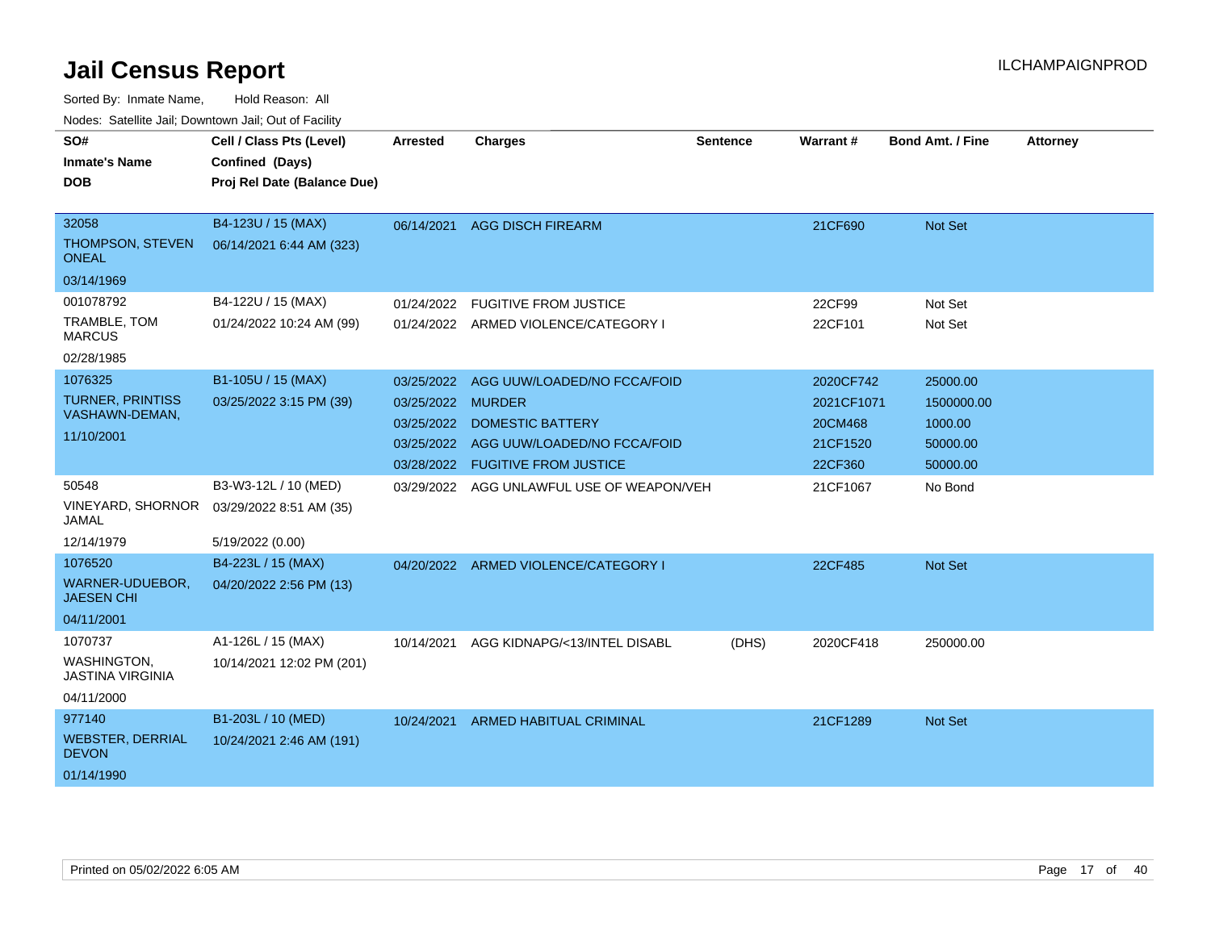# Jail Census Report

ILCHAMPAIGNPROD

Sorted By: Inmate Name, Hold Reason: All

Nodes: Satellite Jail; Downtown Jail; Out of Facility

| SO# / Inmate's Name / DOB | Cell / Class Pts (Level) / Confined (Days) / Proj Rel Date (Balance Due) | Arrested | Charges | Sentence | Warrant # | Bond Amt. / Fine | Attorney |
|---|---|---|---|---|---|---|---|
| 32058<br>THOMPSON, STEVEN ONEAL<br>03/14/1969 | B4-123U / 15 (MAX)<br>06/14/2021 6:44 AM (323) | 06/14/2021 | AGG DISCH FIREARM | | 21CF690 | Not Set | |
| 001078792<br>TRAMBLE, TOM MARCUS<br>02/28/1985 | B4-122U / 15 (MAX)<br>01/24/2022 10:24 AM (99) | 01/24/2022 | FUGITIVE FROM JUSTICE | | 22CF99 | Not Set | |
| | | 01/24/2022 | ARMED VIOLENCE/CATEGORY I | | 22CF101 | Not Set | |
| 1076325<br>TURNER, PRINTISS VASHAWN-DEMAN,<br>11/10/2001 | B1-105U / 15 (MAX)<br>03/25/2022 3:15 PM (39) | 03/25/2022 | AGG UUW/LOADED/NO FCCA/FOID | | 2020CF742 | 25000.00 | |
| | | 03/25/2022 | MURDER | | 2021CF1071 | 1500000.00 | |
| | | 03/25/2022 | DOMESTIC BATTERY | | 20CM468 | 1000.00 | |
| | | 03/25/2022 | AGG UUW/LOADED/NO FCCA/FOID | | 21CF1520 | 50000.00 | |
| | | 03/28/2022 | FUGITIVE FROM JUSTICE | | 22CF360 | 50000.00 | |
| 50548<br>VINEYARD, SHORNOR JAMAL<br>12/14/1979 | B3-W3-12L / 10 (MED)<br>03/29/2022 8:51 AM (35)<br>5/19/2022 (0.00) | 03/29/2022 | AGG UNLAWFUL USE OF WEAPON/VEH | | 21CF1067 | No Bond | |
| 1076520<br>WARNER-UDUEBOR, JAESEN CHI<br>04/11/2001 | B4-223L / 15 (MAX)<br>04/20/2022 2:56 PM (13) | 04/20/2022 | ARMED VIOLENCE/CATEGORY I | | 22CF485 | Not Set | |
| 1070737<br>WASHINGTON, JASTINA VIRGINIA<br>04/11/2000 | A1-126L / 15 (MAX)<br>10/14/2021 12:02 PM (201) | 10/14/2021 | AGG KIDNAPG/<13/INTEL DISABL | (DHS) | 2020CF418 | 250000.00 | |
| 977140<br>WEBSTER, DERRIAL DEVON<br>01/14/1990 | B1-203L / 10 (MED)<br>10/24/2021 2:46 AM (191) | 10/24/2021 | ARMED HABITUAL CRIMINAL | | 21CF1289 | Not Set | |

Printed on 05/02/2022 6:05 AM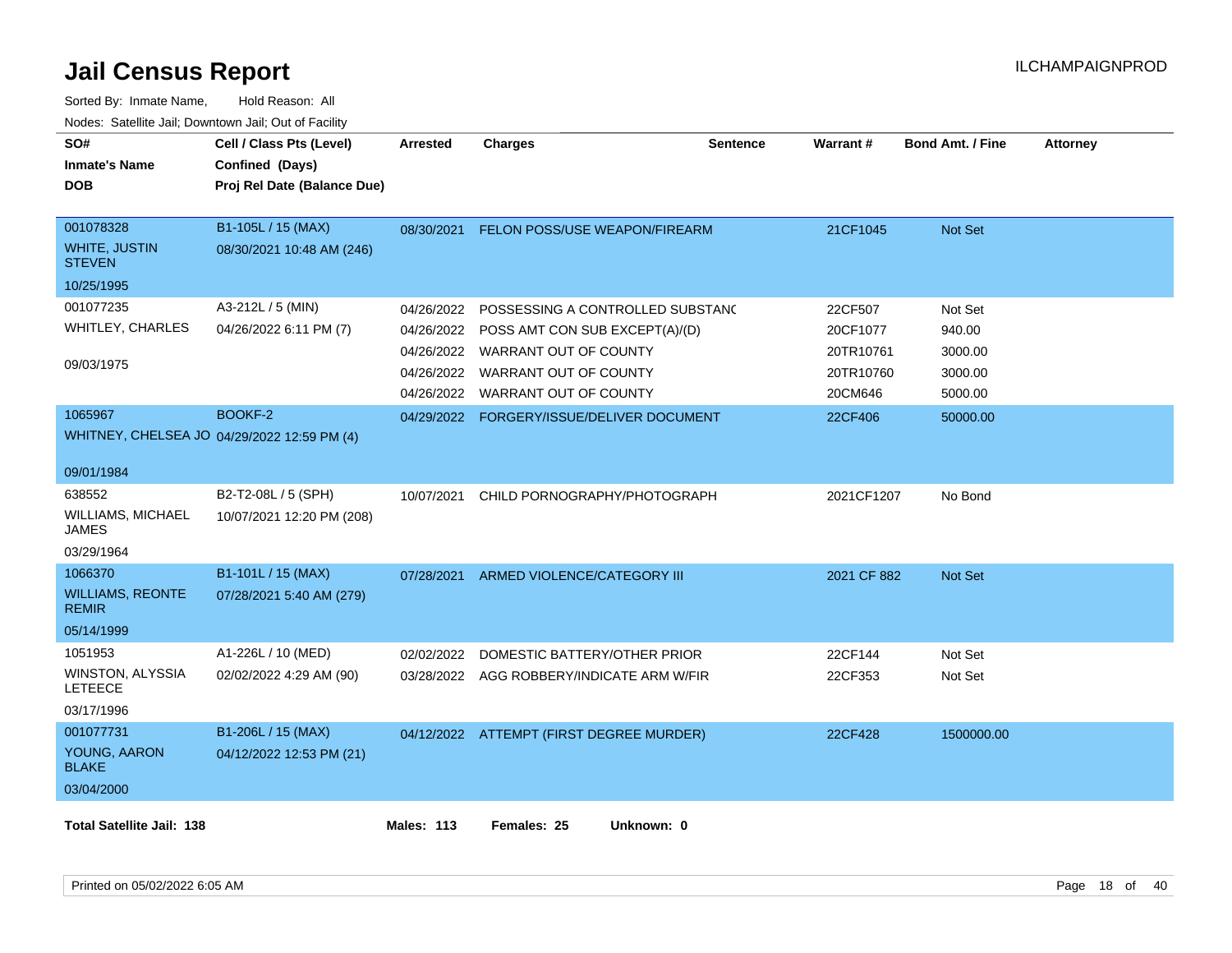# Jail Census Report

Sorted By: Inmate Name, Hold Reason: All

Nodes: Satellite Jail; Downtown Jail; Out of Facility

| SO# / Inmate's Name / DOB | Cell / Class Pts (Level) / Confined (Days) / Proj Rel Date (Balance Due) | Arrested | Charges | Sentence | Warrant # | Bond Amt. / Fine | Attorney |
|---|---|---|---|---|---|---|---|
| 001078328 WHITE, JUSTIN STEVEN 10/25/1995 | B1-105L / 15 (MAX) 08/30/2021 10:48 AM (246) | 08/30/2021 | FELON POSS/USE WEAPON/FIREARM | | 21CF1045 | Not Set | |
| 001077235 WHITLEY, CHARLES 09/03/1975 | A3-212L / 5 (MIN) 04/26/2022 6:11 PM (7) | 04/26/2022 | POSSESSING A CONTROLLED SUBSTANC | | 22CF507 | Not Set | |
| | | 04/26/2022 | POSS AMT CON SUB EXCEPT(A)/(D) | | 20CF1077 | 940.00 | |
| | | 04/26/2022 | WARRANT OUT OF COUNTY | | 20TR10761 | 3000.00 | |
| | | 04/26/2022 | WARRANT OUT OF COUNTY | | 20TR10760 | 3000.00 | |
| | | 04/26/2022 | WARRANT OUT OF COUNTY | | 20CM646 | 5000.00 | |
| 1065967 WHITNEY, CHELSEA JO 09/01/1984 | BOOKF-2 04/29/2022 12:59 PM (4) | 04/29/2022 | FORGERY/ISSUE/DELIVER DOCUMENT | | 22CF406 | 50000.00 | |
| 638552 WILLIAMS, MICHAEL JAMES 03/29/1964 | B2-T2-08L / 5 (SPH) 10/07/2021 12:20 PM (208) | 10/07/2021 | CHILD PORNOGRAPHY/PHOTOGRAPH | | 2021CF1207 | No Bond | |
| 1066370 WILLIAMS, REONTE REMIR 05/14/1999 | B1-101L / 15 (MAX) 07/28/2021 5:40 AM (279) | 07/28/2021 | ARMED VIOLENCE/CATEGORY III | | 2021 CF 882 | Not Set | |
| 1051953 WINSTON, ALYSSIA LETEECE 03/17/1996 | A1-226L / 10 (MED) 02/02/2022 4:29 AM (90) | 02/02/2022 | DOMESTIC BATTERY/OTHER PRIOR | | 22CF144 | Not Set | |
| | | 03/28/2022 | AGG ROBBERY/INDICATE ARM W/FIR | | 22CF353 | Not Set | |
| 001077731 YOUNG, AARON BLAKE 03/04/2000 | B1-206L / 15 (MAX) 04/12/2022 12:53 PM (21) | 04/12/2022 | ATTEMPT (FIRST DEGREE MURDER) | | 22CF428 | 1500000.00 | |

**Total Satellite Jail: 138** **Males: 113** **Females: 25** **Unknown: 0**

Printed on 05/02/2022 6:05 AM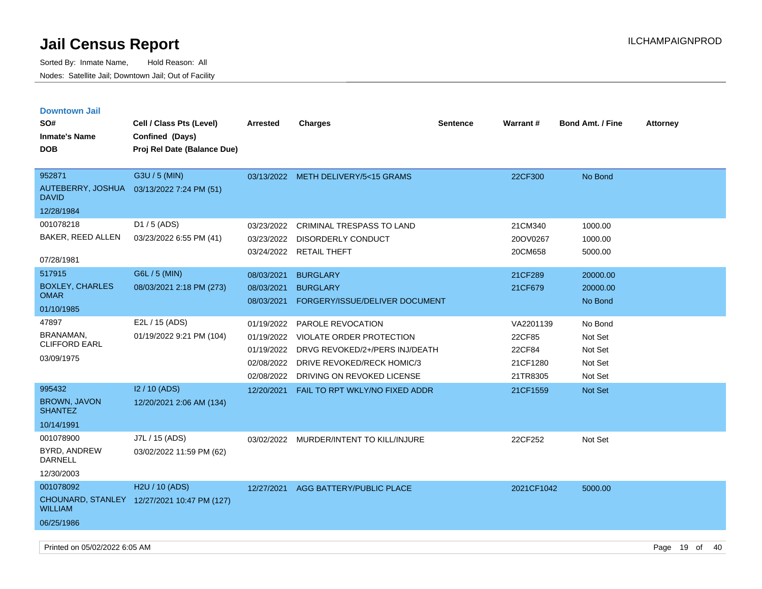# Jail Census Report

Sorted By: Inmate Name, Hold Reason: All

Nodes: Satellite Jail; Downtown Jail; Out of Facility

ILCHAMPAIGNPROD

## Downtown Jail

| SO# / Inmate's Name / DOB | Cell / Class Pts (Level) / Confined (Days) / Proj Rel Date (Balance Due) | Arrested | Charges | Sentence | Warrant # | Bond Amt. / Fine | Attorney |
|---|---|---|---|---|---|---|---|
| 952871 AUTEBERRY, JOSHUA DAVID 12/28/1984 | G3U / 5 (MIN) 03/13/2022 7:24 PM (51) | 03/13/2022 | METH DELIVERY/5<15 GRAMS | | 22CF300 | No Bond | |
| 001078218 BAKER, REED ALLEN 07/28/1981 | D1 / 5 (ADS) 03/23/2022 6:55 PM (41) | 03/23/2022 | CRIMINAL TRESPASS TO LAND | | 21CM340 | 1000.00 | |
| | | 03/23/2022 | DISORDERLY CONDUCT | | 20OV0267 | 1000.00 | |
| | | 03/24/2022 | RETAIL THEFT | | 20CM658 | 5000.00 | |
| 517915 BOXLEY, CHARLES OMAR 01/10/1985 | G6L / 5 (MIN) 08/03/2021 2:18 PM (273) | 08/03/2021 | BURGLARY | | 21CF289 | 20000.00 | |
| | | 08/03/2021 | BURGLARY | | 21CF679 | 20000.00 | |
| | | 08/03/2021 | FORGERY/ISSUE/DELIVER DOCUMENT | | | No Bond | |
| 47897 BRANAMAN, CLIFFORD EARL 03/09/1975 | E2L / 15 (ADS) 01/19/2022 9:21 PM (104) | 01/19/2022 | PAROLE REVOCATION | | VA2201139 | No Bond | |
| | | 01/19/2022 | VIOLATE ORDER PROTECTION | | 22CF85 | Not Set | |
| | | 01/19/2022 | DRVG REVOKED/2+/PERS INJ/DEATH | | 22CF84 | Not Set | |
| | | 02/08/2022 | DRIVE REVOKED/RECK HOMIC/3 | | 21CF1280 | Not Set | |
| | | 02/08/2022 | DRIVING ON REVOKED LICENSE | | 21TR8305 | Not Set | |
| 995432 BROWN, JAVON SHANTEZ 10/14/1991 | I2 / 10 (ADS) 12/20/2021 2:06 AM (134) | 12/20/2021 | FAIL TO RPT WKLY/NO FIXED ADDR | | 21CF1559 | Not Set | |
| 001078900 BYRD, ANDREW DARNELL 12/30/2003 | J7L / 15 (ADS) 03/02/2022 11:59 PM (62) | 03/02/2022 | MURDER/INTENT TO KILL/INJURE | | 22CF252 | Not Set | |
| 001078092 CHOUNARD, STANLEY WILLIAM 06/25/1986 | H2U / 10 (ADS) 12/27/2021 10:47 PM (127) | 12/27/2021 | AGG BATTERY/PUBLIC PLACE | | 2021CF1042 | 5000.00 | |

Printed on 05/02/2022 6:05 AM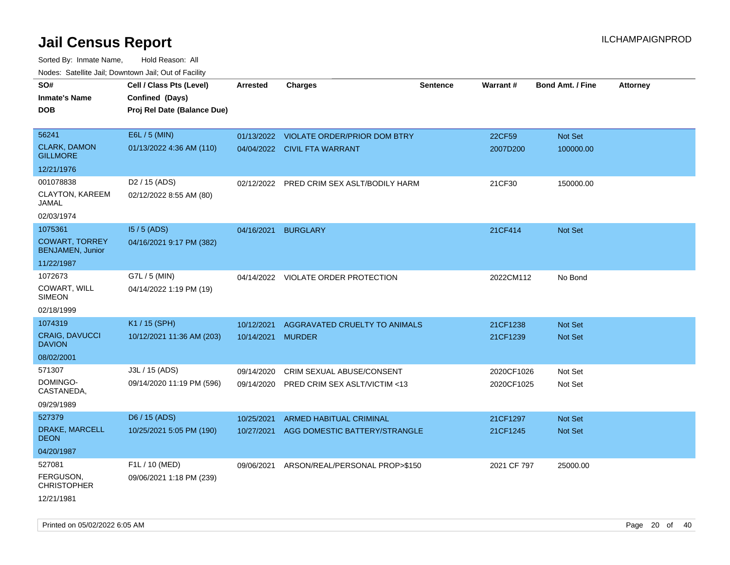# Jail Census Report

Sorted By: Inmate Name, Hold Reason: All

Nodes: Satellite Jail; Downtown Jail; Out of Facility

| SO# / Inmate's Name / DOB | Cell / Class Pts (Level) / Confined (Days) / Proj Rel Date (Balance Due) | Arrested | Charges | Sentence | Warrant # | Bond Amt. / Fine | Attorney |
|---|---|---|---|---|---|---|---|
| 56241<br>CLARK, DAMON GILLMORE<br>12/21/1976 | E6L / 5 (MIN)<br>01/13/2022 4:36 AM (110) | 01/13/2022<br>04/04/2022 | VIOLATE ORDER/PRIOR DOM BTRY<br>CIVIL FTA WARRANT | | 22CF59<br>2007D200 | Not Set<br>100000.00 | |
| 001078838<br>CLAYTON, KAREEM JAMAL<br>02/03/1974 | D2 / 15 (ADS)<br>02/12/2022 8:55 AM (80) | 02/12/2022 | PRED CRIM SEX ASLT/BODILY HARM | | 21CF30 | 150000.00 | |
| 1075361<br>COWART, TORREY BENJAMEN, Junior<br>11/22/1987 | I5 / 5 (ADS)<br>04/16/2021 9:17 PM (382) | 04/16/2021 | BURGLARY | | 21CF414 | Not Set | |
| 1072673<br>COWART, WILL SIMEON<br>02/18/1999 | G7L / 5 (MIN)<br>04/14/2022 1:19 PM (19) | 04/14/2022 | VIOLATE ORDER PROTECTION | | 2022CM112 | No Bond | |
| 1074319<br>CRAIG, DAVUCCI DAVION<br>08/02/2001 | K1 / 15 (SPH)<br>10/12/2021 11:36 AM (203) | 10/12/2021<br>10/14/2021 | AGGRAVATED CRUELTY TO ANIMALS<br>MURDER | | 21CF1238<br>21CF1239 | Not Set<br>Not Set | |
| 571307<br>DOMINGO-CASTANEDA,<br>09/29/1989 | J3L / 15 (ADS)<br>09/14/2020 11:19 PM (596) | 09/14/2020<br>09/14/2020 | CRIM SEXUAL ABUSE/CONSENT<br>PRED CRIM SEX ASLT/VICTIM <13 | | 2020CF1026<br>2020CF1025 | Not Set<br>Not Set | |
| 527379<br>DRAKE, MARCELL DEON<br>04/20/1987 | D6 / 15 (ADS)<br>10/25/2021 5:05 PM (190) | 10/25/2021<br>10/27/2021 | ARMED HABITUAL CRIMINAL<br>AGG DOMESTIC BATTERY/STRANGLE | | 21CF1297<br>21CF1245 | Not Set<br>Not Set | |
| 527081<br>FERGUSON, CHRISTOPHER<br>12/21/1981 | F1L / 10 (MED)<br>09/06/2021 1:18 PM (239) | 09/06/2021 | ARSON/REAL/PERSONAL PROP>$150 | | 2021 CF 797 | 25000.00 | |

Printed on 05/02/2022 6:05 AM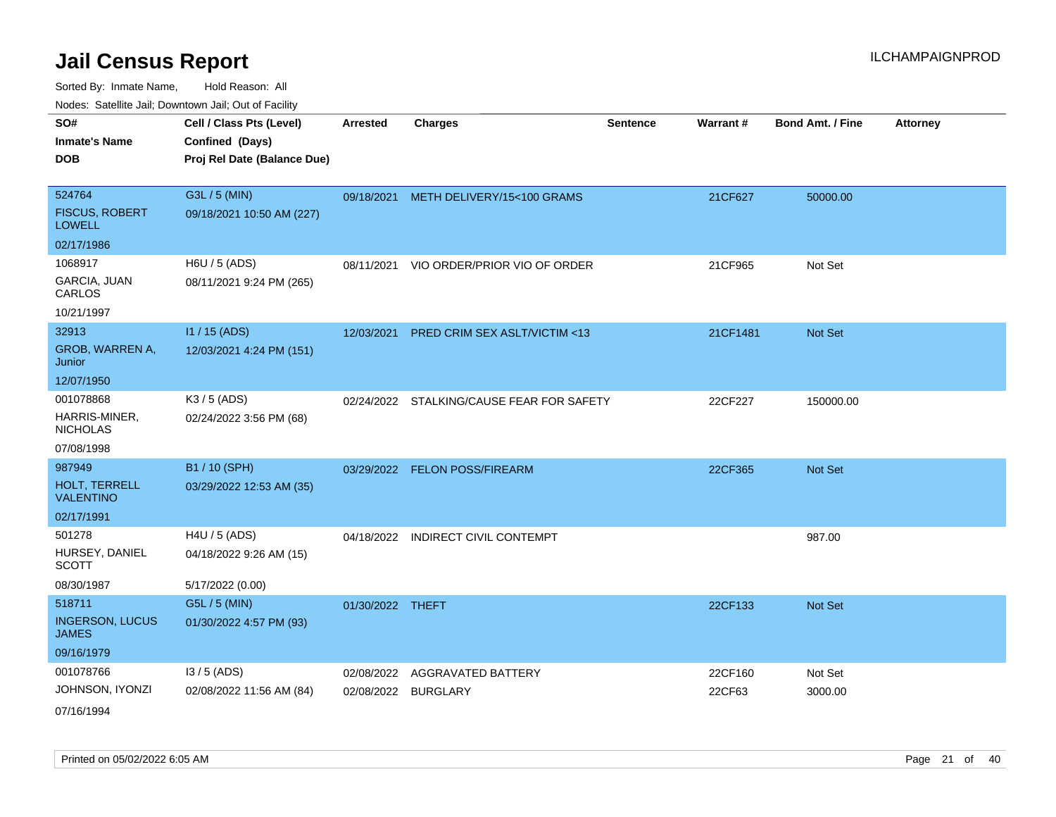# Jail Census Report

Sorted By: Inmate Name, Hold Reason: All

Nodes: Satellite Jail; Downtown Jail; Out of Facility

| SO# / Inmate's Name / DOB | Cell / Class Pts (Level) / Confined (Days) / Proj Rel Date (Balance Due) | Arrested | Charges | Sentence | Warrant # | Bond Amt. / Fine | Attorney |
|---|---|---|---|---|---|---|---|
| 524764 FISCUS, ROBERT LOWELL 02/17/1986 | G3L / 5 (MIN) 09/18/2021 10:50 AM (227) | 09/18/2021 | METH DELIVERY/15<100 GRAMS | | 21CF627 | 50000.00 | |
| 1068917 GARCIA, JUAN CARLOS 10/21/1997 | H6U / 5 (ADS) 08/11/2021 9:24 PM (265) | 08/11/2021 | VIO ORDER/PRIOR VIO OF ORDER | | 21CF965 | Not Set | |
| 32913 GROB, WARREN A, Junior 12/07/1950 | I1 / 15 (ADS) 12/03/2021 4:24 PM (151) | 12/03/2021 | PRED CRIM SEX ASLT/VICTIM <13 | | 21CF1481 | Not Set | |
| 001078868 HARRIS-MINER, NICHOLAS 07/08/1998 | K3 / 5 (ADS) 02/24/2022 3:56 PM (68) | 02/24/2022 | STALKING/CAUSE FEAR FOR SAFETY | | 22CF227 | 150000.00 | |
| 987949 HOLT, TERRELL VALENTINO 02/17/1991 | B1 / 10 (SPH) 03/29/2022 12:53 AM (35) | 03/29/2022 | FELON POSS/FIREARM | | 22CF365 | Not Set | |
| 501278 HURSEY, DANIEL SCOTT 08/30/1987 | H4U / 5 (ADS) 04/18/2022 9:26 AM (15) 5/17/2022 (0.00) | 04/18/2022 | INDIRECT CIVIL CONTEMPT | | | 987.00 | |
| 518711 INGERSON, LUCUS JAMES 09/16/1979 | G5L / 5 (MIN) 01/30/2022 4:57 PM (93) | 01/30/2022 | THEFT | | 22CF133 | Not Set | |
| 001078766 JOHNSON, IYONZI 07/16/1994 | I3 / 5 (ADS) 02/08/2022 11:56 AM (84) | 02/08/2022 | AGGRAVATED BATTERY | | 22CF160 | Not Set | |
| | | 02/08/2022 | BURGLARY | | 22CF63 | 3000.00 | |

Printed on 05/02/2022 6:05 AM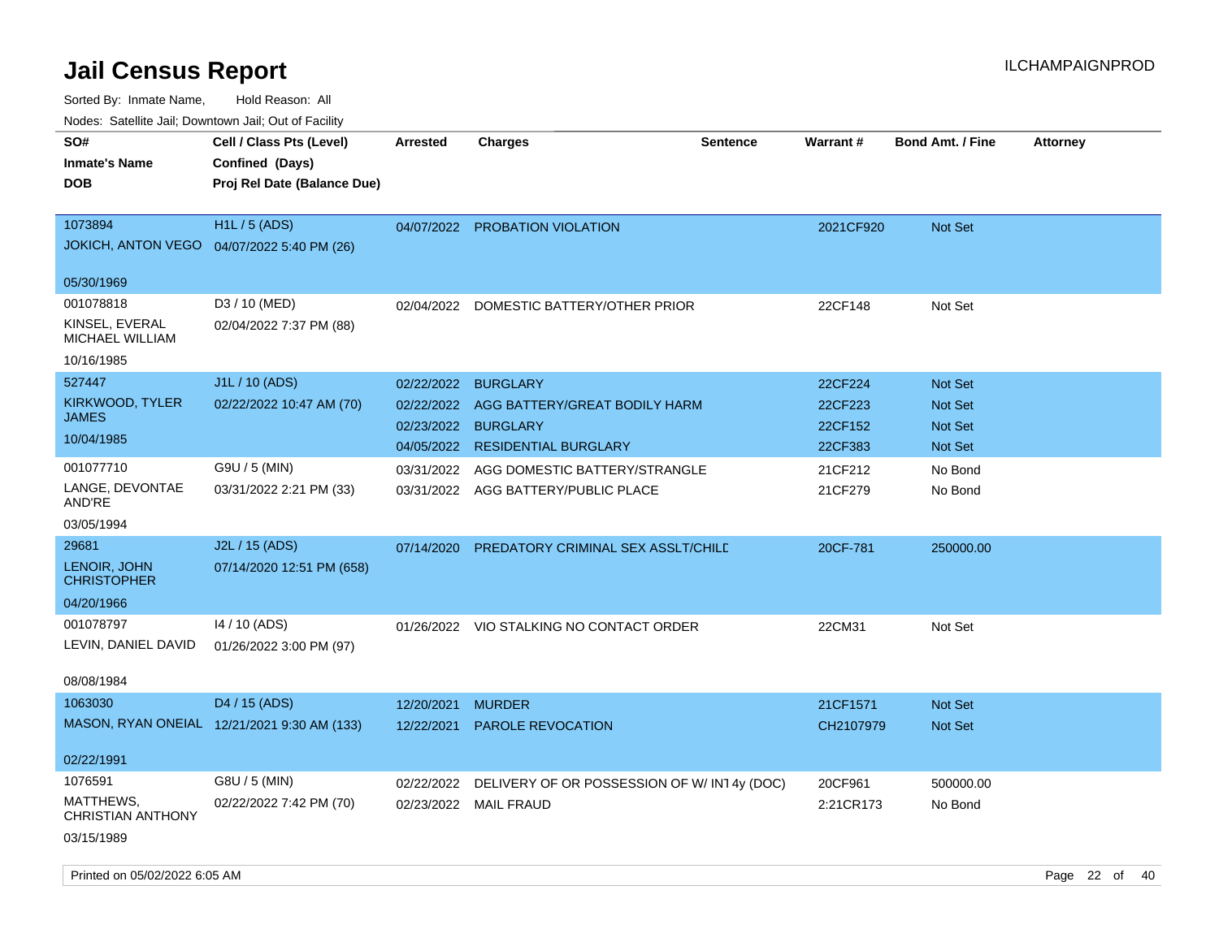# Jail Census Report

ILCHAMPAIGNPROD

Sorted By: Inmate Name, Hold Reason: All

Nodes: Satellite Jail; Downtown Jail; Out of Facility

| SO# / Inmate's Name / DOB | Cell / Class Pts (Level) / Confined (Days) / Proj Rel Date (Balance Due) | Arrested | Charges | Sentence | Warrant # | Bond Amt. / Fine | Attorney |
|---|---|---|---|---|---|---|---|
| 1073894<br>JOKICH, ANTON VEGO<br>05/30/1969 | H1L / 5 (ADS)<br>04/07/2022 5:40 PM (26) | 04/07/2022 | PROBATION VIOLATION | | 2021CF920 | Not Set | |
| 001078818<br>KINSEL, EVERAL MICHAEL WILLIAM<br>10/16/1985 | D3 / 10 (MED)<br>02/04/2022 7:37 PM (88) | 02/04/2022 | DOMESTIC BATTERY/OTHER PRIOR | | 22CF148 | Not Set | |
| 527447<br>KIRKWOOD, TYLER JAMES<br>10/04/1985 | J1L / 10 (ADS)<br>02/22/2022 10:47 AM (70) | 02/22/2022 | BURGLARY | | 22CF224 | Not Set | |
| | | 02/22/2022 | AGG BATTERY/GREAT BODILY HARM | | 22CF223 | Not Set | |
| | | 02/23/2022 | BURGLARY | | 22CF152 | Not Set | |
| | | 04/05/2022 | RESIDENTIAL BURGLARY | | 22CF383 | Not Set | |
| 001077710<br>LANGE, DEVONTAE AND'RE<br>03/05/1994 | G9U / 5 (MIN)<br>03/31/2022 2:21 PM (33) | 03/31/2022 | AGG DOMESTIC BATTERY/STRANGLE | | 21CF212 | No Bond | |
| | | 03/31/2022 | AGG BATTERY/PUBLIC PLACE | | 21CF279 | No Bond | |
| 29681<br>LENOIR, JOHN CHRISTOPHER<br>04/20/1966 | J2L / 15 (ADS)<br>07/14/2020 12:51 PM (658) | 07/14/2020 | PREDATORY CRIMINAL SEX ASSLT/CHILD | | 20CF-781 | 250000.00 | |
| 001078797<br>LEVIN, DANIEL DAVID<br>08/08/1984 | I4 / 10 (ADS)<br>01/26/2022 3:00 PM (97) | 01/26/2022 | VIO STALKING NO CONTACT ORDER | | 22CM31 | Not Set | |
| 1063030<br>MASON, RYAN ONEIAL<br>02/22/1991 | D4 / 15 (ADS)<br>12/21/2021 9:30 AM (133) | 12/20/2021 | MURDER | | 21CF1571 | Not Set | |
| | | 12/22/2021 | PAROLE REVOCATION | | CH2107979 | Not Set | |
| 1076591<br>MATTHEWS, CHRISTIAN ANTHONY<br>03/15/1989 | G8U / 5 (MIN)<br>02/22/2022 7:42 PM (70) | 02/22/2022 | DELIVERY OF OR POSSESSION OF W/ INT | 4y (DOC) | 20CF961 | 500000.00 | |
| | | 02/23/2022 | MAIL FRAUD | | 2:21CR173 | No Bond | |

Printed on 05/02/2022 6:05 AM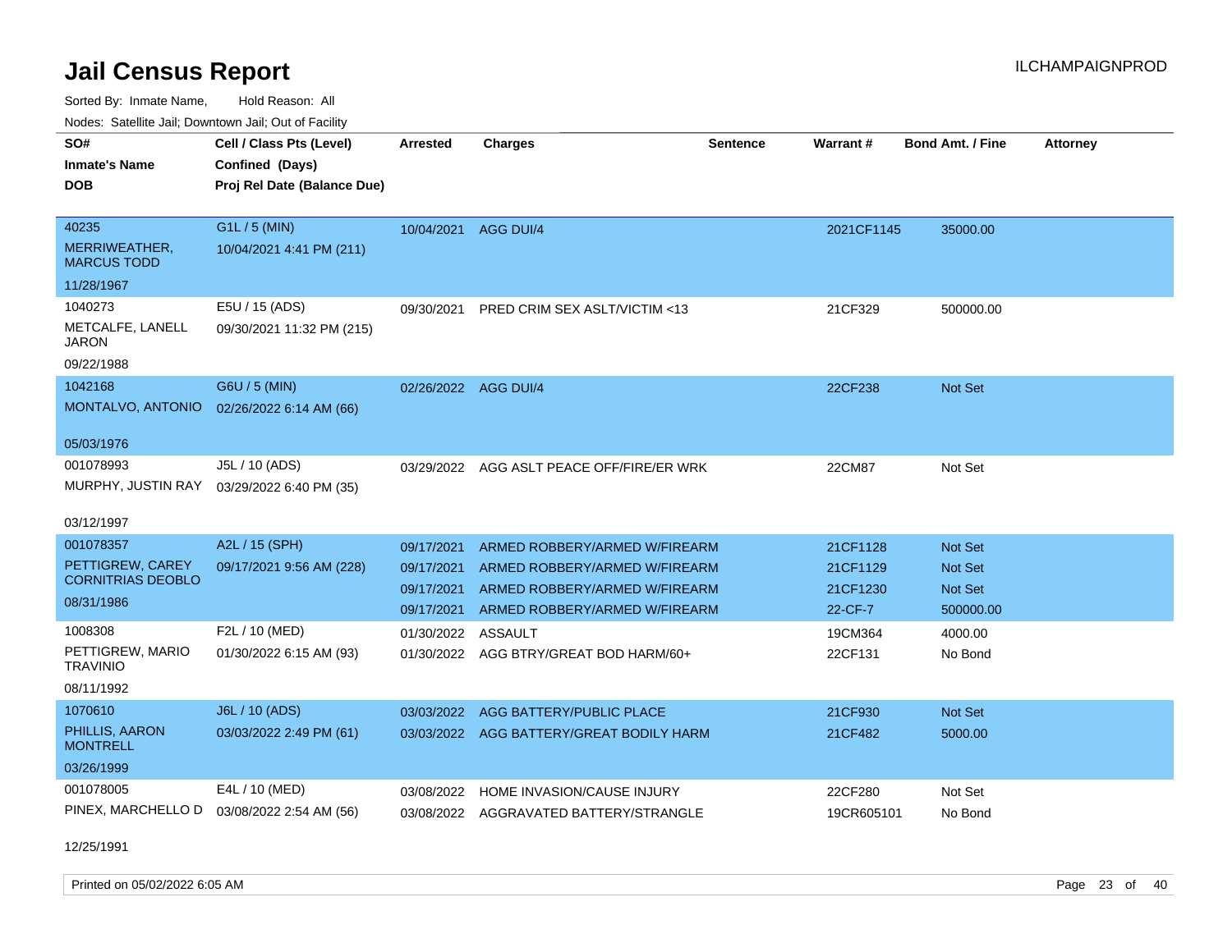# Jail Census Report

ILCHAMPAIGNPROD

Sorted By: Inmate Name, Hold Reason: All

Nodes: Satellite Jail; Downtown Jail; Out of Facility

| SO# / Inmate's Name / DOB | Cell / Class Pts (Level) / Confined (Days) / Proj Rel Date (Balance Due) | Arrested | Charges | Sentence | Warrant # | Bond Amt. / Fine | Attorney |
|---|---|---|---|---|---|---|---|
| 40235<br>MERRIWEATHER, MARCUS TODD<br>11/28/1967 | G1L / 5 (MIN)<br>10/04/2021 4:41 PM (211) | 10/04/2021 | AGG DUI/4 | | 2021CF1145 | 35000.00 | |
| 1040273<br>METCALFE, LANELL JARON<br>09/22/1988 | E5U / 15 (ADS)<br>09/30/2021 11:32 PM (215) | 09/30/2021 | PRED CRIM SEX ASLT/VICTIM <13 | | 21CF329 | 500000.00 | |
| 1042168<br>MONTALVO, ANTONIO<br>05/03/1976 | G6U / 5 (MIN)<br>02/26/2022 6:14 AM (66) | 02/26/2022 | AGG DUI/4 | | 22CF238 | Not Set | |
| 001078993<br>MURPHY, JUSTIN RAY<br>03/12/1997 | J5L / 10 (ADS)<br>03/29/2022 6:40 PM (35) | 03/29/2022 | AGG ASLT PEACE OFF/FIRE/ER WRK | | 22CM87 | Not Set | |
| 001078357<br>PETTIGREW, CAREY CORNITRIAS DEOBLO<br>08/31/1986 | A2L / 15 (SPH)<br>09/17/2021 9:56 AM (228) | 09/17/2021 | ARMED ROBBERY/ARMED W/FIREARM | | 21CF1128 | Not Set | |
| | | 09/17/2021 | ARMED ROBBERY/ARMED W/FIREARM | | 21CF1129 | Not Set | |
| | | 09/17/2021 | ARMED ROBBERY/ARMED W/FIREARM | | 21CF1230 | Not Set | |
| | | 09/17/2021 | ARMED ROBBERY/ARMED W/FIREARM | | 22-CF-7 | 500000.00 | |
| 1008308<br>PETTIGREW, MARIO TRAVINIO<br>08/11/1992 | F2L / 10 (MED)<br>01/30/2022 6:15 AM (93) | 01/30/2022 | ASSAULT | | 19CM364 | 4000.00 | |
| | | 01/30/2022 | AGG BTRY/GREAT BOD HARM/60+ | | 22CF131 | No Bond | |
| 1070610<br>PHILLIS, AARON MONTRELL<br>03/26/1999 | J6L / 10 (ADS)<br>03/03/2022 2:49 PM (61) | 03/03/2022 | AGG BATTERY/PUBLIC PLACE | | 21CF930 | Not Set | |
| | | 03/03/2022 | AGG BATTERY/GREAT BODILY HARM | | 21CF482 | 5000.00 | |
| 001078005<br>PINEX, MARCHELLO D<br>12/25/1991 | E4L / 10 (MED)<br>03/08/2022 2:54 AM (56) | 03/08/2022 | HOME INVASION/CAUSE INJURY | | 22CF280 | Not Set | |
| | | 03/08/2022 | AGGRAVATED BATTERY/STRANGLE | | 19CR605101 | No Bond | |

Printed on 05/02/2022 6:05 AM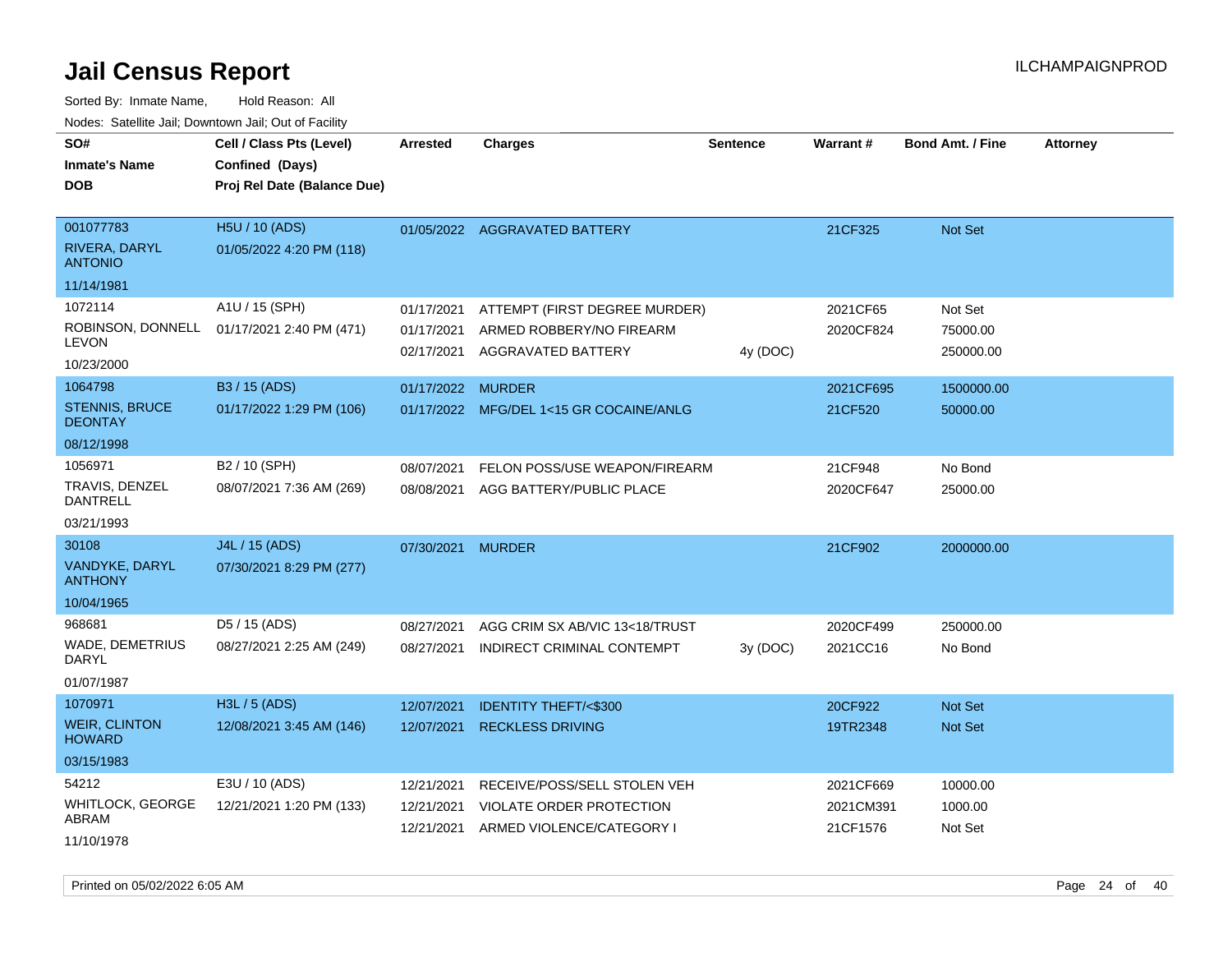# Jail Census Report

ILCHAMPAIGNPROD

Sorted By: Inmate Name, Hold Reason: All

Nodes: Satellite Jail; Downtown Jail; Out of Facility

| SO# / Inmate's Name / DOB | Cell / Class Pts (Level) / Confined (Days) / Proj Rel Date (Balance Due) | Arrested | Charges | Sentence | Warrant # | Bond Amt. / Fine | Attorney |
|---|---|---|---|---|---|---|---|
| 001077783<br>RIVERA, DARYL ANTONIO<br>11/14/1981 | H5U / 10 (ADS)<br>01/05/2022 4:20 PM (118) | 01/05/2022 | AGGRAVATED BATTERY | | 21CF325 | Not Set | |
| 1072114<br>ROBINSON, DONNELL LEVON<br>10/23/2000 | A1U / 15 (SPH)<br>01/17/2021 2:40 PM (471) | 01/17/2021 | ATTEMPT (FIRST DEGREE MURDER) | | 2021CF65 | Not Set | |
| | | 01/17/2021 | ARMED ROBBERY/NO FIREARM | | 2020CF824 | 75000.00 | |
| | | 02/17/2021 | AGGRAVATED BATTERY | 4y (DOC) | | 250000.00 | |
| 1064798<br>STENNIS, BRUCE DEONTAY<br>08/12/1998 | B3 / 15 (ADS)<br>01/17/2022 1:29 PM (106) | 01/17/2022 | MURDER | | 2021CF695 | 1500000.00 | |
| | | 01/17/2022 | MFG/DEL 1<15 GR COCAINE/ANLG | | 21CF520 | 50000.00 | |
| 1056971<br>TRAVIS, DENZEL DANTRELL<br>03/21/1993 | B2 / 10 (SPH)<br>08/07/2021 7:36 AM (269) | 08/07/2021 | FELON POSS/USE WEAPON/FIREARM | | 21CF948 | No Bond | |
| | | 08/08/2021 | AGG BATTERY/PUBLIC PLACE | | 2020CF647 | 25000.00 | |
| 30108<br>VANDYKE, DARYL ANTHONY<br>10/04/1965 | J4L / 15 (ADS)<br>07/30/2021 8:29 PM (277) | 07/30/2021 | MURDER | | 21CF902 | 2000000.00 | |
| 968681<br>WADE, DEMETRIUS DARYL<br>01/07/1987 | D5 / 15 (ADS)<br>08/27/2021 2:25 AM (249) | 08/27/2021 | AGG CRIM SX AB/VIC 13<18/TRUST | | 2020CF499 | 250000.00 | |
| | | 08/27/2021 | INDIRECT CRIMINAL CONTEMPT | 3y (DOC) | 2021CC16 | No Bond | |
| 1070971<br>WEIR, CLINTON HOWARD<br>03/15/1983 | H3L / 5 (ADS)<br>12/08/2021 3:45 AM (146) | 12/07/2021 | IDENTITY THEFT/<$300 | | 20CF922 | Not Set | |
| | | 12/07/2021 | RECKLESS DRIVING | | 19TR2348 | Not Set | |
| 54212<br>WHITLOCK, GEORGE ABRAM<br>11/10/1978 | E3U / 10 (ADS)<br>12/21/2021 1:20 PM (133) | 12/21/2021 | RECEIVE/POSS/SELL STOLEN VEH | | 2021CF669 | 10000.00 | |
| | | 12/21/2021 | VIOLATE ORDER PROTECTION | | 2021CM391 | 1000.00 | |
| | | 12/21/2021 | ARMED VIOLENCE/CATEGORY I | | 21CF1576 | Not Set | |

Printed on 05/02/2022 6:05 AM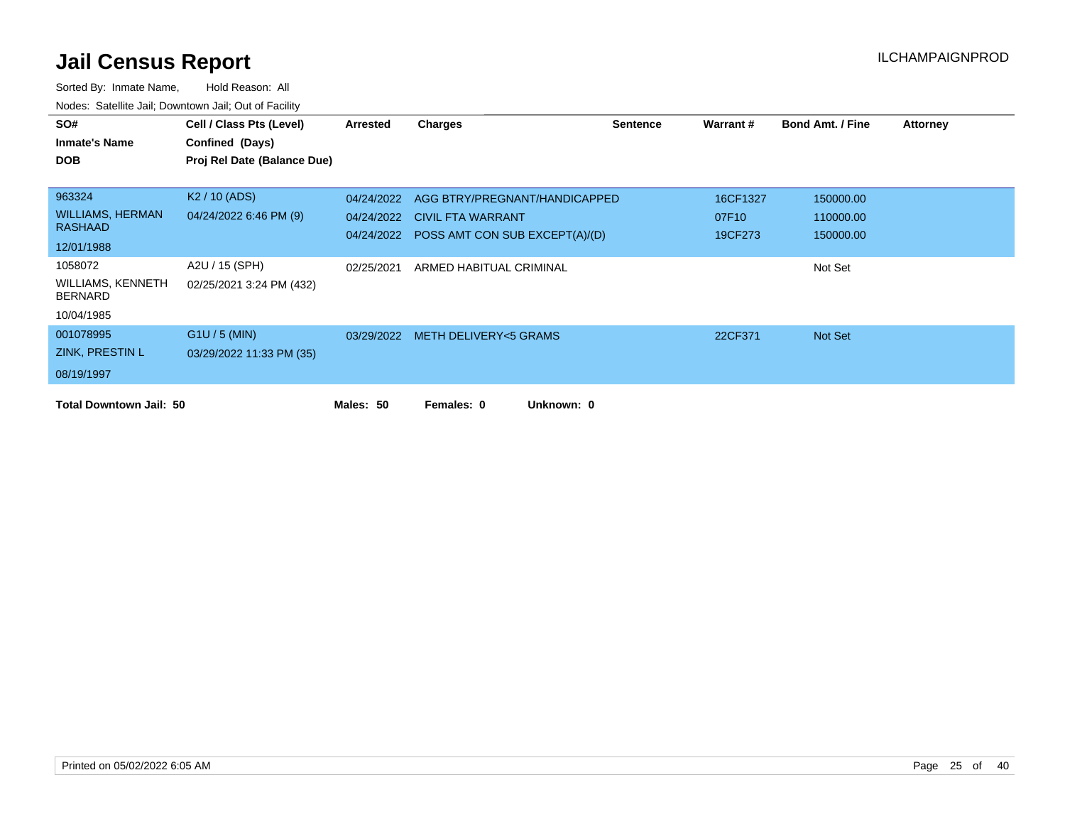# Jail Census Report

ILCHAMPAIGNPROD

Sorted By: Inmate Name, Hold Reason: All

Nodes: Satellite Jail; Downtown Jail; Out of Facility

| SO# / Inmate's Name / DOB | Cell / Class Pts (Level) / Confined (Days) / Proj Rel Date (Balance Due) | Arrested | Charges | Sentence | Warrant # | Bond Amt. / Fine | Attorney |
|---|---|---|---|---|---|---|---|
| 963324<br>WILLIAMS, HERMAN RASHAAD<br>12/01/1988 | K2 / 10 (ADS)<br>04/24/2022 6:46 PM (9) | 04/24/2022<br>04/24/2022<br>04/24/2022 | AGG BTRY/PREGNANT/HANDICAPPED<br>CIVIL FTA WARRANT<br>POSS AMT CON SUB EXCEPT(A)/(D) | | 16CF1327<br>07F10<br>19CF273 | 150000.00<br>110000.00<br>150000.00 | |
| 1058072<br>WILLIAMS, KENNETH BERNARD<br>10/04/1985 | A2U / 15 (SPH)<br>02/25/2021 3:24 PM (432) | 02/25/2021 | ARMED HABITUAL CRIMINAL | | | Not Set | |
| 001078995<br>ZINK, PRESTIN L<br>08/19/1997 | G1U / 5 (MIN)<br>03/29/2022 11:33 PM (35) | 03/29/2022 | METH DELIVERY<5 GRAMS | | 22CF371 | Not Set | |

**Total Downtown Jail: 50** **Males: 50** **Females: 0** **Unknown: 0**

Printed on 05/02/2022 6:05 AM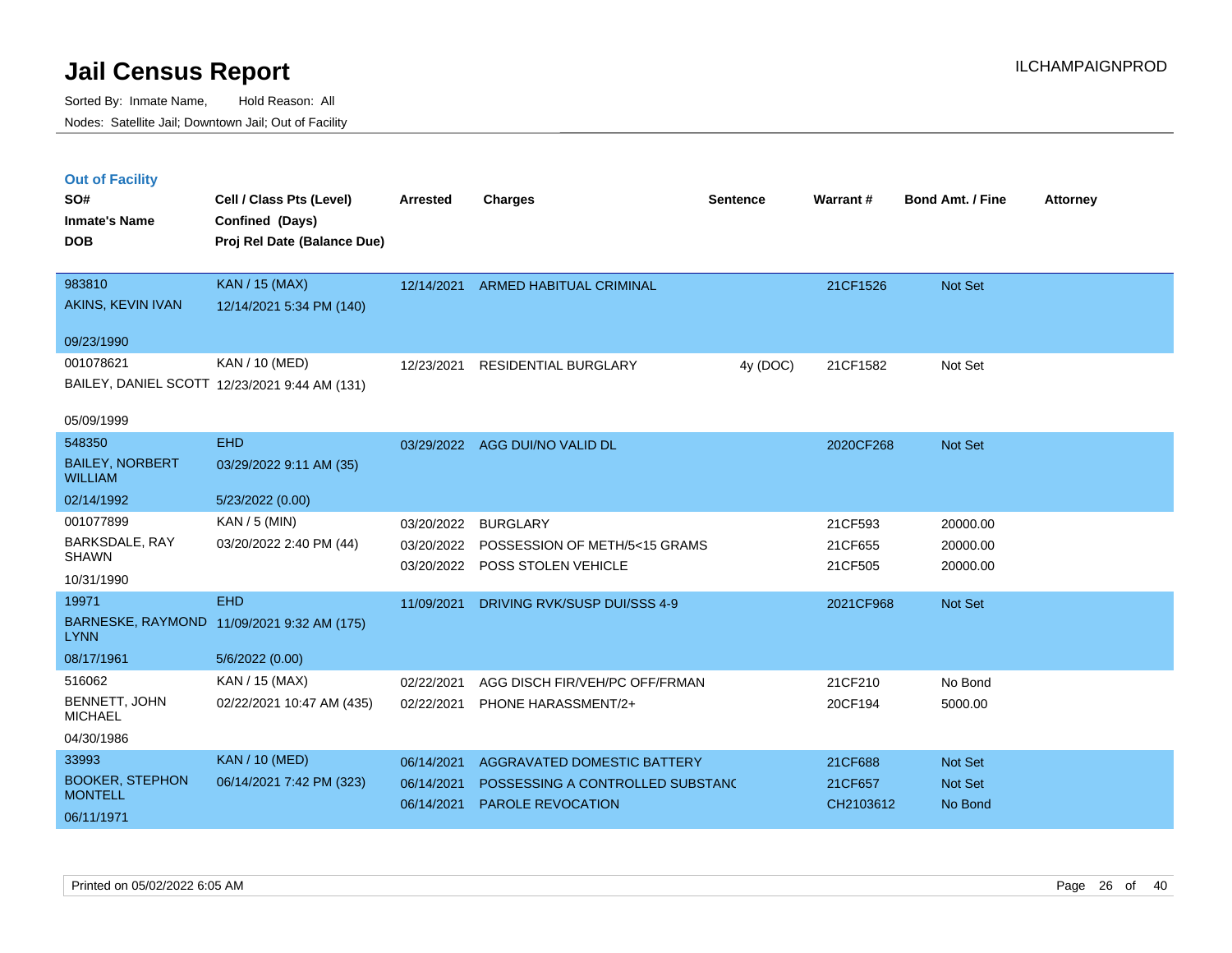# Jail Census Report

Sorted By: Inmate Name, Hold Reason: All

Nodes: Satellite Jail; Downtown Jail; Out of Facility

ILCHAMPAIGNPROD

## Out of Facility

| SO# / Inmate's Name / DOB | Cell / Class Pts (Level) / Confined (Days) / Proj Rel Date (Balance Due) | Arrested | Charges | Sentence | Warrant # | Bond Amt. / Fine | Attorney |
|---|---|---|---|---|---|---|---|
| 983810<br>AKINS, KEVIN IVAN<br>09/23/1990 | KAN / 15 (MAX)<br>12/14/2021 5:34 PM (140) | 12/14/2021 | ARMED HABITUAL CRIMINAL | | 21CF1526 | Not Set | |
| 001078621<br>BAILEY, DANIEL SCOTT<br>05/09/1999 | KAN / 10 (MED)<br>12/23/2021 9:44 AM (131) | 12/23/2021 | RESIDENTIAL BURGLARY | 4y (DOC) | 21CF1582 | Not Set | |
| 548350<br>BAILEY, NORBERT WILLIAM<br>02/14/1992 | EHD<br>03/29/2022 9:11 AM (35)<br>5/23/2022 (0.00) | 03/29/2022 | AGG DUI/NO VALID DL | | 2020CF268 | Not Set | |
| 001077899<br>BARKSDALE, RAY SHAWN<br>10/31/1990 | KAN / 5 (MIN)<br>03/20/2022 2:40 PM (44) | 03/20/2022<br>03/20/2022<br>03/20/2022 | BURGLARY<br>POSSESSION OF METH/5<15 GRAMS<br>POSS STOLEN VEHICLE | | 21CF593<br>21CF655<br>21CF505 | 20000.00<br>20000.00<br>20000.00 | |
| 19971<br>BARNESKE, RAYMOND LYNN<br>08/17/1961 | EHD<br>11/09/2021 9:32 AM (175)<br>5/6/2022 (0.00) | 11/09/2021 | DRIVING RVK/SUSP DUI/SSS 4-9 | | 2021CF968 | Not Set | |
| 516062<br>BENNETT, JOHN MICHAEL<br>04/30/1986 | KAN / 15 (MAX)<br>02/22/2021 10:47 AM (435) | 02/22/2021<br>02/22/2021 | AGG DISCH FIR/VEH/PC OFF/FRMAN<br>PHONE HARASSMENT/2+ | | 21CF210<br>20CF194 | No Bond<br>5000.00 | |
| 33993<br>BOOKER, STEPHON MONTELL<br>06/11/1971 | KAN / 10 (MED)<br>06/14/2021 7:42 PM (323) | 06/14/2021<br>06/14/2021<br>06/14/2021 | AGGRAVATED DOMESTIC BATTERY<br>POSSESSING A CONTROLLED SUBSTANC<br>PAROLE REVOCATION | | 21CF688<br>21CF657<br>CH2103612 | Not Set<br>Not Set<br>No Bond | |

Printed on 05/02/2022 6:05 AM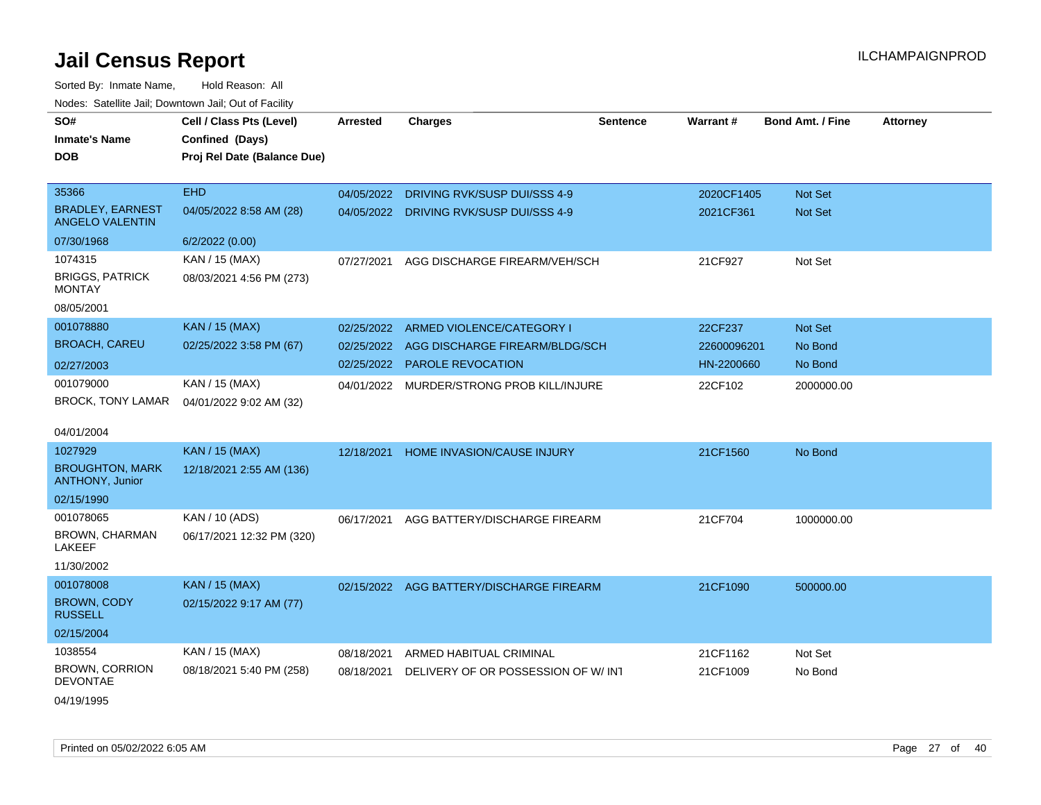# Jail Census Report

ILCHAMPAIGNPROD

Sorted By: Inmate Name, Hold Reason: All

Nodes: Satellite Jail; Downtown Jail; Out of Facility

| SO# / Inmate's Name / DOB | Cell / Class Pts (Level) / Confined (Days) / Proj Rel Date (Balance Due) | Arrested | Charges | Sentence | Warrant # | Bond Amt. / Fine | Attorney |
|---|---|---|---|---|---|---|---|
| 35366<br>BRADLEY, EARNEST ANGELO VALENTIN<br>07/30/1968 | EHD<br>04/05/2022 8:58 AM (28)<br>6/2/2022 (0.00) | 04/05/2022 | DRIVING RVK/SUSP DUI/SSS 4-9 | | 2020CF1405 | Not Set | |
| | | 04/05/2022 | DRIVING RVK/SUSP DUI/SSS 4-9 | | 2021CF361 | Not Set | |
| 1074315<br>BRIGGS, PATRICK MONTAY<br>08/05/2001 | KAN / 15 (MAX)<br>08/03/2021 4:56 PM (273) | 07/27/2021 | AGG DISCHARGE FIREARM/VEH/SCH | | 21CF927 | Not Set | |
| 001078880<br>BROACH, CAREU<br>02/27/2003 | KAN / 15 (MAX)<br>02/25/2022 3:58 PM (67) | 02/25/2022 | ARMED VIOLENCE/CATEGORY I | | 22CF237 | Not Set | |
| | | 02/25/2022 | AGG DISCHARGE FIREARM/BLDG/SCH | | 22600096201 | No Bond | |
| | | 02/25/2022 | PAROLE REVOCATION | | HN-2200660 | No Bond | |
| 001079000<br>BROCK, TONY LAMAR<br>04/01/2004 | KAN / 15 (MAX)<br>04/01/2022 9:02 AM (32) | 04/01/2022 | MURDER/STRONG PROB KILL/INJURE | | 22CF102 | 2000000.00 | |
| 1027929<br>BROUGHTON, MARK ANTHONY, Junior<br>02/15/1990 | KAN / 15 (MAX)<br>12/18/2021 2:55 AM (136) | 12/18/2021 | HOME INVASION/CAUSE INJURY | | 21CF1560 | No Bond | |
| 001078065<br>BROWN, CHARMAN LAKEEF<br>11/30/2002 | KAN / 10 (ADS)<br>06/17/2021 12:32 PM (320) | 06/17/2021 | AGG BATTERY/DISCHARGE FIREARM | | 21CF704 | 1000000.00 | |
| 001078008<br>BROWN, CODY RUSSELL<br>02/15/2004 | KAN / 15 (MAX)<br>02/15/2022 9:17 AM (77) | 02/15/2022 | AGG BATTERY/DISCHARGE FIREARM | | 21CF1090 | 500000.00 | |
| 1038554<br>BROWN, CORRION DEVONTAE<br>04/19/1995 | KAN / 15 (MAX)<br>08/18/2021 5:40 PM (258) | 08/18/2021 | ARMED HABITUAL CRIMINAL | | 21CF1162 | Not Set | |
| | | 08/18/2021 | DELIVERY OF OR POSSESSION OF W/ INT | | 21CF1009 | No Bond | |

Printed on 05/02/2022 6:05 AM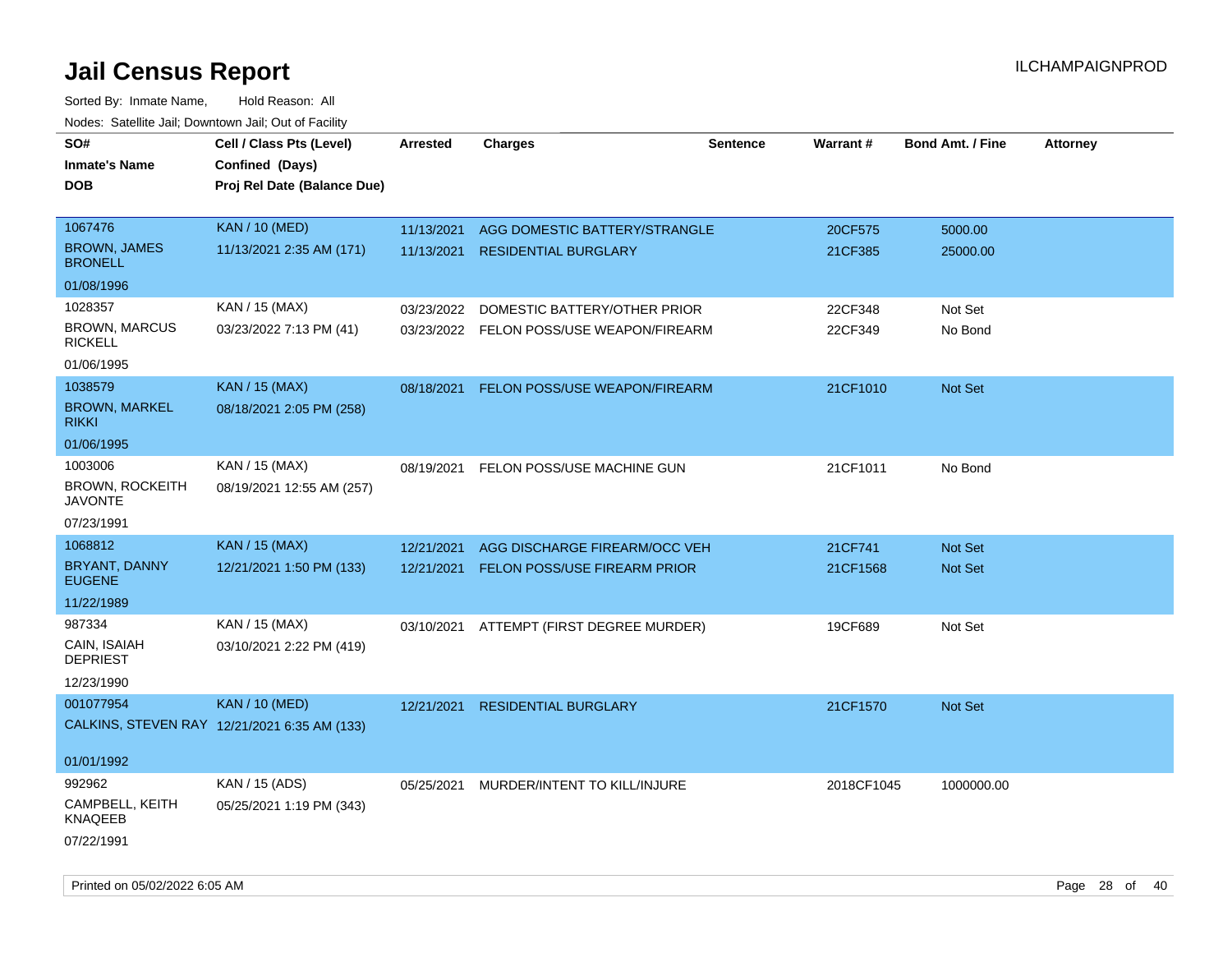# Jail Census Report

ILCHAMPAIGNPROD

Sorted By: Inmate Name, Hold Reason: All

Nodes: Satellite Jail; Downtown Jail; Out of Facility

| SO# / Inmate's Name / DOB | Cell / Class Pts (Level) / Confined (Days) / Proj Rel Date (Balance Due) | Arrested | Charges | Sentence | Warrant # | Bond Amt. / Fine | Attorney |
|---|---|---|---|---|---|---|---|
| 1067476<br>BROWN, JAMES BRONELL<br>01/08/1996 | KAN / 10 (MED)<br>11/13/2021 2:35 AM (171) | 11/13/2021<br>11/13/2021 | AGG DOMESTIC BATTERY/STRANGLE<br>RESIDENTIAL BURGLARY | | 20CF575<br>21CF385 | 5000.00<br>25000.00 | |
| 1028357<br>BROWN, MARCUS RICKELL<br>01/06/1995 | KAN / 15 (MAX)<br>03/23/2022 7:13 PM (41) | 03/23/2022<br>03/23/2022 | DOMESTIC BATTERY/OTHER PRIOR<br>FELON POSS/USE WEAPON/FIREARM | | 22CF348<br>22CF349 | Not Set<br>No Bond | |
| 1038579<br>BROWN, MARKEL RIKKI<br>01/06/1995 | KAN / 15 (MAX)<br>08/18/2021 2:05 PM (258) | 08/18/2021 | FELON POSS/USE WEAPON/FIREARM | | 21CF1010 | Not Set | |
| 1003006<br>BROWN, ROCKEITH JAVONTE<br>07/23/1991 | KAN / 15 (MAX)<br>08/19/2021 12:55 AM (257) | 08/19/2021 | FELON POSS/USE MACHINE GUN | | 21CF1011 | No Bond | |
| 1068812<br>BRYANT, DANNY EUGENE<br>11/22/1989 | KAN / 15 (MAX)<br>12/21/2021 1:50 PM (133) | 12/21/2021<br>12/21/2021 | AGG DISCHARGE FIREARM/OCC VEH<br>FELON POSS/USE FIREARM PRIOR | | 21CF741<br>21CF1568 | Not Set<br>Not Set | |
| 987334<br>CAIN, ISAIAH DEPRIEST<br>12/23/1990 | KAN / 15 (MAX)<br>03/10/2021 2:22 PM (419) | 03/10/2021 | ATTEMPT (FIRST DEGREE MURDER) | | 19CF689 | Not Set | |
| 001077954<br>CALKINS, STEVEN RAY<br>01/01/1992 | KAN / 10 (MED)<br>12/21/2021 6:35 AM (133) | 12/21/2021 | RESIDENTIAL BURGLARY | | 21CF1570 | Not Set | |
| 992962<br>CAMPBELL, KEITH KNAQEEB<br>07/22/1991 | KAN / 15 (ADS)<br>05/25/2021 1:19 PM (343) | 05/25/2021 | MURDER/INTENT TO KILL/INJURE | | 2018CF1045 | 1000000.00 | |

Printed on 05/02/2022 6:05 AM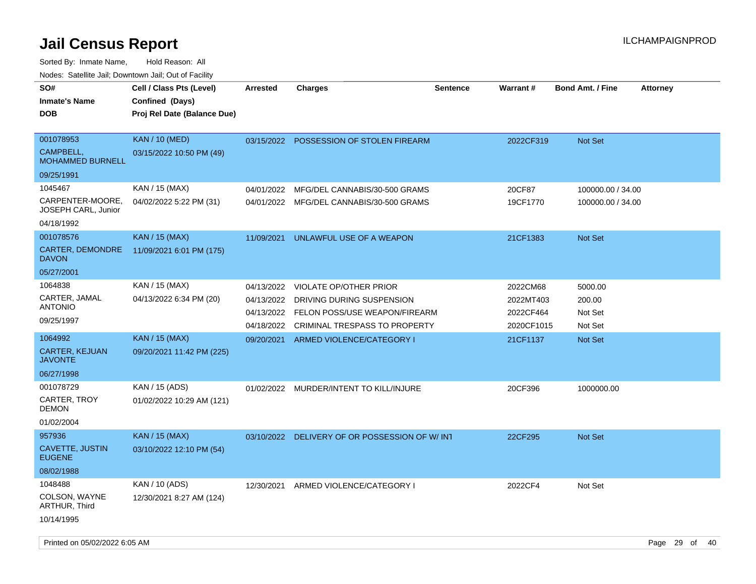# Jail Census Report

Sorted By: Inmate Name, Hold Reason: All

Nodes: Satellite Jail; Downtown Jail; Out of Facility

| SO# / Inmate's Name / DOB | Cell / Class Pts (Level) / Confined (Days) / Proj Rel Date (Balance Due) | Arrested | Charges | Sentence | Warrant # | Bond Amt. / Fine | Attorney |
|---|---|---|---|---|---|---|---|
| 001078953<br>CAMPBELL, MOHAMMED BURNELL<br>09/25/1991 | KAN / 10 (MED)<br>03/15/2022 10:50 PM (49) | 03/15/2022 | POSSESSION OF STOLEN FIREARM | | 2022CF319 | Not Set | |
| 1045467<br>CARPENTER-MOORE, JOSEPH CARL, Junior<br>04/18/1992 | KAN / 15 (MAX)<br>04/02/2022 5:22 PM (31) | 04/01/2022 | MFG/DEL CANNABIS/30-500 GRAMS | | 20CF87 | 100000.00 / 34.00 | |
| | | 04/01/2022 | MFG/DEL CANNABIS/30-500 GRAMS | | 19CF1770 | 100000.00 / 34.00 | |
| 001078576<br>CARTER, DEMONDRE DAVON<br>05/27/2001 | KAN / 15 (MAX)<br>11/09/2021 6:01 PM (175) | 11/09/2021 | UNLAWFUL USE OF A WEAPON | | 21CF1383 | Not Set | |
| 1064838<br>CARTER, JAMAL ANTONIO<br>09/25/1997 | KAN / 15 (MAX)<br>04/13/2022 6:34 PM (20) | 04/13/2022 | VIOLATE OP/OTHER PRIOR | | 2022CM68 | 5000.00 | |
| | | 04/13/2022 | DRIVING DURING SUSPENSION | | 2022MT403 | 200.00 | |
| | | 04/13/2022 | FELON POSS/USE WEAPON/FIREARM | | 2022CF464 | Not Set | |
| | | 04/18/2022 | CRIMINAL TRESPASS TO PROPERTY | | 2020CF1015 | Not Set | |
| 1064992<br>CARTER, KEJUAN JAVONTE<br>06/27/1998 | KAN / 15 (MAX)<br>09/20/2021 11:42 PM (225) | 09/20/2021 | ARMED VIOLENCE/CATEGORY I | | 21CF1137 | Not Set | |
| 001078729<br>CARTER, TROY DEMON<br>01/02/2004 | KAN / 15 (ADS)<br>01/02/2022 10:29 AM (121) | 01/02/2022 | MURDER/INTENT TO KILL/INJURE | | 20CF396 | 1000000.00 | |
| 957936<br>CAVETTE, JUSTIN EUGENE<br>08/02/1988 | KAN / 15 (MAX)<br>03/10/2022 12:10 PM (54) | 03/10/2022 | DELIVERY OF OR POSSESSION OF W/ INT | | 22CF295 | Not Set | |
| 1048488<br>COLSON, WAYNE ARTHUR, Third<br>10/14/1995 | KAN / 10 (ADS)<br>12/30/2021 8:27 AM (124) | 12/30/2021 | ARMED VIOLENCE/CATEGORY I | | 2022CF4 | Not Set | |

Printed on 05/02/2022 6:05 AM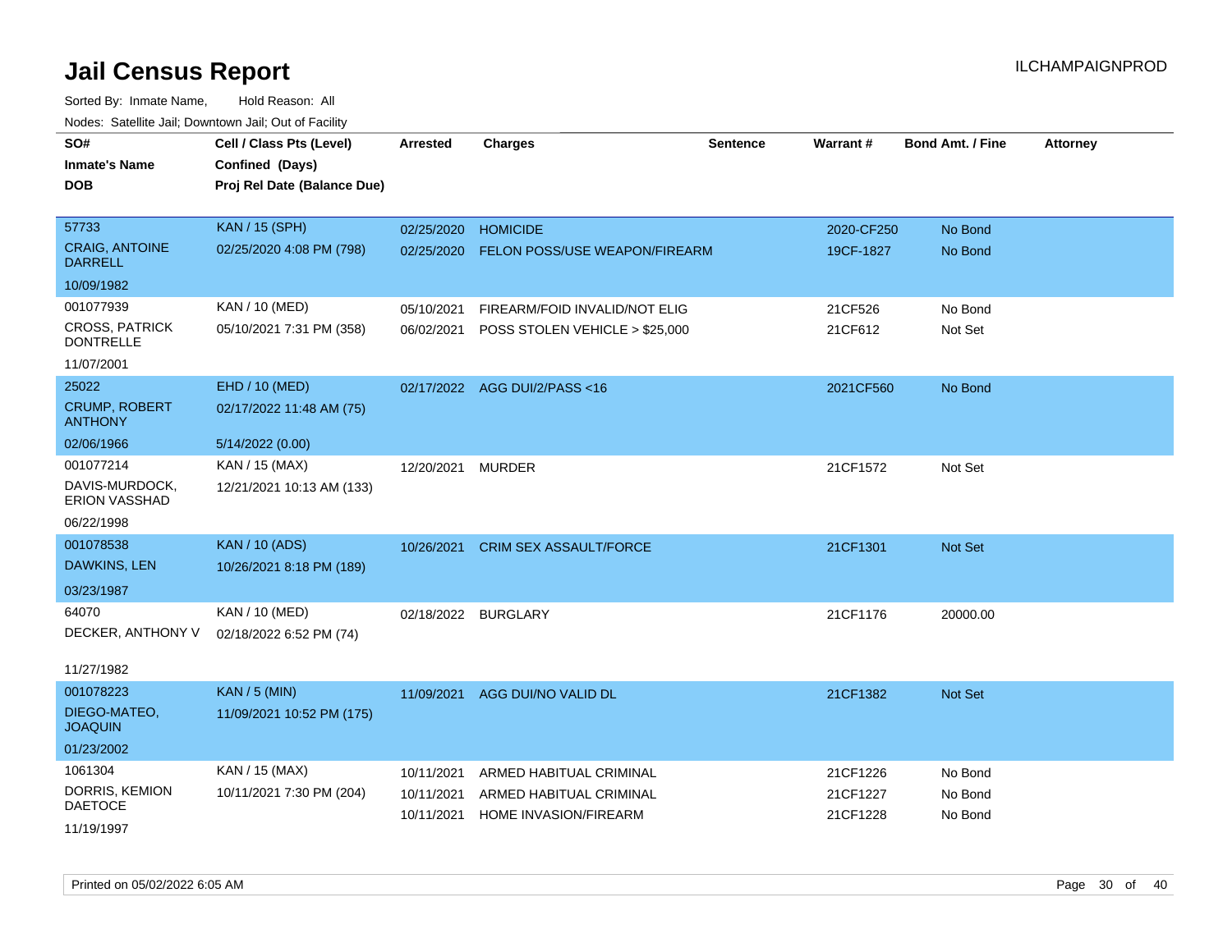# Jail Census Report

ILCHAMPAIGNPROD

Sorted By: Inmate Name, Hold Reason: All

Nodes: Satellite Jail; Downtown Jail; Out of Facility

| SO# / Inmate's Name / DOB | Cell / Class Pts (Level) / Confined (Days) / Proj Rel Date (Balance Due) | Arrested | Charges | Sentence | Warrant # | Bond Amt. / Fine | Attorney |
|---|---|---|---|---|---|---|---|
| 57733<br>CRAIG, ANTOINE DARRELL<br>10/09/1982 | KAN / 15 (SPH)<br>02/25/2020 4:08 PM (798) | 02/25/2020<br>02/25/2020 | HOMICIDE<br>FELON POSS/USE WEAPON/FIREARM | | 2020-CF250<br>19CF-1827 | No Bond<br>No Bond | |
| 001077939<br>CROSS, PATRICK DONTRELLE<br>11/07/2001 | KAN / 10 (MED)<br>05/10/2021 7:31 PM (358) | 05/10/2021<br>06/02/2021 | FIREARM/FOID INVALID/NOT ELIG<br>POSS STOLEN VEHICLE > $25,000 | | 21CF526<br>21CF612 | No Bond<br>Not Set | |
| 25022<br>CRUMP, ROBERT ANTHONY<br>02/06/1966 | EHD / 10 (MED)<br>02/17/2022 11:48 AM (75)<br>5/14/2022 (0.00) | 02/17/2022 | AGG DUI/2/PASS <16 | | 2021CF560 | No Bond | |
| 001077214<br>DAVIS-MURDOCK, ERION VASSHAD<br>06/22/1998 | KAN / 15 (MAX)<br>12/21/2021 10:13 AM (133) | 12/20/2021 | MURDER | | 21CF1572 | Not Set | |
| 001078538<br>DAWKINS, LEN<br>03/23/1987 | KAN / 10 (ADS)<br>10/26/2021 8:18 PM (189) | 10/26/2021 | CRIM SEX ASSAULT/FORCE | | 21CF1301 | Not Set | |
| 64070<br>DECKER, ANTHONY V<br>11/27/1982 | KAN / 10 (MED)<br>02/18/2022 6:52 PM (74) | 02/18/2022 | BURGLARY | | 21CF1176 | 20000.00 | |
| 001078223<br>DIEGO-MATEO, JOAQUIN<br>01/23/2002 | KAN / 5 (MIN)<br>11/09/2021 10:52 PM (175) | 11/09/2021 | AGG DUI/NO VALID DL | | 21CF1382 | Not Set | |
| 1061304<br>DORRIS, KEMION DAETOCE<br>11/19/1997 | KAN / 15 (MAX)<br>10/11/2021 7:30 PM (204) | 10/11/2021<br>10/11/2021<br>10/11/2021 | ARMED HABITUAL CRIMINAL<br>ARMED HABITUAL CRIMINAL<br>HOME INVASION/FIREARM | | 21CF1226<br>21CF1227<br>21CF1228 | No Bond<br>No Bond<br>No Bond | |

Printed on 05/02/2022 6:05 AM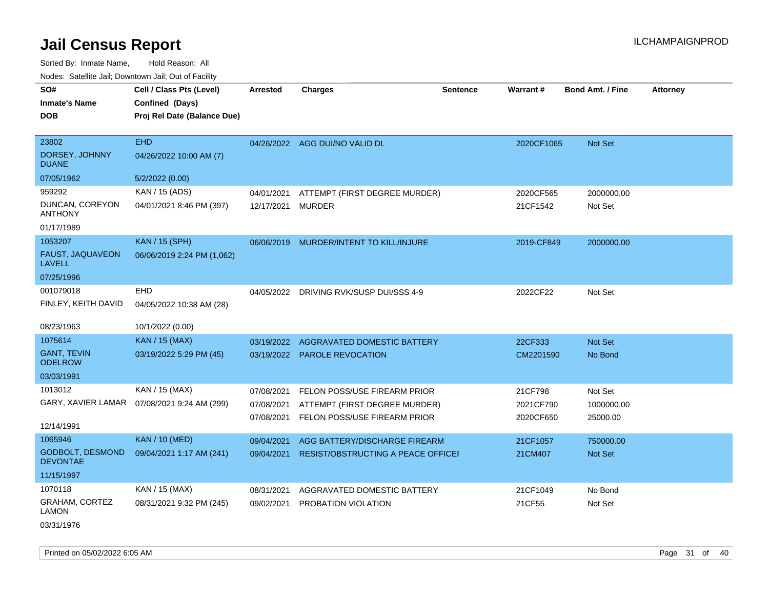# Jail Census Report

ILCHAMPAIGNPROD

Sorted By: Inmate Name, Hold Reason: All

Nodes: Satellite Jail; Downtown Jail; Out of Facility

| SO# / Inmate's Name / DOB | Cell / Class Pts (Level) / Confined (Days) / Proj Rel Date (Balance Due) | Arrested | Charges | Sentence | Warrant # | Bond Amt. / Fine | Attorney |
|---|---|---|---|---|---|---|---|
| 23802<br>DORSEY, JOHNNY DUANE<br>07/05/1962 | EHD<br>04/26/2022 10:00 AM (7)<br>5/2/2022 (0.00) | 04/26/2022 | AGG DUI/NO VALID DL | | 2020CF1065 | Not Set | |
| 959292<br>DUNCAN, COREYON ANTHONY<br>01/17/1989 | KAN / 15 (ADS)<br>04/01/2021 8:46 PM (397) | 04/01/2021<br>12/17/2021 | ATTEMPT (FIRST DEGREE MURDER)<br>MURDER | | 2020CF565<br>21CF1542 | 2000000.00<br>Not Set | |
| 1053207<br>FAUST, JAQUAVEON LAVELL<br>07/25/1996 | KAN / 15 (SPH)<br>06/06/2019 2:24 PM (1,062) | 06/06/2019 | MURDER/INTENT TO KILL/INJURE | | 2019-CF849 | 2000000.00 | |
| 001079018<br>FINLEY, KEITH DAVID<br>08/23/1963 | EHD<br>04/05/2022 10:38 AM (28)<br>10/1/2022 (0.00) | 04/05/2022 | DRIVING RVK/SUSP DUI/SSS 4-9 | | 2022CF22 | Not Set | |
| 1075614<br>GANT, TEVIN ODELROW<br>03/03/1991 | KAN / 15 (MAX)<br>03/19/2022 5:29 PM (45) | 03/19/2022<br>03/19/2022 | AGGRAVATED DOMESTIC BATTERY<br>PAROLE REVOCATION | | 22CF333<br>CM2201590 | Not Set<br>No Bond | |
| 1013012<br>GARY, XAVIER LAMAR<br>12/14/1991 | KAN / 15 (MAX)<br>07/08/2021 9:24 AM (299) | 07/08/2021<br>07/08/2021<br>07/08/2021 | FELON POSS/USE FIREARM PRIOR<br>ATTEMPT (FIRST DEGREE MURDER)<br>FELON POSS/USE FIREARM PRIOR | | 21CF798<br>2021CF790<br>2020CF650 | Not Set<br>1000000.00<br>25000.00 | |
| 1065946<br>GODBOLT, DESMOND DEVONTAE<br>11/15/1997 | KAN / 10 (MED)<br>09/04/2021 1:17 AM (241) | 09/04/2021<br>09/04/2021 | AGG BATTERY/DISCHARGE FIREARM<br>RESIST/OBSTRUCTING A PEACE OFFICEI | | 21CF1057<br>21CM407 | 750000.00<br>Not Set | |
| 1070118<br>GRAHAM, CORTEZ LAMON<br>03/31/1976 | KAN / 15 (MAX)<br>08/31/2021 9:32 PM (245) | 08/31/2021<br>09/02/2021 | AGGRAVATED DOMESTIC BATTERY<br>PROBATION VIOLATION | | 21CF1049<br>21CF55 | No Bond<br>Not Set | |

Printed on 05/02/2022 6:05 AM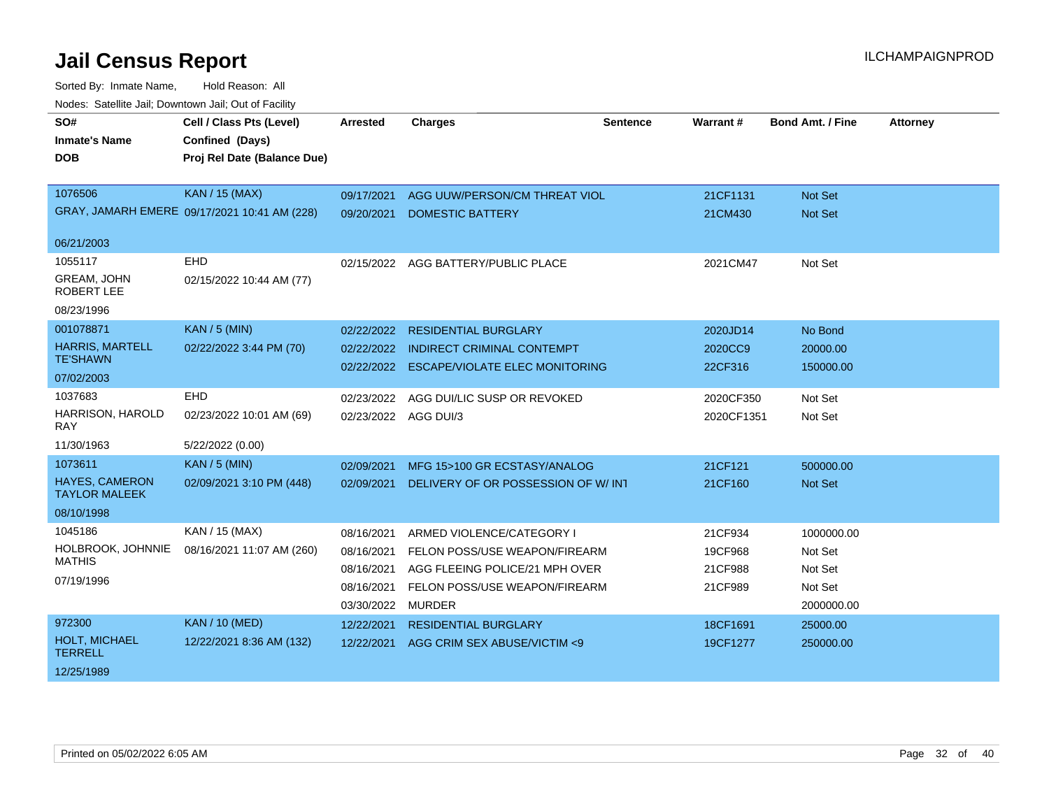# Jail Census Report

ILCHAMPAIGNPROD

Sorted By: Inmate Name, Hold Reason: All

Nodes: Satellite Jail; Downtown Jail; Out of Facility

| SO# / Inmate's Name / DOB | Cell / Class Pts (Level) / Confined (Days) / Proj Rel Date (Balance Due) | Arrested | Charges | Sentence | Warrant # | Bond Amt. / Fine | Attorney |
|---|---|---|---|---|---|---|---|
| 1076506 | KAN / 15 (MAX) | 09/17/2021 | AGG UUW/PERSON/CM THREAT VIOL | | 21CF1131 | Not Set | |
| GRAY, JAMARH EMERE | 09/17/2021 10:41 AM (228) | 09/20/2021 | DOMESTIC BATTERY | | 21CM430 | Not Set | |
| 06/21/2003 | | | | | | | |
| 1055117 | EHD | 02/15/2022 | AGG BATTERY/PUBLIC PLACE | | 2021CM47 | Not Set | |
| GREAM, JOHN ROBERT LEE | 02/15/2022 10:44 AM (77) | | | | | | |
| 08/23/1996 | | | | | | | |
| 001078871 | KAN / 5 (MIN) | 02/22/2022 | RESIDENTIAL BURGLARY | | 2020JD14 | No Bond | |
| HARRIS, MARTELL TE'SHAWN | 02/22/2022 3:44 PM (70) | 02/22/2022 | INDIRECT CRIMINAL CONTEMPT | | 2020CC9 | 20000.00 | |
| 07/02/2003 | | 02/22/2022 | ESCAPE/VIOLATE ELEC MONITORING | | 22CF316 | 150000.00 | |
| 1037683 | EHD | 02/23/2022 | AGG DUI/LIC SUSP OR REVOKED | | 2020CF350 | Not Set | |
| HARRISON, HAROLD RAY | 02/23/2022 10:01 AM (69) | 02/23/2022 | AGG DUI/3 | | 2020CF1351 | Not Set | |
| 11/30/1963 | 5/22/2022 (0.00) | | | | | | |
| 1073611 | KAN / 5 (MIN) | 02/09/2021 | MFG 15>100 GR ECSTASY/ANALOG | | 21CF121 | 500000.00 | |
| HAYES, CAMERON TAYLOR MALEEK | 02/09/2021 3:10 PM (448) | 02/09/2021 | DELIVERY OF OR POSSESSION OF W/ INT | | 21CF160 | Not Set | |
| 08/10/1998 | | | | | | | |
| 1045186 | KAN / 15 (MAX) | 08/16/2021 | ARMED VIOLENCE/CATEGORY I | | 21CF934 | 1000000.00 | |
| HOLBROOK, JOHNNIE MATHIS | 08/16/2021 11:07 AM (260) | 08/16/2021 | FELON POSS/USE WEAPON/FIREARM | | 19CF968 | Not Set | |
| 07/19/1996 | | 08/16/2021 | AGG FLEEING POLICE/21 MPH OVER | | 21CF988 | Not Set | |
| | | 08/16/2021 | FELON POSS/USE WEAPON/FIREARM | | 21CF989 | Not Set | |
| | | 03/30/2022 | MURDER | | | 2000000.00 | |
| 972300 | KAN / 10 (MED) | 12/22/2021 | RESIDENTIAL BURGLARY | | 18CF1691 | 25000.00 | |
| HOLT, MICHAEL TERRELL | 12/22/2021 8:36 AM (132) | 12/22/2021 | AGG CRIM SEX ABUSE/VICTIM <9 | | 19CF1277 | 250000.00 | |
| 12/25/1989 | | | | | | | |

Printed on 05/02/2022 6:05 AM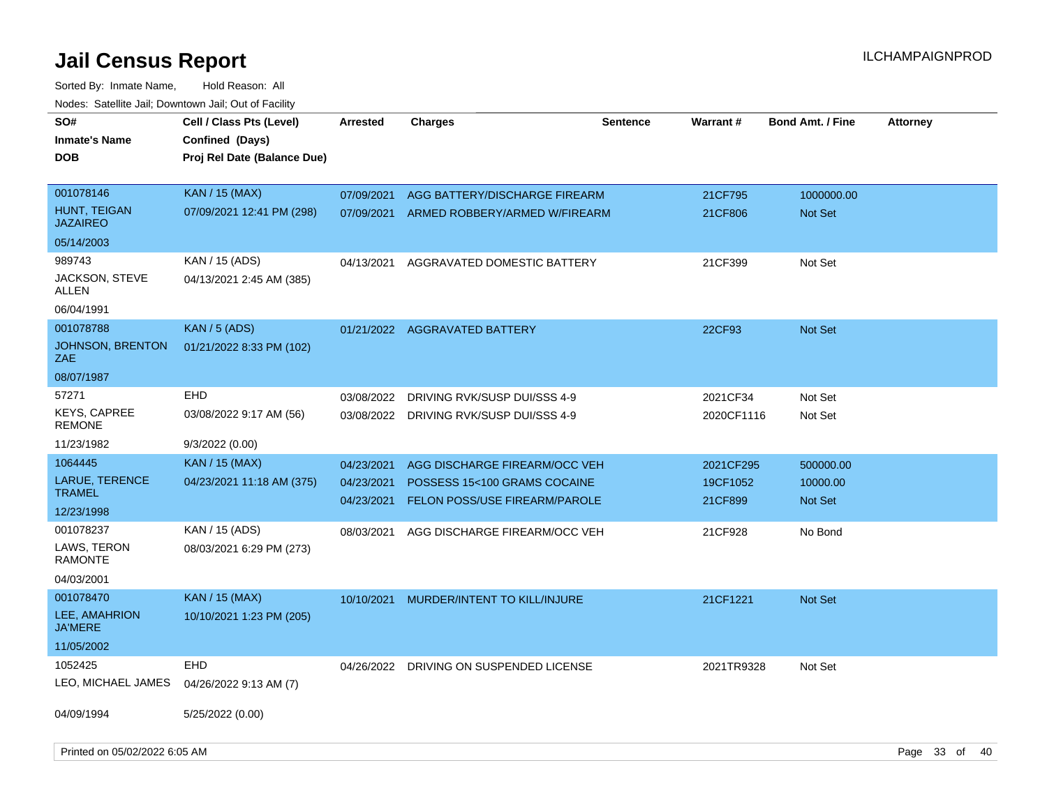# Jail Census Report

Sorted By: Inmate Name, Hold Reason: All

Nodes: Satellite Jail; Downtown Jail; Out of Facility

| SO# / Inmate's Name / DOB | Cell / Class Pts (Level) / Confined (Days) / Proj Rel Date (Balance Due) | Arrested | Charges | Sentence | Warrant # | Bond Amt. / Fine | Attorney |
|---|---|---|---|---|---|---|---|
| 001078146<br>HUNT, TEIGAN JAZAIREO<br>05/14/2003 | KAN / 15 (MAX)<br>07/09/2021 12:41 PM (298) | 07/09/2021<br>07/09/2021 | AGG BATTERY/DISCHARGE FIREARM<br>ARMED ROBBERY/ARMED W/FIREARM | | 21CF795<br>21CF806 | 1000000.00<br>Not Set | |
| 989743<br>JACKSON, STEVE ALLEN<br>06/04/1991 | KAN / 15 (ADS)<br>04/13/2021 2:45 AM (385) | 04/13/2021 | AGGRAVATED DOMESTIC BATTERY | | 21CF399 | Not Set | |
| 001078788<br>JOHNSON, BRENTON ZAE<br>08/07/1987 | KAN / 5 (ADS)<br>01/21/2022 8:33 PM (102) | 01/21/2022 | AGGRAVATED BATTERY | | 22CF93 | Not Set | |
| 57271<br>KEYS, CAPREE REMONE<br>11/23/1982 | EHD<br>03/08/2022 9:17 AM (56)<br>9/3/2022 (0.00) | 03/08/2022<br>03/08/2022 | DRIVING RVK/SUSP DUI/SSS 4-9<br>DRIVING RVK/SUSP DUI/SSS 4-9 | | 2021CF34<br>2020CF1116 | Not Set<br>Not Set | |
| 1064445<br>LARUE, TERENCE TRAMEL<br>12/23/1998 | KAN / 15 (MAX)<br>04/23/2021 11:18 AM (375) | 04/23/2021<br>04/23/2021<br>04/23/2021 | AGG DISCHARGE FIREARM/OCC VEH<br>POSSESS 15<100 GRAMS COCAINE<br>FELON POSS/USE FIREARM/PAROLE | | 2021CF295<br>19CF1052<br>21CF899 | 500000.00<br>10000.00<br>Not Set | |
| 001078237<br>LAWS, TERON RAMONTE<br>04/03/2001 | KAN / 15 (ADS)<br>08/03/2021 6:29 PM (273) | 08/03/2021 | AGG DISCHARGE FIREARM/OCC VEH | | 21CF928 | No Bond | |
| 001078470<br>LEE, AMAHRION JA'MERE<br>11/05/2002 | KAN / 15 (MAX)<br>10/10/2021 1:23 PM (205) | 10/10/2021 | MURDER/INTENT TO KILL/INJURE | | 21CF1221 | Not Set | |
| 1052425<br>LEO, MICHAEL JAMES<br>04/09/1994 | EHD<br>04/26/2022 9:13 AM (7)<br>5/25/2022 (0.00) | 04/26/2022 | DRIVING ON SUSPENDED LICENSE | | 2021TR9328 | Not Set | |

Printed on 05/02/2022 6:05 AM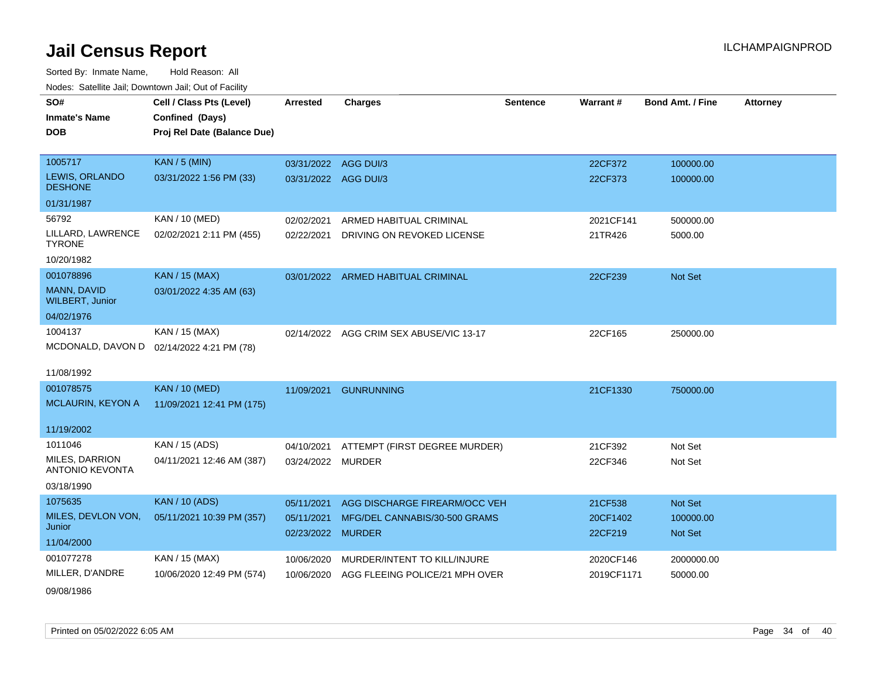# Jail Census Report

ILCHAMPAIGNPROD

Sorted By: Inmate Name, Hold Reason: All

Nodes: Satellite Jail; Downtown Jail; Out of Facility

| SO# / Inmate's Name / DOB | Cell / Class Pts (Level) / Confined (Days) / Proj Rel Date (Balance Due) | Arrested | Charges | Sentence | Warrant # | Bond Amt. / Fine | Attorney |
|---|---|---|---|---|---|---|---|
| 1005717<br>LEWIS, ORLANDO DESHONE<br>01/31/1987 | KAN / 5 (MIN)<br>03/31/2022 1:56 PM (33) | 03/31/2022<br>03/31/2022 | AGG DUI/3<br>AGG DUI/3 | | 22CF372<br>22CF373 | 100000.00<br>100000.00 | |
| 56792<br>LILLARD, LAWRENCE TYRONE<br>10/20/1982 | KAN / 10 (MED)<br>02/02/2021 2:11 PM (455) | 02/02/2021<br>02/22/2021 | ARMED HABITUAL CRIMINAL<br>DRIVING ON REVOKED LICENSE | | 2021CF141<br>21TR426 | 500000.00<br>5000.00 | |
| 001078896<br>MANN, DAVID WILBERT, Junior<br>04/02/1976 | KAN / 15 (MAX)<br>03/01/2022 4:35 AM (63) | 03/01/2022 | ARMED HABITUAL CRIMINAL | | 22CF239 | Not Set | |
| 1004137<br>MCDONALD, DAVON D<br>11/08/1992 | KAN / 15 (MAX)<br>02/14/2022 4:21 PM (78) | 02/14/2022 | AGG CRIM SEX ABUSE/VIC 13-17 | | 22CF165 | 250000.00 | |
| 001078575<br>MCLAURIN, KEYON A<br>11/19/2002 | KAN / 10 (MED)<br>11/09/2021 12:41 PM (175) | 11/09/2021 | GUNRUNNING | | 21CF1330 | 750000.00 | |
| 1011046<br>MILES, DARRION ANTONIO KEVONTA<br>03/18/1990 | KAN / 15 (ADS)<br>04/11/2021 12:46 AM (387) | 04/10/2021<br>03/24/2022 | ATTEMPT (FIRST DEGREE MURDER)<br>MURDER | | 21CF392<br>22CF346 | Not Set<br>Not Set | |
| 1075635<br>MILES, DEVLON VON, Junior<br>11/04/2000 | KAN / 10 (ADS)<br>05/11/2021 10:39 PM (357) | 05/11/2021<br>05/11/2021<br>02/23/2022 | AGG DISCHARGE FIREARM/OCC VEH<br>MFG/DEL CANNABIS/30-500 GRAMS<br>MURDER | | 21CF538<br>20CF1402<br>22CF219 | Not Set<br>100000.00<br>Not Set | |
| 001077278<br>MILLER, D'ANDRE<br>09/08/1986 | KAN / 15 (MAX)<br>10/06/2020 12:49 PM (574) | 10/06/2020<br>10/06/2020 | MURDER/INTENT TO KILL/INJURE<br>AGG FLEEING POLICE/21 MPH OVER | | 2020CF146<br>2019CF1171 | 2000000.00<br>50000.00 | |

Printed on 05/02/2022 6:05 AM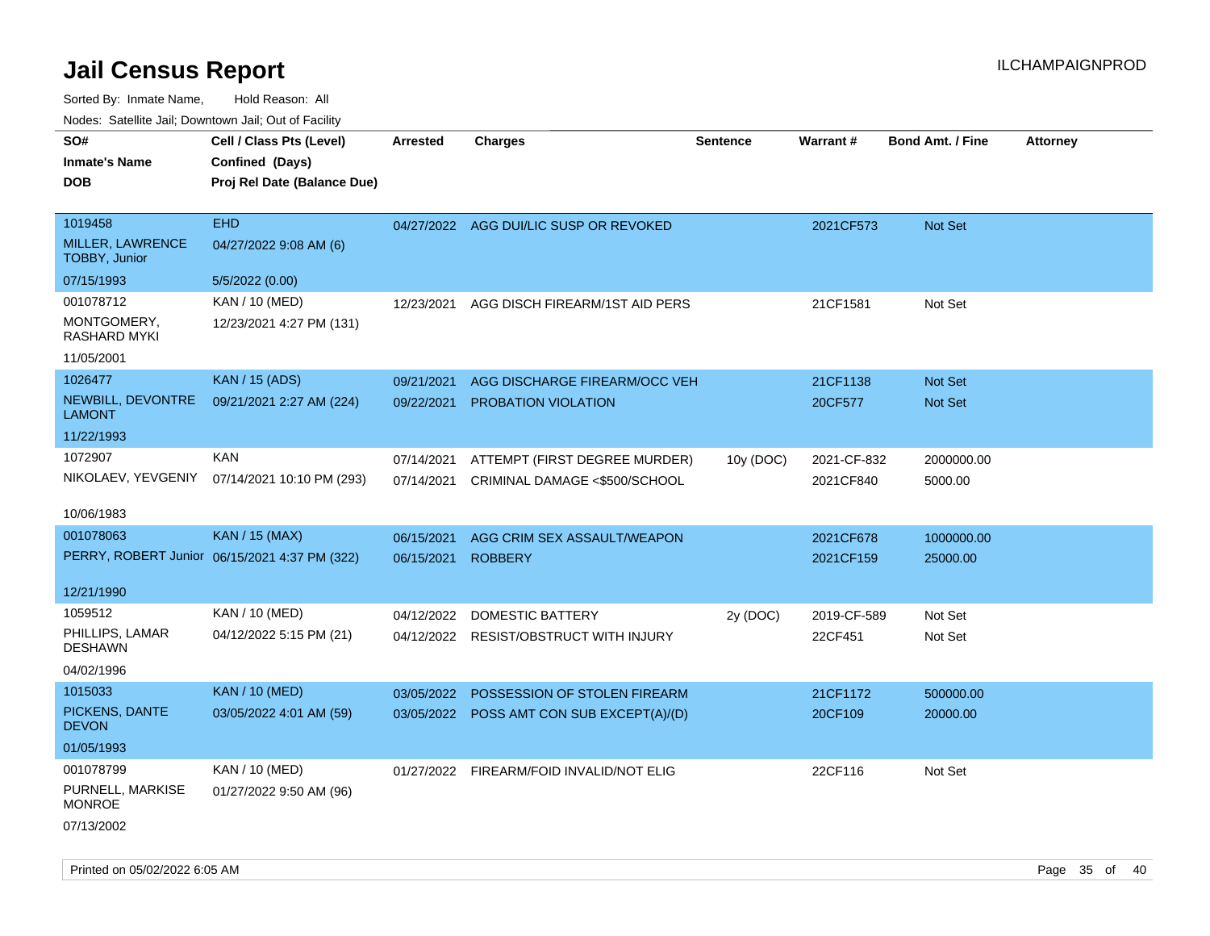# Jail Census Report

ILCHAMPAIGNPROD

Sorted By: Inmate Name, Hold Reason: All

Nodes: Satellite Jail; Downtown Jail; Out of Facility

| SO# / Inmate's Name / DOB | Cell / Class Pts (Level) / Confined (Days) / Proj Rel Date (Balance Due) | Arrested | Charges | Sentence | Warrant # | Bond Amt. / Fine | Attorney |
|---|---|---|---|---|---|---|---|
| 1019458<br>MILLER, LAWRENCE TOBBY, Junior<br>07/15/1993 | EHD<br>04/27/2022 9:08 AM (6)<br>5/5/2022 (0.00) | 04/27/2022 | AGG DUI/LIC SUSP OR REVOKED | | 2021CF573 | Not Set | |
| 001078712<br>MONTGOMERY, RASHARD MYKI<br>11/05/2001 | KAN / 10 (MED)<br>12/23/2021 4:27 PM (131) | 12/23/2021 | AGG DISCH FIREARM/1ST AID PERS | | 21CF1581 | Not Set | |
| 1026477<br>NEWBILL, DEVONTRE LAMONT<br>11/22/1993 | KAN / 15 (ADS)<br>09/21/2021 2:27 AM (224) | 09/21/2021<br>09/22/2021 | AGG DISCHARGE FIREARM/OCC VEH<br>PROBATION VIOLATION | | 21CF1138<br>20CF577 | Not Set<br>Not Set | |
| 1072907<br>NIKOLAEV, YEVGENIY<br>10/06/1983 | KAN<br>07/14/2021 10:10 PM (293) | 07/14/2021<br>07/14/2021 | ATTEMPT (FIRST DEGREE MURDER)<br>CRIMINAL DAMAGE <$500/SCHOOL | 10y (DOC) | 2021-CF-832<br>2021CF840 | 2000000.00<br>5000.00 | |
| 001078063<br>PERRY, ROBERT Junior<br>12/21/1990 | KAN / 15 (MAX)<br>06/15/2021 4:37 PM (322) | 06/15/2021<br>06/15/2021 | AGG CRIM SEX ASSAULT/WEAPON<br>ROBBERY | | 2021CF678<br>2021CF159 | 1000000.00<br>25000.00 | |
| 1059512<br>PHILLIPS, LAMAR DESHAWN<br>04/02/1996 | KAN / 10 (MED)<br>04/12/2022 5:15 PM (21) | 04/12/2022<br>04/12/2022 | DOMESTIC BATTERY<br>RESIST/OBSTRUCT WITH INJURY | 2y (DOC) | 2019-CF-589<br>22CF451 | Not Set<br>Not Set | |
| 1015033<br>PICKENS, DANTE DEVON<br>01/05/1993 | KAN / 10 (MED)<br>03/05/2022 4:01 AM (59) | 03/05/2022<br>03/05/2022 | POSSESSION OF STOLEN FIREARM<br>POSS AMT CON SUB EXCEPT(A)/(D) | | 21CF1172<br>20CF109 | 500000.00<br>20000.00 | |
| 001078799<br>PURNELL, MARKISE MONROE<br>07/13/2002 | KAN / 10 (MED)<br>01/27/2022 9:50 AM (96) | 01/27/2022 | FIREARM/FOID INVALID/NOT ELIG | | 22CF116 | Not Set | |

Printed on 05/02/2022 6:05 AM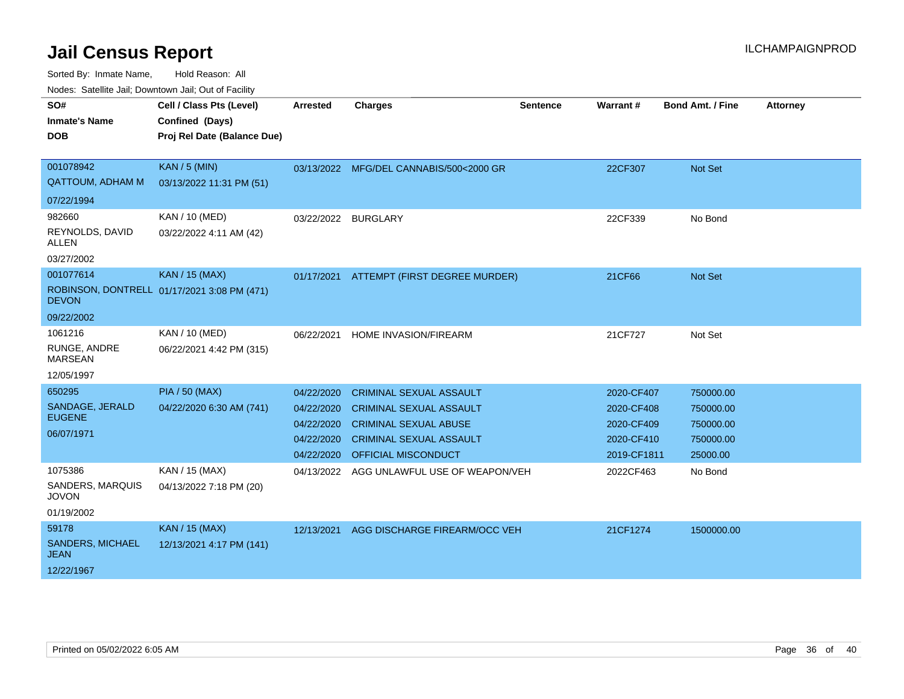# Jail Census Report

ILCHAMPAIGNPROD

Sorted By: Inmate Name, Hold Reason: All

Nodes: Satellite Jail; Downtown Jail; Out of Facility

| SO# / Inmate's Name / DOB | Cell / Class Pts (Level) / Confined (Days) / Proj Rel Date (Balance Due) | Arrested | Charges | Sentence | Warrant # | Bond Amt. / Fine | Attorney |
|---|---|---|---|---|---|---|---|
| 001078942<br>QATTOUM, ADHAM M<br>07/22/1994 | KAN / 5 (MIN)<br>03/13/2022 11:31 PM (51) | 03/13/2022 | MFG/DEL CANNABIS/500<2000 GR | | 22CF307 | Not Set | |
| 982660<br>REYNOLDS, DAVID ALLEN<br>03/27/2002 | KAN / 10 (MED)<br>03/22/2022 4:11 AM (42) | 03/22/2022 | BURGLARY | | 22CF339 | No Bond | |
| 001077614<br>ROBINSON, DONTRELL DEVON<br>09/22/2002 | KAN / 15 (MAX)<br>01/17/2021 3:08 PM (471) | 01/17/2021 | ATTEMPT (FIRST DEGREE MURDER) | | 21CF66 | Not Set | |
| 1061216<br>RUNGE, ANDRE MARSEAN<br>12/05/1997 | KAN / 10 (MED)<br>06/22/2021 4:42 PM (315) | 06/22/2021 | HOME INVASION/FIREARM | | 21CF727 | Not Set | |
| 650295<br>SANDAGE, JERALD EUGENE<br>06/07/1971 | PIA / 50 (MAX)<br>04/22/2020 6:30 AM (741) | 04/22/2020 | CRIMINAL SEXUAL ASSAULT | | 2020-CF407 | 750000.00 | |
| | | 04/22/2020 | CRIMINAL SEXUAL ASSAULT | | 2020-CF408 | 750000.00 | |
| | | 04/22/2020 | CRIMINAL SEXUAL ABUSE | | 2020-CF409 | 750000.00 | |
| | | 04/22/2020 | CRIMINAL SEXUAL ASSAULT | | 2020-CF410 | 750000.00 | |
| | | 04/22/2020 | OFFICIAL MISCONDUCT | | 2019-CF1811 | 25000.00 | |
| 1075386<br>SANDERS, MARQUIS JOVON<br>01/19/2002 | KAN / 15 (MAX)<br>04/13/2022 7:18 PM (20) | 04/13/2022 | AGG UNLAWFUL USE OF WEAPON/VEH | | 2022CF463 | No Bond | |
| 59178<br>SANDERS, MICHAEL JEAN<br>12/22/1967 | KAN / 15 (MAX)<br>12/13/2021 4:17 PM (141) | 12/13/2021 | AGG DISCHARGE FIREARM/OCC VEH | | 21CF1274 | 1500000.00 | |

Printed on 05/02/2022 6:05 AM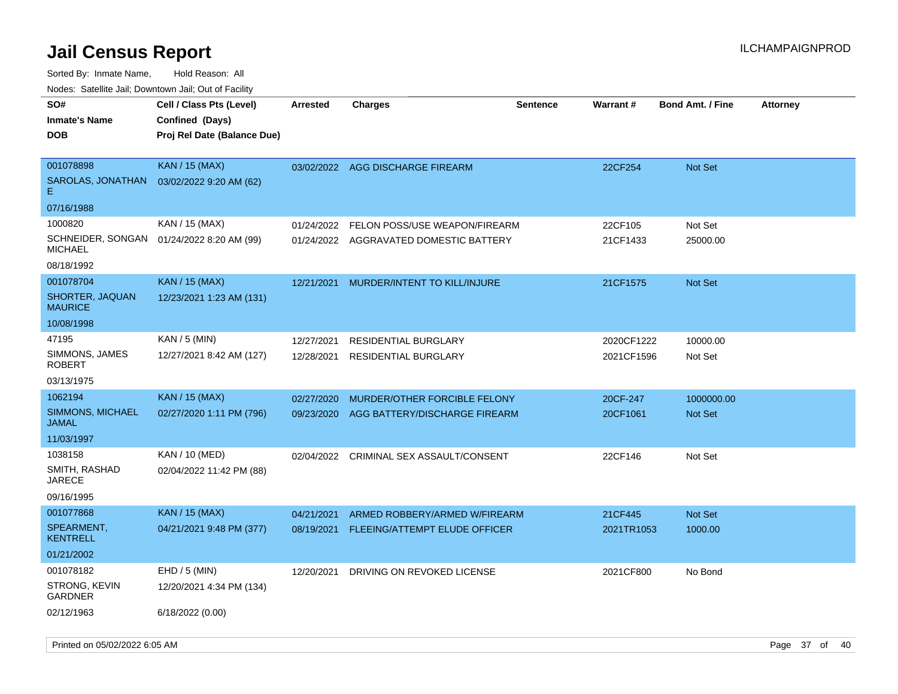# Jail Census Report

ILCHAMPAIGNPROD

Sorted By: Inmate Name, Hold Reason: All

Nodes: Satellite Jail; Downtown Jail; Out of Facility

| SO# / Inmate's Name / DOB | Cell / Class Pts (Level) / Confined (Days) / Proj Rel Date (Balance Due) | Arrested | Charges | Sentence | Warrant # | Bond Amt. / Fine | Attorney |
|---|---|---|---|---|---|---|---|
| 001078898<br>SAROLAS, JONATHAN E<br>07/16/1988 | KAN / 15 (MAX)<br>03/02/2022 9:20 AM (62) | 03/02/2022 | AGG DISCHARGE FIREARM | | 22CF254 | Not Set | |
| 1000820<br>SCHNEIDER, SONGAN MICHAEL<br>08/18/1992 | KAN / 15 (MAX)<br>01/24/2022 8:20 AM (99) | 01/24/2022<br>01/24/2022 | FELON POSS/USE WEAPON/FIREARM<br>AGGRAVATED DOMESTIC BATTERY | | 22CF105<br>21CF1433 | Not Set<br>25000.00 | |
| 001078704<br>SHORTER, JAQUAN MAURICE<br>10/08/1998 | KAN / 15 (MAX)<br>12/23/2021 1:23 AM (131) | 12/21/2021 | MURDER/INTENT TO KILL/INJURE | | 21CF1575 | Not Set | |
| 47195<br>SIMMONS, JAMES ROBERT<br>03/13/1975 | KAN / 5 (MIN)<br>12/27/2021 8:42 AM (127) | 12/27/2021<br>12/28/2021 | RESIDENTIAL BURGLARY<br>RESIDENTIAL BURGLARY | | 2020CF1222<br>2021CF1596 | 10000.00<br>Not Set | |
| 1062194<br>SIMMONS, MICHAEL JAMAL<br>11/03/1997 | KAN / 15 (MAX)<br>02/27/2020 1:11 PM (796) | 02/27/2020<br>09/23/2020 | MURDER/OTHER FORCIBLE FELONY<br>AGG BATTERY/DISCHARGE FIREARM | | 20CF-247<br>20CF1061 | 1000000.00<br>Not Set | |
| 1038158<br>SMITH, RASHAD JARECE<br>09/16/1995 | KAN / 10 (MED)<br>02/04/2022 11:42 PM (88) | 02/04/2022 | CRIMINAL SEX ASSAULT/CONSENT | | 22CF146 | Not Set | |
| 001077868<br>SPEARMENT, KENTRELL<br>01/21/2002 | KAN / 15 (MAX)<br>04/21/2021 9:48 PM (377) | 04/21/2021<br>08/19/2021 | ARMED ROBBERY/ARMED W/FIREARM<br>FLEEING/ATTEMPT ELUDE OFFICER | | 21CF445<br>2021TR1053 | Not Set<br>1000.00 | |
| 001078182<br>STRONG, KEVIN GARDNER<br>02/12/1963 | EHD / 5 (MIN)<br>12/20/2021 4:34 PM (134)<br>6/18/2022 (0.00) | 12/20/2021 | DRIVING ON REVOKED LICENSE | | 2021CF800 | No Bond | |

Printed on 05/02/2022 6:05 AM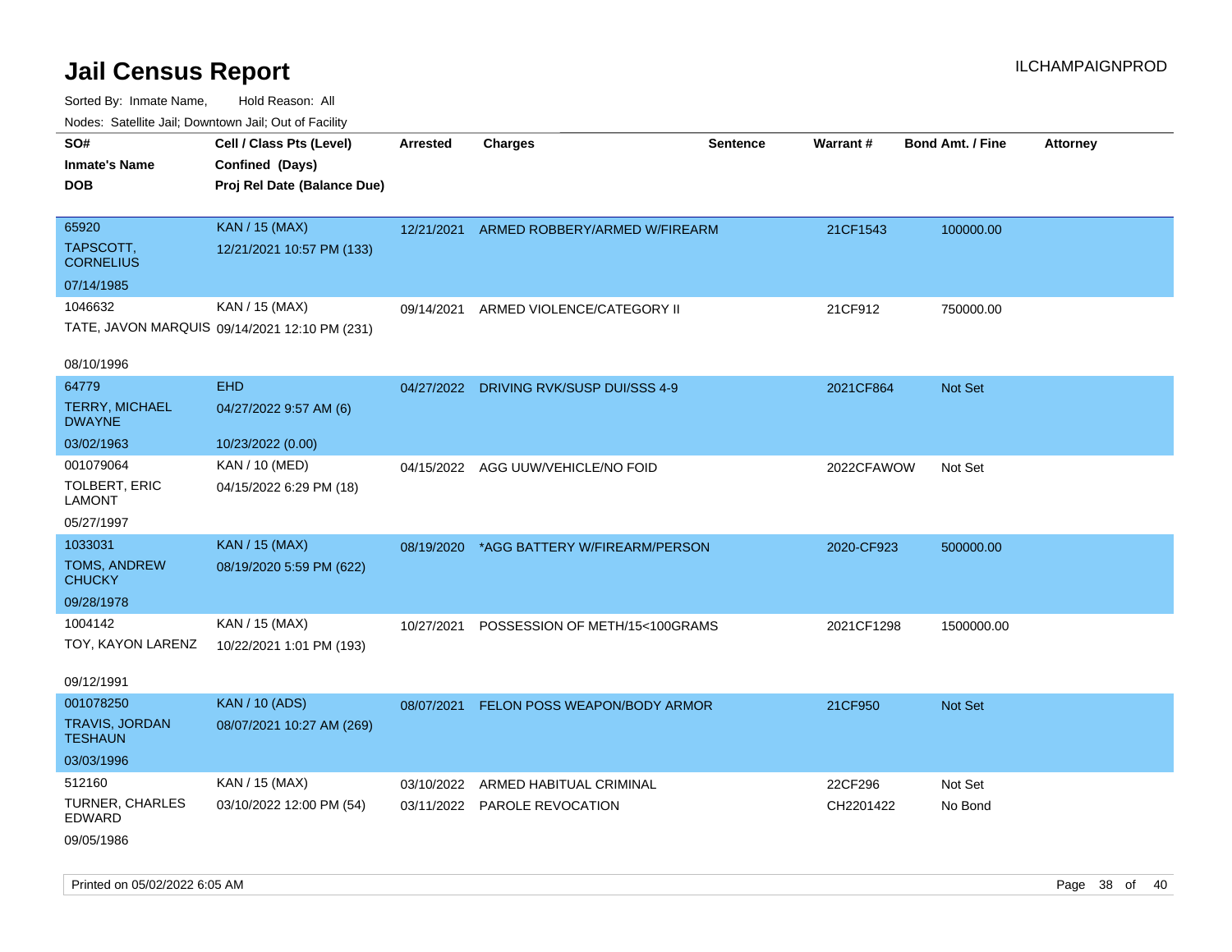# Jail Census Report

ILCHAMPAIGNPROD

Sorted By: Inmate Name, Hold Reason: All

Nodes: Satellite Jail; Downtown Jail; Out of Facility

| SO# / Inmate's Name / DOB | Cell / Class Pts (Level) / Confined (Days) / Proj Rel Date (Balance Due) | Arrested | Charges | Sentence | Warrant # | Bond Amt. / Fine | Attorney |
|---|---|---|---|---|---|---|---|
| 65920<br>TAPSCOTT, CORNELIUS<br>07/14/1985 | KAN / 15 (MAX)<br>12/21/2021 10:57 PM (133) | 12/21/2021 | ARMED ROBBERY/ARMED W/FIREARM | | 21CF1543 | 100000.00 | |
| 1046632<br>TATE, JAVON MARQUIS<br>08/10/1996 | KAN / 15 (MAX)<br>09/14/2021 12:10 PM (231) | 09/14/2021 | ARMED VIOLENCE/CATEGORY II | | 21CF912 | 750000.00 | |
| 64779<br>TERRY, MICHAEL DWAYNE<br>03/02/1963 | EHD<br>04/27/2022 9:57 AM (6)<br>10/23/2022 (0.00) | 04/27/2022 | DRIVING RVK/SUSP DUI/SSS 4-9 | | 2021CF864 | Not Set | |
| 001079064<br>TOLBERT, ERIC LAMONT<br>05/27/1997 | KAN / 10 (MED)<br>04/15/2022 6:29 PM (18) | 04/15/2022 | AGG UUW/VEHICLE/NO FOID | | 2022CFAWOW | Not Set | |
| 1033031<br>TOMS, ANDREW CHUCKY<br>09/28/1978 | KAN / 15 (MAX)<br>08/19/2020 5:59 PM (622) | 08/19/2020 | *AGG BATTERY W/FIREARM/PERSON | | 2020-CF923 | 500000.00 | |
| 1004142<br>TOY, KAYON LARENZ<br>09/12/1991 | KAN / 15 (MAX)<br>10/22/2021 1:01 PM (193) | 10/27/2021 | POSSESSION OF METH/15<100GRAMS | | 2021CF1298 | 1500000.00 | |
| 001078250<br>TRAVIS, JORDAN TESHAUN<br>03/03/1996 | KAN / 10 (ADS)<br>08/07/2021 10:27 AM (269) | 08/07/2021 | FELON POSS WEAPON/BODY ARMOR | | 21CF950 | Not Set | |
| 512160<br>TURNER, CHARLES EDWARD<br>09/05/1986 | KAN / 15 (MAX)<br>03/10/2022 12:00 PM (54) | 03/10/2022<br>03/11/2022 | ARMED HABITUAL CRIMINAL<br>PAROLE REVOCATION | | 22CF296<br>CH2201422 | Not Set<br>No Bond | |

Printed on 05/02/2022 6:05 AM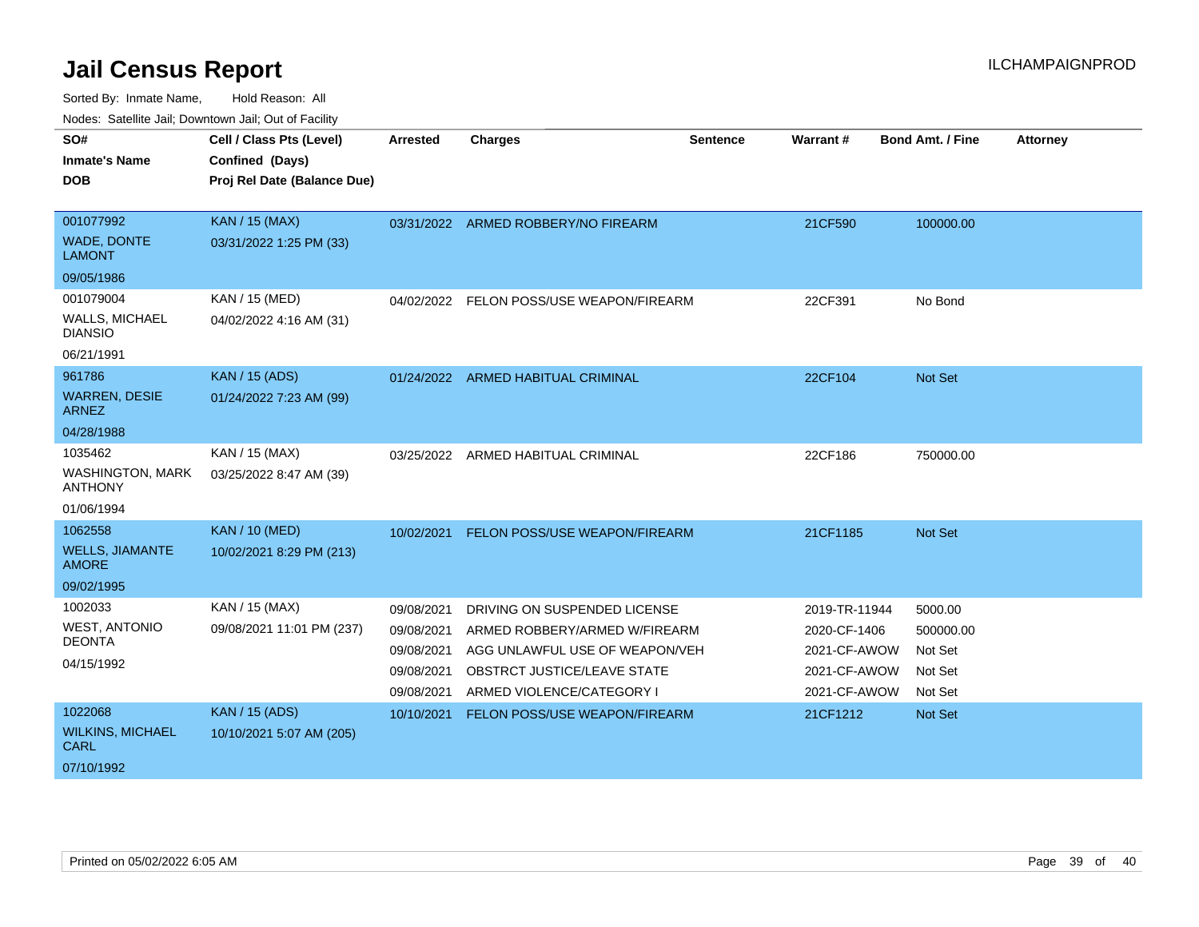# Jail Census Report

ILCHAMPAIGNPROD

Sorted By: Inmate Name, Hold Reason: All

Nodes: Satellite Jail; Downtown Jail; Out of Facility

| SO# / Inmate's Name / DOB | Cell / Class Pts (Level) / Confined (Days) / Proj Rel Date (Balance Due) | Arrested | Charges | Sentence | Warrant # | Bond Amt. / Fine | Attorney |
|---|---|---|---|---|---|---|---|
| 001077992<br>WADE, DONTE LAMONT<br>09/05/1986 | KAN / 15 (MAX)<br>03/31/2022 1:25 PM (33) | 03/31/2022 | ARMED ROBBERY/NO FIREARM | | 21CF590 | 100000.00 | |
| 001079004<br>WALLS, MICHAEL DIANSIO<br>06/21/1991 | KAN / 15 (MED)<br>04/02/2022 4:16 AM (31) | 04/02/2022 | FELON POSS/USE WEAPON/FIREARM | | 22CF391 | No Bond | |
| 961786<br>WARREN, DESIE ARNEZ<br>04/28/1988 | KAN / 15 (ADS)<br>01/24/2022 7:23 AM (99) | 01/24/2022 | ARMED HABITUAL CRIMINAL | | 22CF104 | Not Set | |
| 1035462<br>WASHINGTON, MARK ANTHONY<br>01/06/1994 | KAN / 15 (MAX)<br>03/25/2022 8:47 AM (39) | 03/25/2022 | ARMED HABITUAL CRIMINAL | | 22CF186 | 750000.00 | |
| 1062558<br>WELLS, JIAMANTE AMORE<br>09/02/1995 | KAN / 10 (MED)<br>10/02/2021 8:29 PM (213) | 10/02/2021 | FELON POSS/USE WEAPON/FIREARM | | 21CF1185 | Not Set | |
| 1002033<br>WEST, ANTONIO DEONTA<br>04/15/1992 | KAN / 15 (MAX)<br>09/08/2021 11:01 PM (237) | 09/08/2021 | DRIVING ON SUSPENDED LICENSE | | 2019-TR-11944 | 5000.00 | |
| | | 09/08/2021 | ARMED ROBBERY/ARMED W/FIREARM | | 2020-CF-1406 | 500000.00 | |
| | | 09/08/2021 | AGG UNLAWFUL USE OF WEAPON/VEH | | 2021-CF-AWOW | Not Set | |
| | | 09/08/2021 | OBSTRCT JUSTICE/LEAVE STATE | | 2021-CF-AWOW | Not Set | |
| | | 09/08/2021 | ARMED VIOLENCE/CATEGORY I | | 2021-CF-AWOW | Not Set | |
| 1022068<br>WILKINS, MICHAEL CARL<br>07/10/1992 | KAN / 15 (ADS)<br>10/10/2021 5:07 AM (205) | 10/10/2021 | FELON POSS/USE WEAPON/FIREARM | | 21CF1212 | Not Set | |

Printed on 05/02/2022 6:05 AM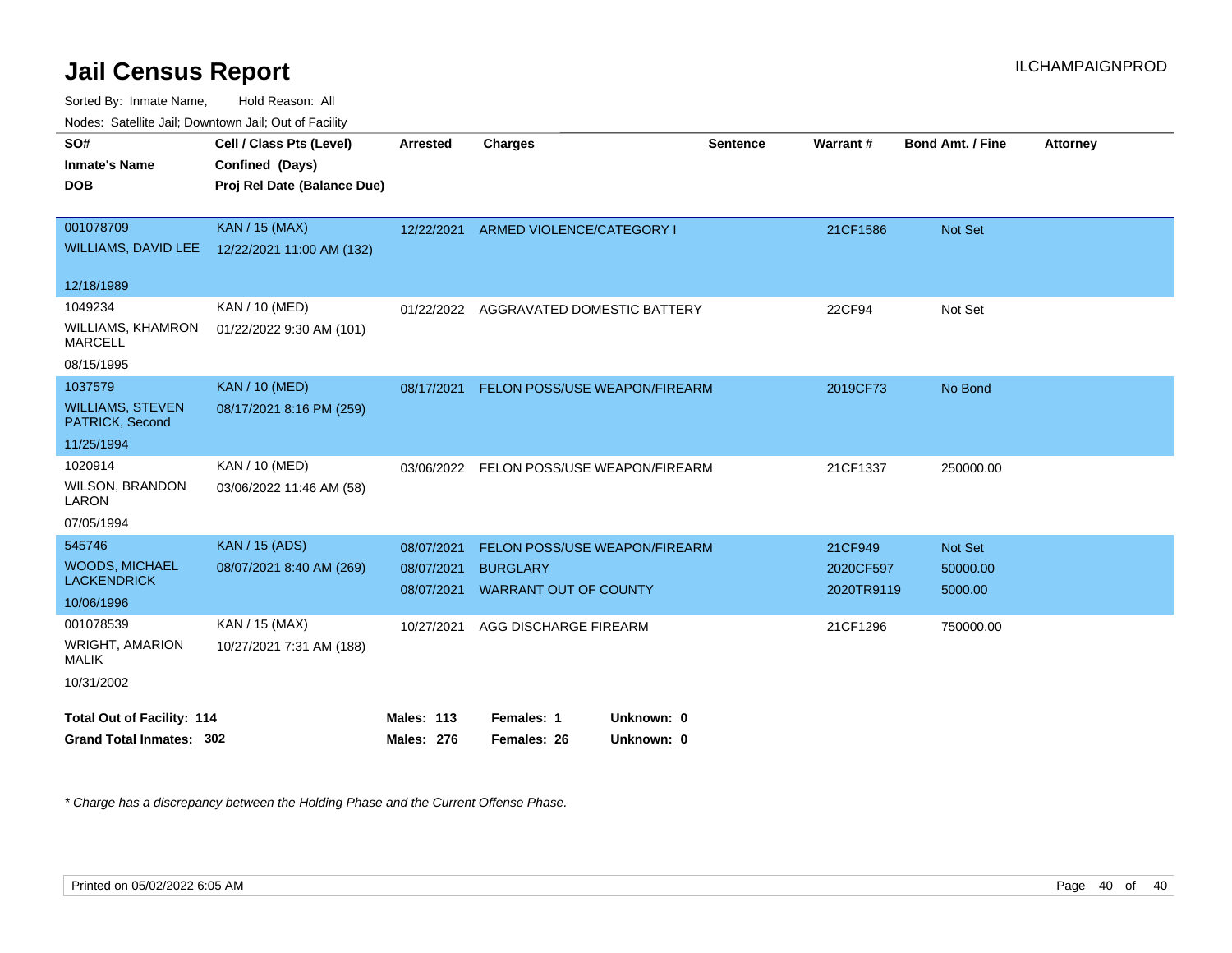# Jail Census Report

ILCHAMPAIGNPROD

Sorted By: Inmate Name, Hold Reason: All

Nodes: Satellite Jail; Downtown Jail; Out of Facility

| SO# / Inmate's Name / DOB | Cell / Class Pts (Level) / Confined (Days) / Proj Rel Date (Balance Due) | Arrested | Charges | Sentence | Warrant # | Bond Amt. / Fine | Attorney |
|---|---|---|---|---|---|---|---|
| 001078709<br>WILLIAMS, DAVID LEE<br>12/18/1989 | KAN / 15 (MAX)<br>12/22/2021 11:00 AM (132) | 12/22/2021 | ARMED VIOLENCE/CATEGORY I | | 21CF1586 | Not Set | |
| 1049234<br>WILLIAMS, KHAMRON MARCELL<br>08/15/1995 | KAN / 10 (MED)<br>01/22/2022 9:30 AM (101) | 01/22/2022 | AGGRAVATED DOMESTIC BATTERY | | 22CF94 | Not Set | |
| 1037579<br>WILLIAMS, STEVEN PATRICK, Second<br>11/25/1994 | KAN / 10 (MED)<br>08/17/2021 8:16 PM (259) | 08/17/2021 | FELON POSS/USE WEAPON/FIREARM | | 2019CF73 | No Bond | |
| 1020914<br>WILSON, BRANDON LARON<br>07/05/1994 | KAN / 10 (MED)<br>03/06/2022 11:46 AM (58) | 03/06/2022 | FELON POSS/USE WEAPON/FIREARM | | 21CF1337 | 250000.00 | |
| 545746<br>WOODS, MICHAEL LACKENDRICK<br>10/06/1996 | KAN / 15 (ADS)<br>08/07/2021 8:40 AM (269) | 08/07/2021 | FELON POSS/USE WEAPON/FIREARM | | 21CF949 | Not Set | |
| | | 08/07/2021 | BURGLARY | | 2020CF597 | 50000.00 | |
| | | 08/07/2021 | WARRANT OUT OF COUNTY | | 2020TR9119 | 5000.00 | |
| 001078539<br>WRIGHT, AMARION MALIK<br>10/31/2002 | KAN / 15 (MAX)<br>10/27/2021 7:31 AM (188) | 10/27/2021 | AGG DISCHARGE FIREARM | | 21CF1296 | 750000.00 | |

| | | | |
|---|---|---|---|
| **Total Out of Facility: 114** | **Males: 113** | **Females: 1** | **Unknown: 0** |
| **Grand Total Inmates: 302** | **Males: 276** | **Females: 26** | **Unknown: 0** |

*\* Charge has a discrepancy between the Holding Phase and the Current Offense Phase.*

Printed on 05/02/2022 6:05 AM